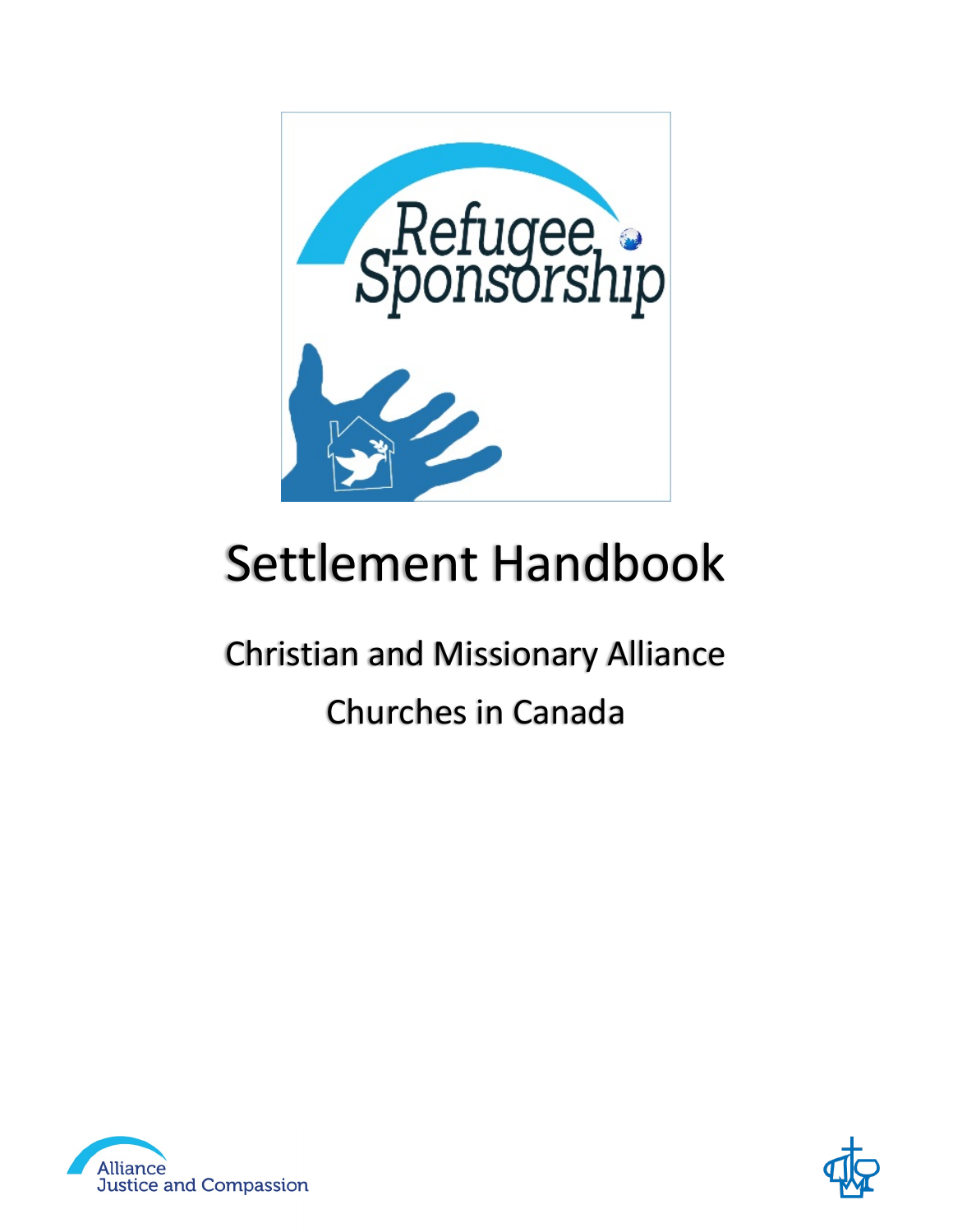Refugee Sponsorship

# Settlement Handbook

## Christian and Missionary Alliance

## Churches in Canada

Alliance Justice and Compassion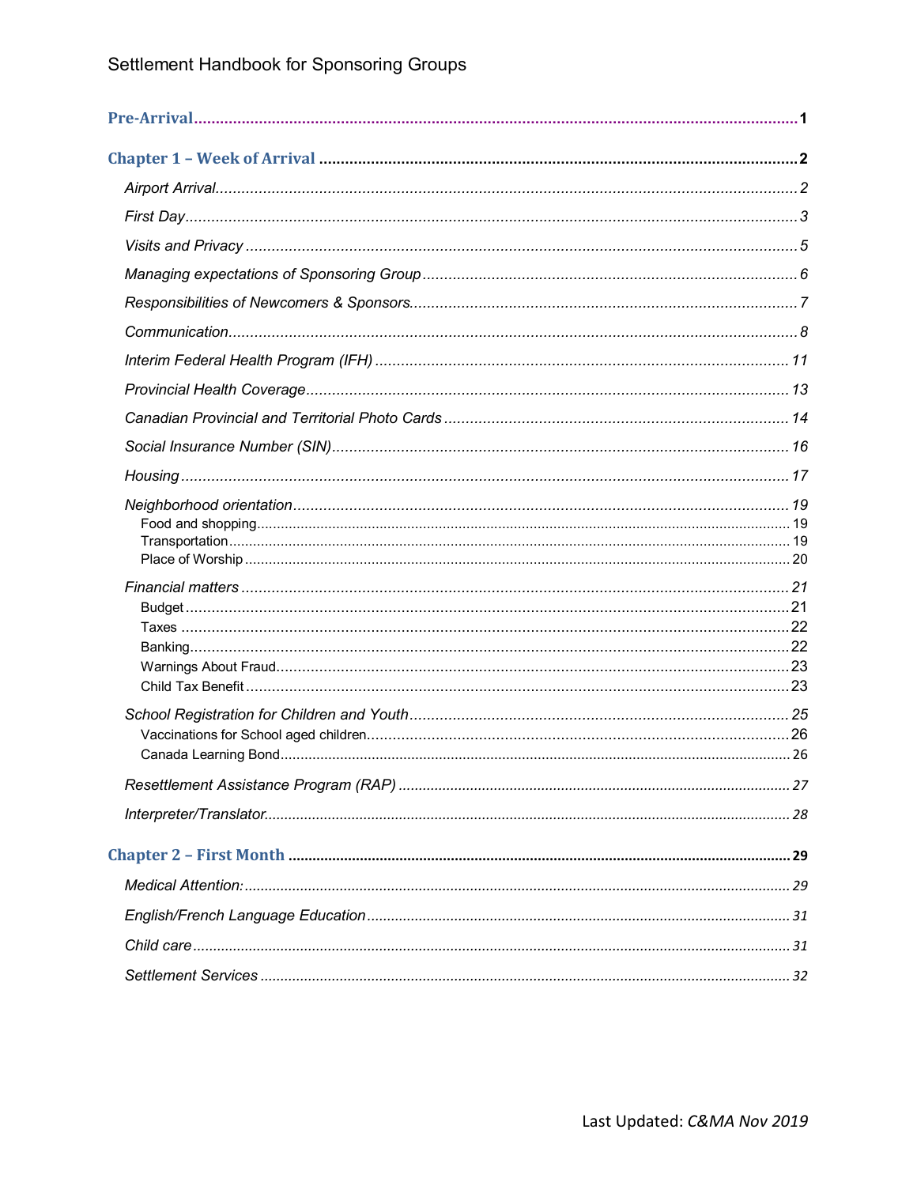Settlement Handbook for Sponsoring Groups

**Pre-Arrival** ........................................................ 1

**Chapter 1 – Week of Arrival** ........................................................ 2

*Airport Arrival* ........................................................ 2

*First Day* ........................................................ 3

*Visits and Privacy* ........................................................ 5

*Managing expectations of Sponsoring Group* ........................................................ 6

*Responsibilities of Newcomers & Sponsors* ........................................................ 7

*Communication* ........................................................ 8

*Interim Federal Health Program (IFH)* ........................................................ 11

*Provincial Health Coverage* ........................................................ 13

*Canadian Provincial and Territorial Photo Cards* ........................................................ 14

*Social Insurance Number (SIN)* ........................................................ 16

*Housing* ........................................................ 17

*Neighborhood orientation* ........................................................ 19

- Food and shopping ........................................................ 19
- Transportation ........................................................ 19
- Place of Worship ........................................................ 20

*Financial matters* ........................................................ 21

- Budget ........................................................ 21
- Taxes ........................................................ 22
- Banking ........................................................ 22
- Warnings About Fraud ........................................................ 23
- Child Tax Benefit ........................................................ 23

*School Registration for Children and Youth* ........................................................ 25

- Vaccinations for School aged children ........................................................ 26
- Canada Learning Bond ........................................................ 26

*Resettlement Assistance Program (RAP)* ........................................................ 27

*Interpreter/Translator* ........................................................ 28

**Chapter 2 – First Month** ........................................................ 29

*Medical Attention:* ........................................................ 29

*English/French Language Education* ........................................................ 31

*Child care* ........................................................ 31

*Settlement Services* ........................................................ 32

Last Updated: *C&MA Nov 2019*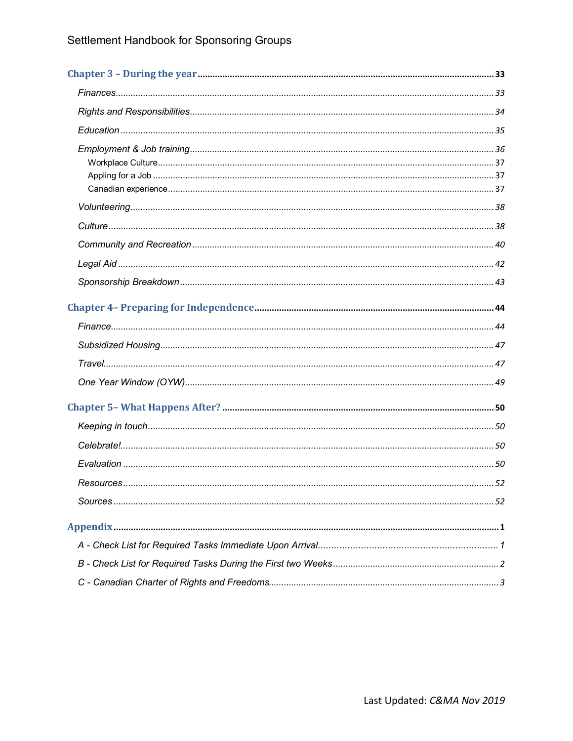**Chapter 3 – During the year** ........ 33

*Finances* ........ 33

*Rights and Responsibilities* ........ 34

*Education* ........ 35

*Employment & Job training* ........ 36

- Workplace Culture ........ 37
- Appling for a Job ........ 37
- Canadian experience ........ 37

*Volunteering* ........ 38

*Culture* ........ 38

*Community and Recreation* ........ 40

*Legal Aid* ........ 42

*Sponsorship Breakdown* ........ 43

**Chapter 4– Preparing for Independence** ........ 44

*Finance* ........ 44

*Subsidized Housing* ........ 47

*Travel* ........ 47

*One Year Window (OYW)* ........ 49

**Chapter 5– What Happens After?** ........ 50

*Keeping in touch* ........ 50

*Celebrate!* ........ 50

*Evaluation* ........ 50

*Resources* ........ 52

*Sources* ........ 52

**Appendix** ........ 1

*A - Check List for Required Tasks Immediate Upon Arrival* ........ 1

*B - Check List for Required Tasks During the First two Weeks* ........ 2

*C - Canadian Charter of Rights and Freedoms* ........ 3

Last Updated: *C&MA Nov 2019*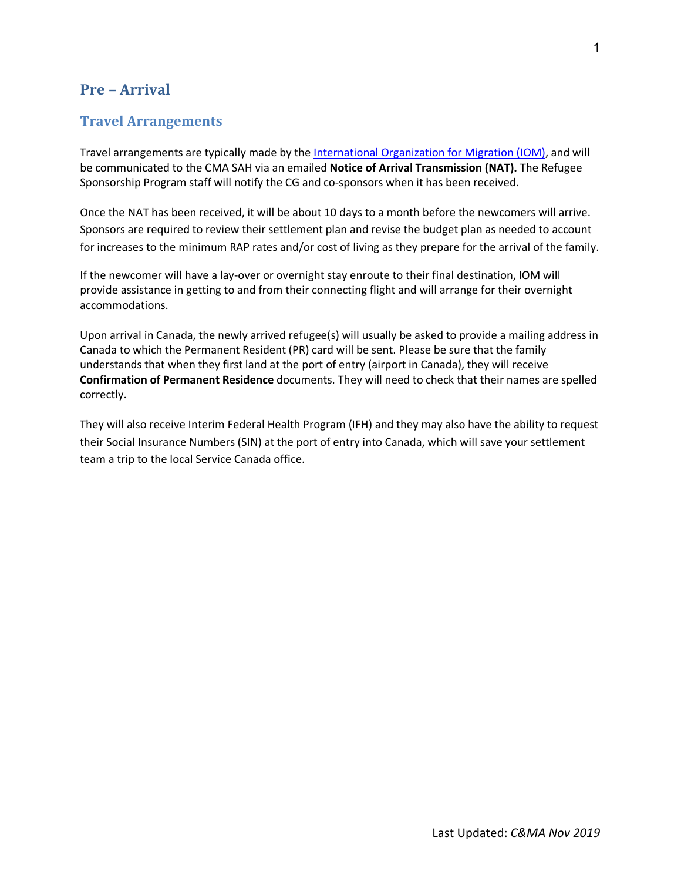## Pre – Arrival

### Travel Arrangements

Travel arrangements are typically made by the International Organization for Migration (IOM), and will be communicated to the CMA SAH via an emailed **Notice of Arrival Transmission (NAT).** The Refugee Sponsorship Program staff will notify the CG and co-sponsors when it has been received.

Once the NAT has been received, it will be about 10 days to a month before the newcomers will arrive. Sponsors are required to review their settlement plan and revise the budget plan as needed to account for increases to the minimum RAP rates and/or cost of living as they prepare for the arrival of the family.

If the newcomer will have a lay-over or overnight stay enroute to their final destination, IOM will provide assistance in getting to and from their connecting flight and will arrange for their overnight accommodations.

Upon arrival in Canada, the newly arrived refugee(s) will usually be asked to provide a mailing address in Canada to which the Permanent Resident (PR) card will be sent. Please be sure that the family understands that when they first land at the port of entry (airport in Canada), they will receive **Confirmation of Permanent Residence** documents. They will need to check that their names are spelled correctly.

They will also receive Interim Federal Health Program (IFH) and they may also have the ability to request their Social Insurance Numbers (SIN) at the port of entry into Canada, which will save your settlement team a trip to the local Service Canada office.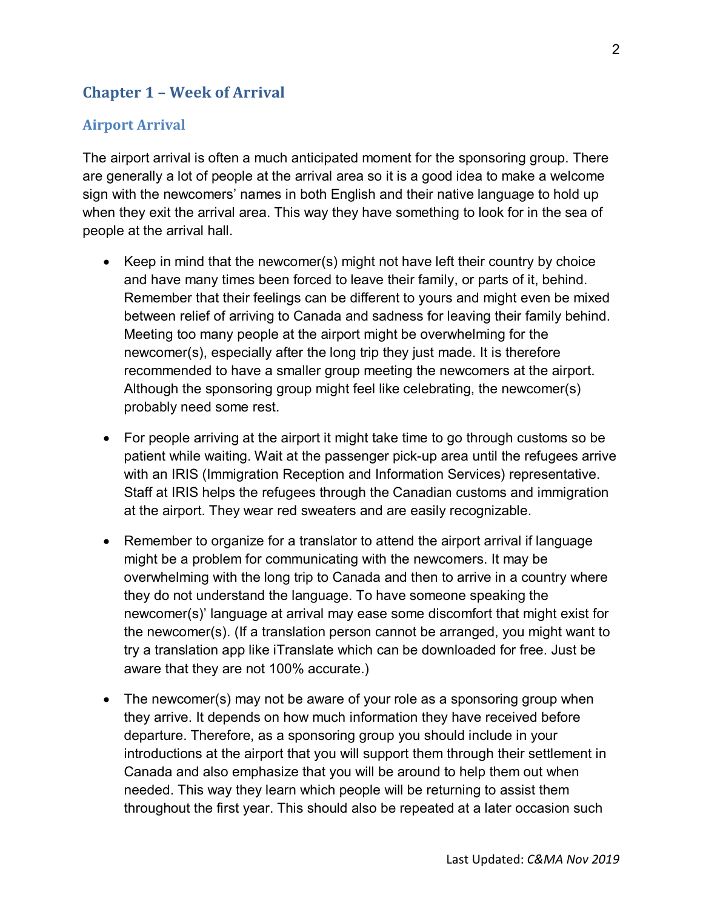## Chapter 1 – Week of Arrival

### Airport Arrival

The airport arrival is often a much anticipated moment for the sponsoring group. There are generally a lot of people at the arrival area so it is a good idea to make a welcome sign with the newcomers' names in both English and their native language to hold up when they exit the arrival area. This way they have something to look for in the sea of people at the arrival hall.

- Keep in mind that the newcomer(s) might not have left their country by choice and have many times been forced to leave their family, or parts of it, behind. Remember that their feelings can be different to yours and might even be mixed between relief of arriving to Canada and sadness for leaving their family behind. Meeting too many people at the airport might be overwhelming for the newcomer(s), especially after the long trip they just made. It is therefore recommended to have a smaller group meeting the newcomers at the airport. Although the sponsoring group might feel like celebrating, the newcomer(s) probably need some rest.

- For people arriving at the airport it might take time to go through customs so be patient while waiting. Wait at the passenger pick-up area until the refugees arrive with an IRIS (Immigration Reception and Information Services) representative. Staff at IRIS helps the refugees through the Canadian customs and immigration at the airport. They wear red sweaters and are easily recognizable.

- Remember to organize for a translator to attend the airport arrival if language might be a problem for communicating with the newcomers. It may be overwhelming with the long trip to Canada and then to arrive in a country where they do not understand the language. To have someone speaking the newcomer(s)' language at arrival may ease some discomfort that might exist for the newcomer(s). (If a translation person cannot be arranged, you might want to try a translation app like iTranslate which can be downloaded for free. Just be aware that they are not 100% accurate.)

- The newcomer(s) may not be aware of your role as a sponsoring group when they arrive. It depends on how much information they have received before departure. Therefore, as a sponsoring group you should include in your introductions at the airport that you will support them through their settlement in Canada and also emphasize that you will be around to help them out when needed. This way they learn which people will be returning to assist them throughout the first year. This should also be repeated at a later occasion such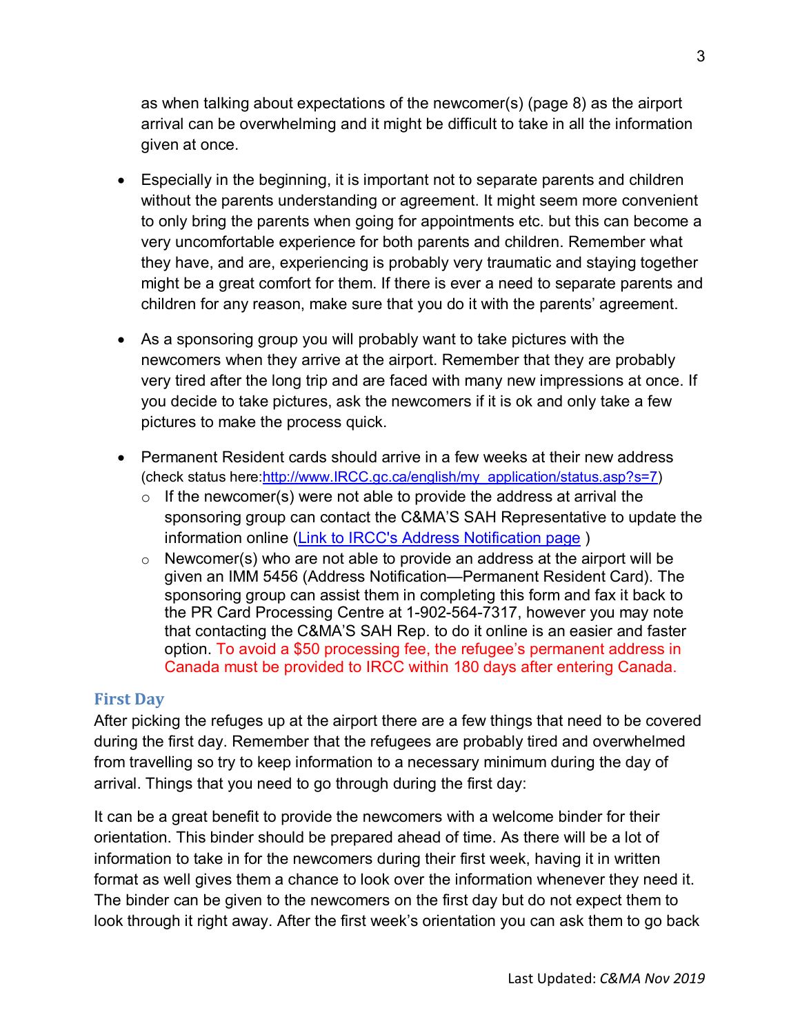as when talking about expectations of the newcomer(s) (page 8) as the airport arrival can be overwhelming and it might be difficult to take in all the information given at once.

- Especially in the beginning, it is important not to separate parents and children without the parents understanding or agreement. It might seem more convenient to only bring the parents when going for appointments etc. but this can become a very uncomfortable experience for both parents and children. Remember what they have, and are, experiencing is probably very traumatic and staying together might be a great comfort for them. If there is ever a need to separate parents and children for any reason, make sure that you do it with the parents' agreement.

- As a sponsoring group you will probably want to take pictures with the newcomers when they arrive at the airport. Remember that they are probably very tired after the long trip and are faced with many new impressions at once. If you decide to take pictures, ask the newcomers if it is ok and only take a few pictures to make the process quick.

- Permanent Resident cards should arrive in a few weeks at their new address (check status here:[http://www.IRCC.gc.ca/english/my_application/status.asp?s=7](http://www.IRCC.gc.ca/english/my_application/status.asp?s=7))
  - If the newcomer(s) were not able to provide the address at arrival the sponsoring group can contact the C&MA'S SAH Representative to update the information online (Link to IRCC's Address Notification page )
  - Newcomer(s) who are not able to provide an address at the airport will be given an IMM 5456 (Address Notification—Permanent Resident Card). The sponsoring group can assist them in completing this form and fax it back to the PR Card Processing Centre at 1-902-564-7317, however you may note that contacting the C&MA'S SAH Rep. to do it online is an easier and faster option. To avoid a $50 processing fee, the refugee's permanent address in Canada must be provided to IRCC within 180 days after entering Canada.

## First Day

After picking the refuges up at the airport there are a few things that need to be covered during the first day. Remember that the refugees are probably tired and overwhelmed from travelling so try to keep information to a necessary minimum during the day of arrival. Things that you need to go through during the first day:

It can be a great benefit to provide the newcomers with a welcome binder for their orientation. This binder should be prepared ahead of time. As there will be a lot of information to take in for the newcomers during their first week, having it in written format as well gives them a chance to look over the information whenever they need it. The binder can be given to the newcomers on the first day but do not expect them to look through it right away. After the first week's orientation you can ask them to go back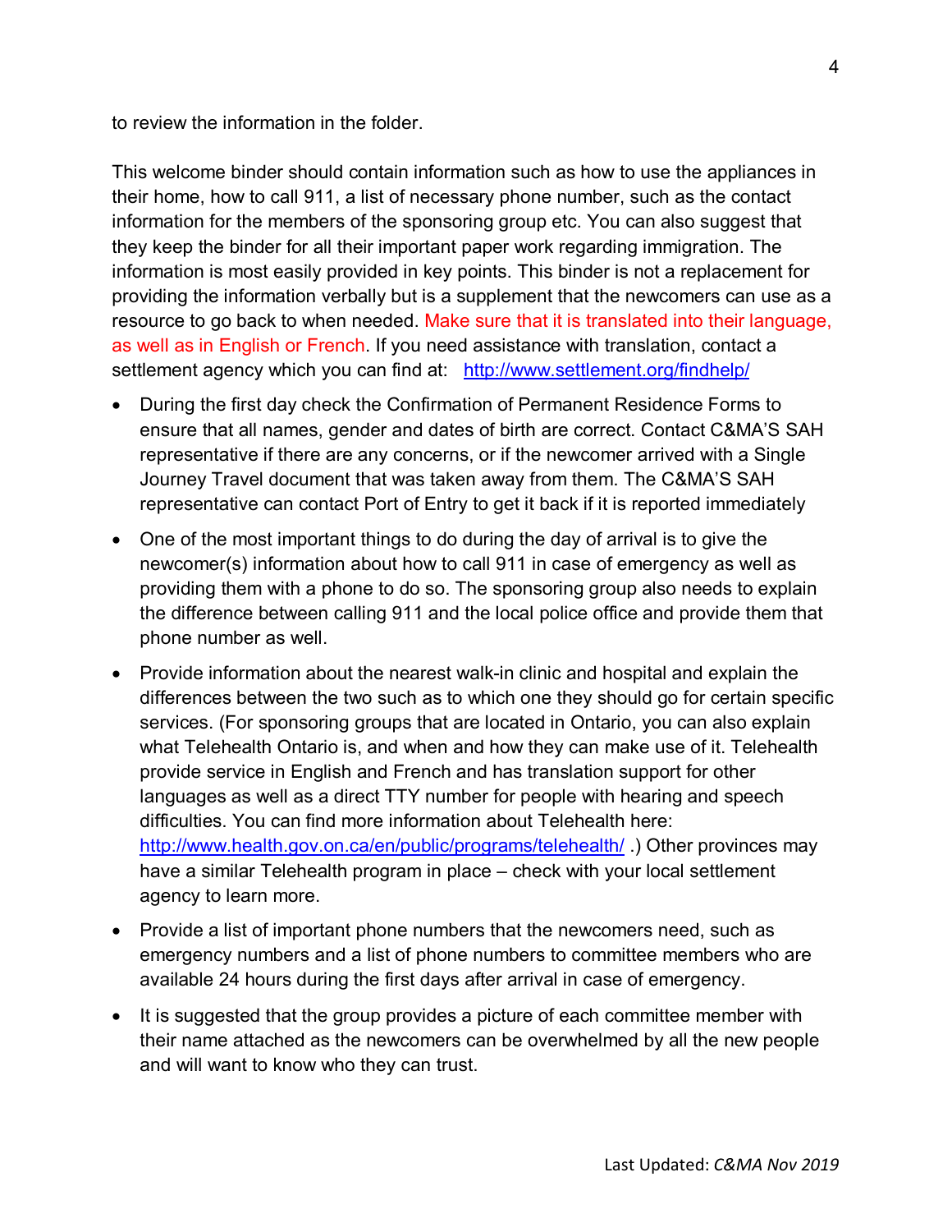to review the information in the folder.

This welcome binder should contain information such as how to use the appliances in their home, how to call 911, a list of necessary phone number, such as the contact information for the members of the sponsoring group etc. You can also suggest that they keep the binder for all their important paper work regarding immigration. The information is most easily provided in key points. This binder is not a replacement for providing the information verbally but is a supplement that the newcomers can use as a resource to go back to when needed. Make sure that it is translated into their language, as well as in English or French. If you need assistance with translation, contact a settlement agency which you can find at: [http://www.settlement.org/findhelp/](http://www.settlement.org/findhelp/)

- During the first day check the Confirmation of Permanent Residence Forms to ensure that all names, gender and dates of birth are correct. Contact C&MA'S SAH representative if there are any concerns, or if the newcomer arrived with a Single Journey Travel document that was taken away from them. The C&MA'S SAH representative can contact Port of Entry to get it back if it is reported immediately
- One of the most important things to do during the day of arrival is to give the newcomer(s) information about how to call 911 in case of emergency as well as providing them with a phone to do so. The sponsoring group also needs to explain the difference between calling 911 and the local police office and provide them that phone number as well.
- Provide information about the nearest walk-in clinic and hospital and explain the differences between the two such as to which one they should go for certain specific services. (For sponsoring groups that are located in Ontario, you can also explain what Telehealth Ontario is, and when and how they can make use of it. Telehealth provide service in English and French and has translation support for other languages as well as a direct TTY number for people with hearing and speech difficulties. You can find more information about Telehealth here: [http://www.health.gov.on.ca/en/public/programs/telehealth/](http://www.health.gov.on.ca/en/public/programs/telehealth/) .) Other provinces may have a similar Telehealth program in place – check with your local settlement agency to learn more.
- Provide a list of important phone numbers that the newcomers need, such as emergency numbers and a list of phone numbers to committee members who are available 24 hours during the first days after arrival in case of emergency.
- It is suggested that the group provides a picture of each committee member with their name attached as the newcomers can be overwhelmed by all the new people and will want to know who they can trust.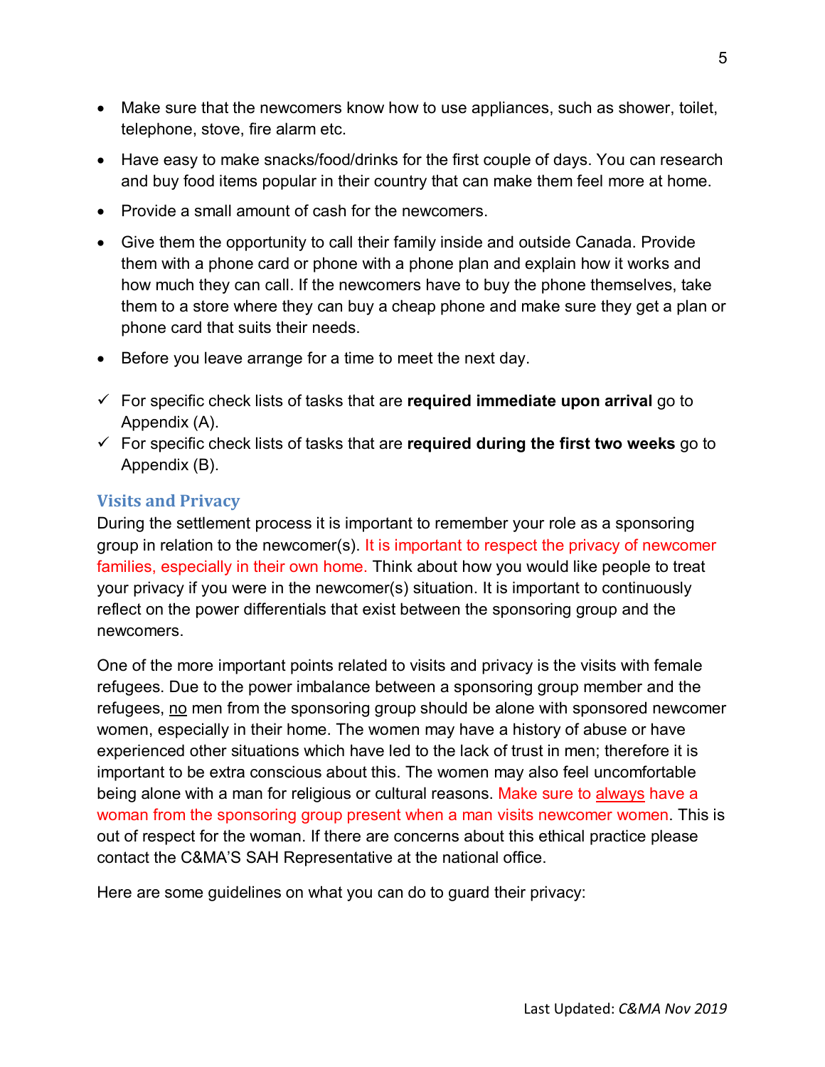- Make sure that the newcomers know how to use appliances, such as shower, toilet, telephone, stove, fire alarm etc.
- Have easy to make snacks/food/drinks for the first couple of days. You can research and buy food items popular in their country that can make them feel more at home.
- Provide a small amount of cash for the newcomers.
- Give them the opportunity to call their family inside and outside Canada. Provide them with a phone card or phone with a phone plan and explain how it works and how much they can call. If the newcomers have to buy the phone themselves, take them to a store where they can buy a cheap phone and make sure they get a plan or phone card that suits their needs.
- Before you leave arrange for a time to meet the next day.

✓ For specific check lists of tasks that are **required immediate upon arrival** go to Appendix (A).
✓ For specific check lists of tasks that are **required during the first two weeks** go to Appendix (B).

### Visits and Privacy

During the settlement process it is important to remember your role as a sponsoring group in relation to the newcomer(s). It is important to respect the privacy of newcomer families, especially in their own home. Think about how you would like people to treat your privacy if you were in the newcomer(s) situation. It is important to continuously reflect on the power differentials that exist between the sponsoring group and the newcomers.

One of the more important points related to visits and privacy is the visits with female refugees. Due to the power imbalance between a sponsoring group member and the refugees, no men from the sponsoring group should be alone with sponsored newcomer women, especially in their home. The women may have a history of abuse or have experienced other situations which have led to the lack of trust in men; therefore it is important to be extra conscious about this. The women may also feel uncomfortable being alone with a man for religious or cultural reasons. Make sure to always have a woman from the sponsoring group present when a man visits newcomer women. This is out of respect for the woman. If there are concerns about this ethical practice please contact the C&MA'S SAH Representative at the national office.

Here are some guidelines on what you can do to guard their privacy: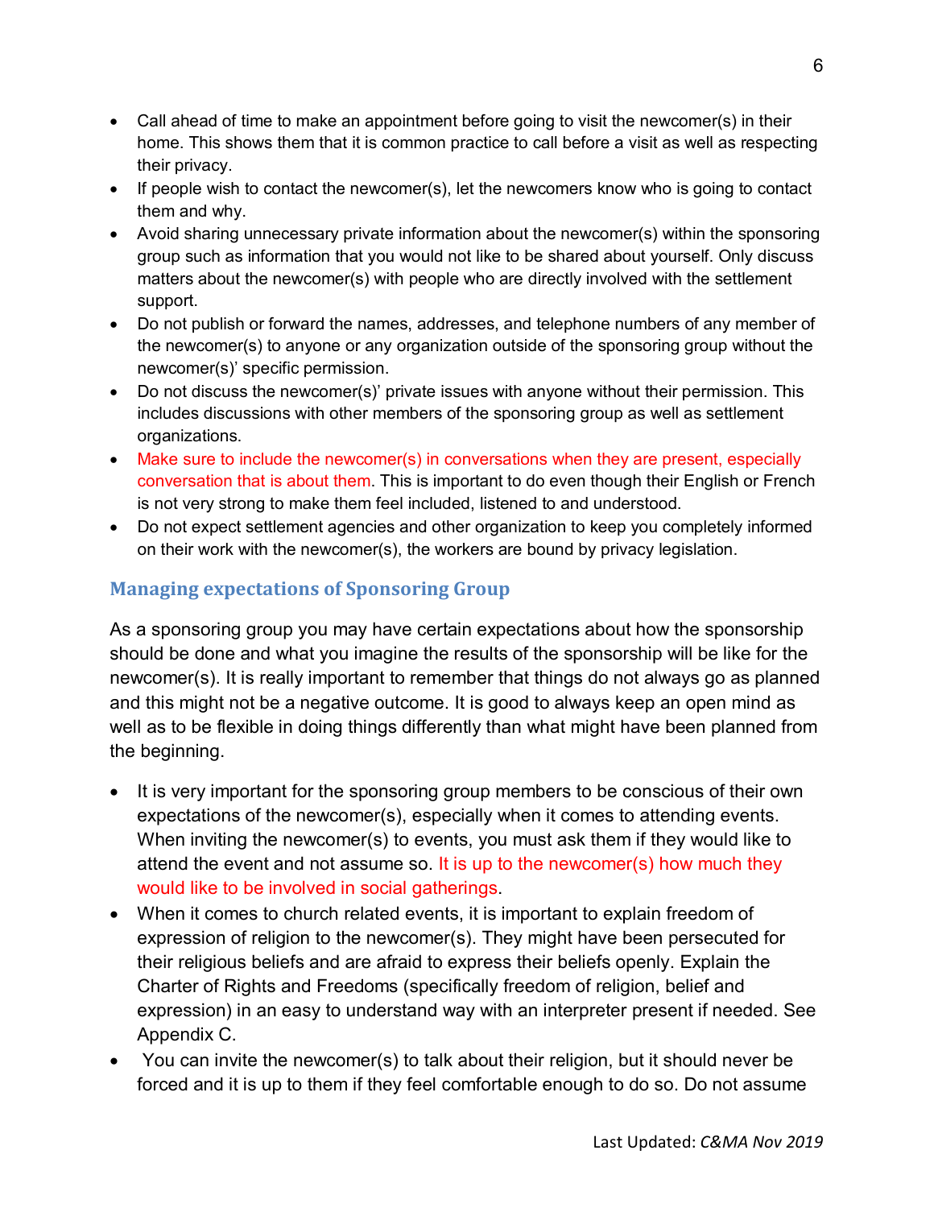- Call ahead of time to make an appointment before going to visit the newcomer(s) in their home. This shows them that it is common practice to call before a visit as well as respecting their privacy.
- If people wish to contact the newcomer(s), let the newcomers know who is going to contact them and why.
- Avoid sharing unnecessary private information about the newcomer(s) within the sponsoring group such as information that you would not like to be shared about yourself. Only discuss matters about the newcomer(s) with people who are directly involved with the settlement support.
- Do not publish or forward the names, addresses, and telephone numbers of any member of the newcomer(s) to anyone or any organization outside of the sponsoring group without the newcomer(s)' specific permission.
- Do not discuss the newcomer(s)' private issues with anyone without their permission. This includes discussions with other members of the sponsoring group as well as settlement organizations.
- Make sure to include the newcomer(s) in conversations when they are present, especially conversation that is about them. This is important to do even though their English or French is not very strong to make them feel included, listened to and understood.
- Do not expect settlement agencies and other organization to keep you completely informed on their work with the newcomer(s), the workers are bound by privacy legislation.

## Managing expectations of Sponsoring Group

As a sponsoring group you may have certain expectations about how the sponsorship should be done and what you imagine the results of the sponsorship will be like for the newcomer(s). It is really important to remember that things do not always go as planned and this might not be a negative outcome. It is good to always keep an open mind as well as to be flexible in doing things differently than what might have been planned from the beginning.

- It is very important for the sponsoring group members to be conscious of their own expectations of the newcomer(s), especially when it comes to attending events. When inviting the newcomer(s) to events, you must ask them if they would like to attend the event and not assume so. It is up to the newcomer(s) how much they would like to be involved in social gatherings.
- When it comes to church related events, it is important to explain freedom of expression of religion to the newcomer(s). They might have been persecuted for their religious beliefs and are afraid to express their beliefs openly. Explain the Charter of Rights and Freedoms (specifically freedom of religion, belief and expression) in an easy to understand way with an interpreter present if needed. See Appendix C.
- You can invite the newcomer(s) to talk about their religion, but it should never be forced and it is up to them if they feel comfortable enough to do so. Do not assume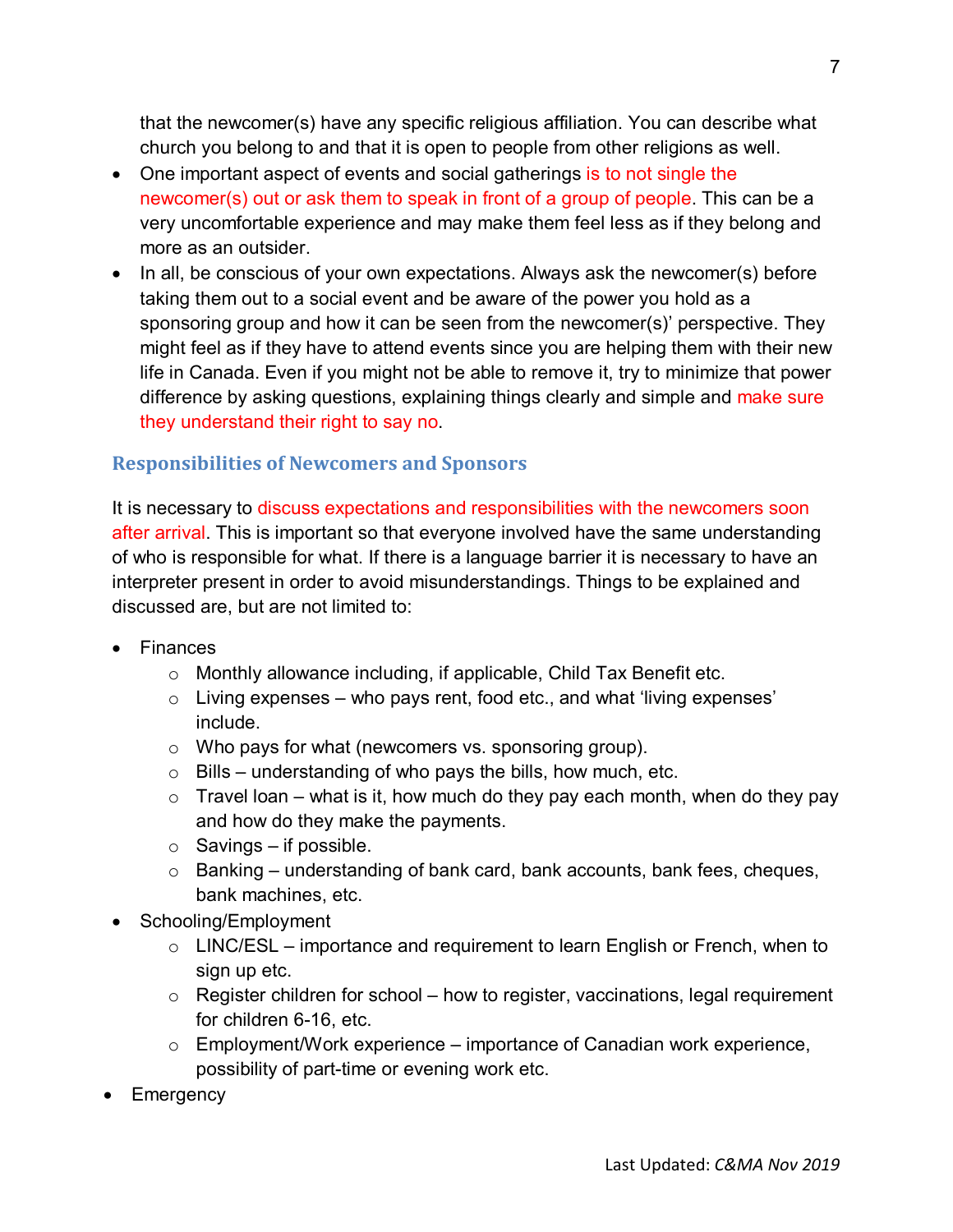that the newcomer(s) have any specific religious affiliation. You can describe what church you belong to and that it is open to people from other religions as well.

- One important aspect of events and social gatherings is to not single the newcomer(s) out or ask them to speak in front of a group of people. This can be a very uncomfortable experience and may make them feel less as if they belong and more as an outsider.
- In all, be conscious of your own expectations. Always ask the newcomer(s) before taking them out to a social event and be aware of the power you hold as a sponsoring group and how it can be seen from the newcomer(s)' perspective. They might feel as if they have to attend events since you are helping them with their new life in Canada. Even if you might not be able to remove it, try to minimize that power difference by asking questions, explaining things clearly and simple and make sure they understand their right to say no.

## Responsibilities of Newcomers and Sponsors

It is necessary to discuss expectations and responsibilities with the newcomers soon after arrival. This is important so that everyone involved have the same understanding of who is responsible for what. If there is a language barrier it is necessary to have an interpreter present in order to avoid misunderstandings. Things to be explained and discussed are, but are not limited to:

- Finances
  - Monthly allowance including, if applicable, Child Tax Benefit etc.
  - Living expenses – who pays rent, food etc., and what 'living expenses' include.
  - Who pays for what (newcomers vs. sponsoring group).
  - Bills – understanding of who pays the bills, how much, etc.
  - Travel loan – what is it, how much do they pay each month, when do they pay and how do they make the payments.
  - Savings – if possible.
  - Banking – understanding of bank card, bank accounts, bank fees, cheques, bank machines, etc.
- Schooling/Employment
  - LINC/ESL – importance and requirement to learn English or French, when to sign up etc.
  - Register children for school – how to register, vaccinations, legal requirement for children 6-16, etc.
  - Employment/Work experience – importance of Canadian work experience, possibility of part-time or evening work etc.
- Emergency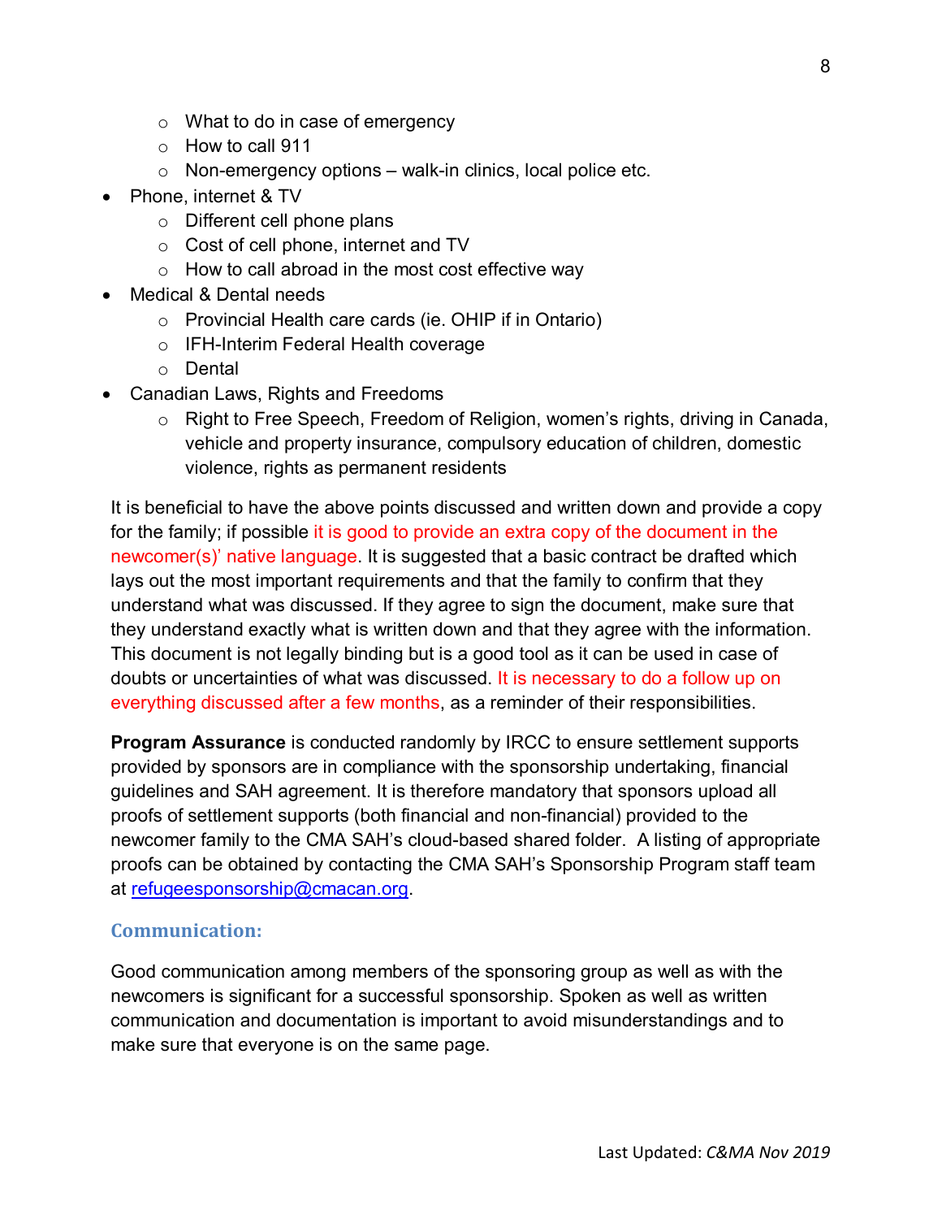- What to do in case of emergency
    - How to call 911
    - Non-emergency options – walk-in clinics, local police etc.
- Phone, internet & TV
    - Different cell phone plans
    - Cost of cell phone, internet and TV
    - How to call abroad in the most cost effective way
- Medical & Dental needs
    - Provincial Health care cards (ie. OHIP if in Ontario)
    - IFH-Interim Federal Health coverage
    - Dental
- Canadian Laws, Rights and Freedoms
    - Right to Free Speech, Freedom of Religion, women's rights, driving in Canada, vehicle and property insurance, compulsory education of children, domestic violence, rights as permanent residents

It is beneficial to have the above points discussed and written down and provide a copy for the family; if possible it is good to provide an extra copy of the document in the newcomer(s)' native language. It is suggested that a basic contract be drafted which lays out the most important requirements and that the family to confirm that they understand what was discussed. If they agree to sign the document, make sure that they understand exactly what is written down and that they agree with the information. This document is not legally binding but is a good tool as it can be used in case of doubts or uncertainties of what was discussed. It is necessary to do a follow up on everything discussed after a few months, as a reminder of their responsibilities.

**Program Assurance** is conducted randomly by IRCC to ensure settlement supports provided by sponsors are in compliance with the sponsorship undertaking, financial guidelines and SAH agreement. It is therefore mandatory that sponsors upload all proofs of settlement supports (both financial and non-financial) provided to the newcomer family to the CMA SAH's cloud-based shared folder. A listing of appropriate proofs can be obtained by contacting the CMA SAH's Sponsorship Program staff team at refugeesponsorship@cmacan.org.

## Communication:

Good communication among members of the sponsoring group as well as with the newcomers is significant for a successful sponsorship. Spoken as well as written communication and documentation is important to avoid misunderstandings and to make sure that everyone is on the same page.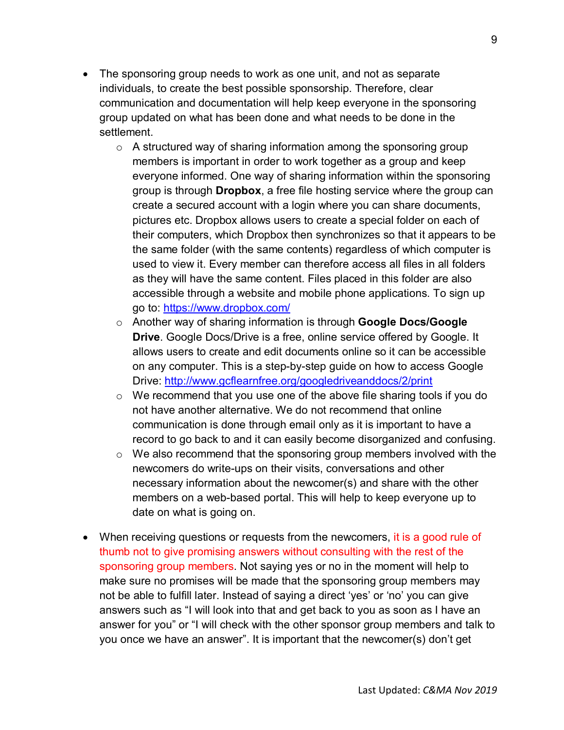- The sponsoring group needs to work as one unit, and not as separate individuals, to create the best possible sponsorship. Therefore, clear communication and documentation will help keep everyone in the sponsoring group updated on what has been done and what needs to be done in the settlement.
  - A structured way of sharing information among the sponsoring group members is important in order to work together as a group and keep everyone informed. One way of sharing information within the sponsoring group is through **Dropbox**, a free file hosting service where the group can create a secured account with a login where you can share documents, pictures etc. Dropbox allows users to create a special folder on each of their computers, which Dropbox then synchronizes so that it appears to be the same folder (with the same contents) regardless of which computer is used to view it. Every member can therefore access all files in all folders as they will have the same content. Files placed in this folder are also accessible through a website and mobile phone applications. To sign up go to: [https://www.dropbox.com/](https://www.dropbox.com/)
  - Another way of sharing information is through **Google Docs/Google Drive**. Google Docs/Drive is a free, online service offered by Google. It allows users to create and edit documents online so it can be accessible on any computer. This is a step-by-step guide on how to access Google Drive: [http://www.gcflearnfree.org/googledriveanddocs/2/print](http://www.gcflearnfree.org/googledriveanddocs/2/print)
  - We recommend that you use one of the above file sharing tools if you do not have another alternative. We do not recommend that online communication is done through email only as it is important to have a record to go back to and it can easily become disorganized and confusing.
  - We also recommend that the sponsoring group members involved with the newcomers do write-ups on their visits, conversations and other necessary information about the newcomer(s) and share with the other members on a web-based portal. This will help to keep everyone up to date on what is going on.

- When receiving questions or requests from the newcomers, it is a good rule of thumb not to give promising answers without consulting with the rest of the sponsoring group members. Not saying yes or no in the moment will help to make sure no promises will be made that the sponsoring group members may not be able to fulfill later. Instead of saying a direct 'yes' or 'no' you can give answers such as "I will look into that and get back to you as soon as I have an answer for you" or "I will check with the other sponsor group members and talk to you once we have an answer". It is important that the newcomer(s) don't get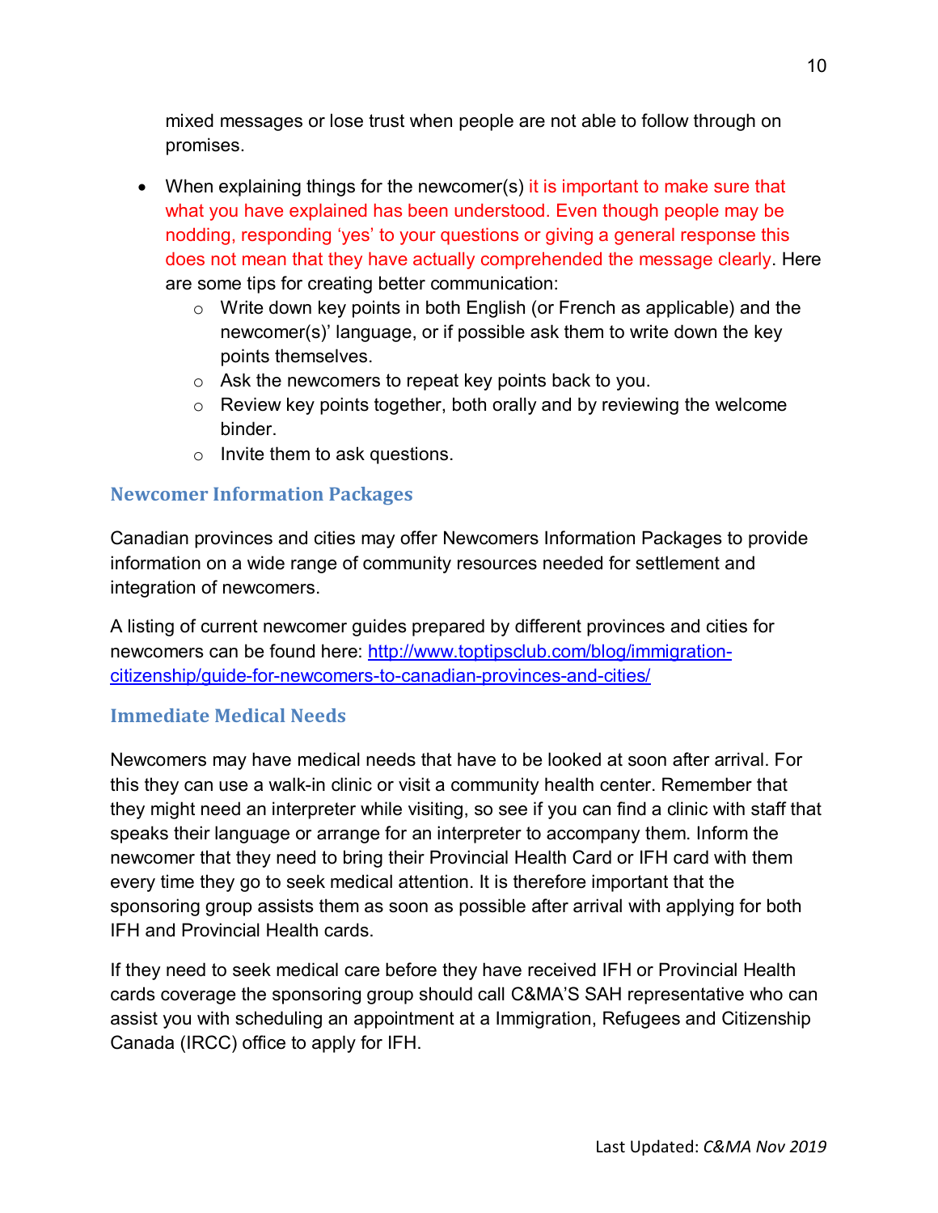mixed messages or lose trust when people are not able to follow through on promises.

- When explaining things for the newcomer(s) it is important to make sure that what you have explained has been understood. Even though people may be nodding, responding 'yes' to your questions or giving a general response this does not mean that they have actually comprehended the message clearly. Here are some tips for creating better communication:
    - Write down key points in both English (or French as applicable) and the newcomer(s)' language, or if possible ask them to write down the key points themselves.
    - Ask the newcomers to repeat key points back to you.
    - Review key points together, both orally and by reviewing the welcome binder.
    - Invite them to ask questions.

### Newcomer Information Packages

Canadian provinces and cities may offer Newcomers Information Packages to provide information on a wide range of community resources needed for settlement and integration of newcomers.

A listing of current newcomer guides prepared by different provinces and cities for newcomers can be found here: http://www.toptipsclub.com/blog/immigration-citizenship/guide-for-newcomers-to-canadian-provinces-and-cities/

### Immediate Medical Needs

Newcomers may have medical needs that have to be looked at soon after arrival. For this they can use a walk-in clinic or visit a community health center. Remember that they might need an interpreter while visiting, so see if you can find a clinic with staff that speaks their language or arrange for an interpreter to accompany them. Inform the newcomer that they need to bring their Provincial Health Card or IFH card with them every time they go to seek medical attention. It is therefore important that the sponsoring group assists them as soon as possible after arrival with applying for both IFH and Provincial Health cards.

If they need to seek medical care before they have received IFH or Provincial Health cards coverage the sponsoring group should call C&MA'S SAH representative who can assist you with scheduling an appointment at a Immigration, Refugees and Citizenship Canada (IRCC) office to apply for IFH.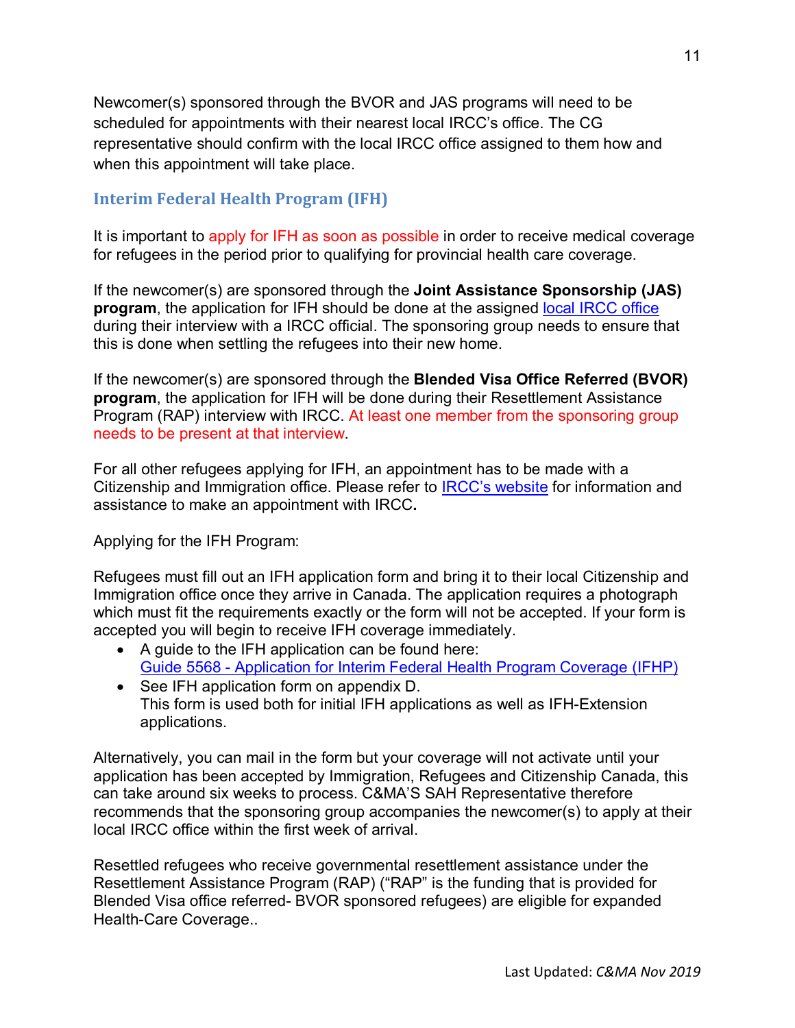Newcomer(s) sponsored through the BVOR and JAS programs will need to be scheduled for appointments with their nearest local IRCC's office. The CG representative should confirm with the local IRCC office assigned to them how and when this appointment will take place.

## Interim Federal Health Program (IFH)

It is important to apply for IFH as soon as possible in order to receive medical coverage for refugees in the period prior to qualifying for provincial health care coverage.

If the newcomer(s) are sponsored through the **Joint Assistance Sponsorship (JAS) program**, the application for IFH should be done at the assigned local IRCC office during their interview with a IRCC official. The sponsoring group needs to ensure that this is done when settling the refugees into their new home.

If the newcomer(s) are sponsored through the **Blended Visa Office Referred (BVOR) program**, the application for IFH will be done during their Resettlement Assistance Program (RAP) interview with IRCC. At least one member from the sponsoring group needs to be present at that interview.

For all other refugees applying for IFH, an appointment has to be made with a Citizenship and Immigration office. Please refer to IRCC's website for information and assistance to make an appointment with IRCC**.**

Applying for the IFH Program:

Refugees must fill out an IFH application form and bring it to their local Citizenship and Immigration office once they arrive in Canada. The application requires a photograph which must fit the requirements exactly or the form will not be accepted. If your form is accepted you will begin to receive IFH coverage immediately.

- A guide to the IFH application can be found here: Guide 5568 - Application for Interim Federal Health Program Coverage (IFHP)
- See IFH application form on appendix D. This form is used both for initial IFH applications as well as IFH-Extension applications.

Alternatively, you can mail in the form but your coverage will not activate until your application has been accepted by Immigration, Refugees and Citizenship Canada, this can take around six weeks to process. C&MA'S SAH Representative therefore recommends that the sponsoring group accompanies the newcomer(s) to apply at their local IRCC office within the first week of arrival.

Resettled refugees who receive governmental resettlement assistance under the Resettlement Assistance Program (RAP) ("RAP" is the funding that is provided for Blended Visa office referred- BVOR sponsored refugees) are eligible for expanded Health-Care Coverage..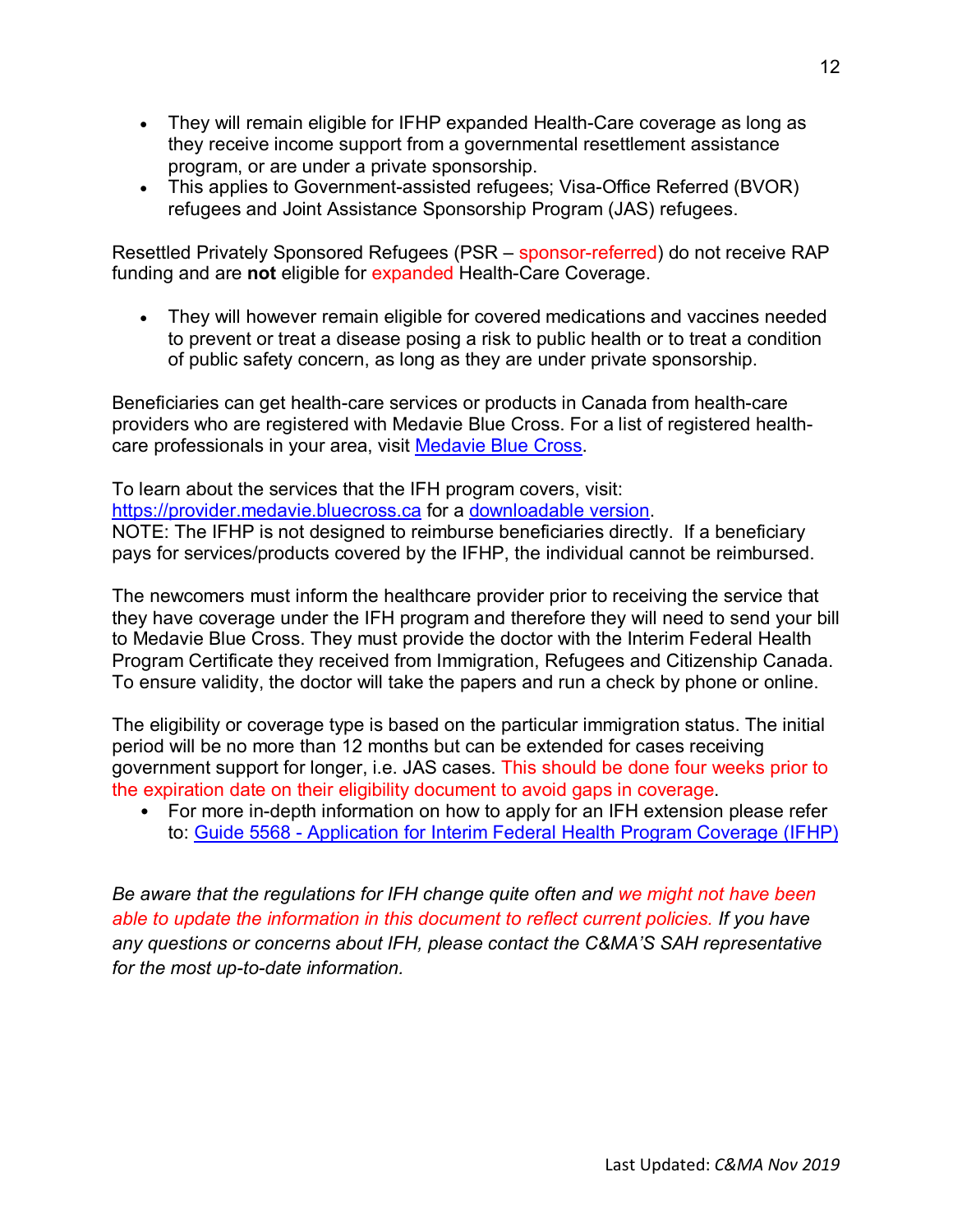- They will remain eligible for IFHP expanded Health-Care coverage as long as they receive income support from a governmental resettlement assistance program, or are under a private sponsorship.
- This applies to Government-assisted refugees; Visa-Office Referred (BVOR) refugees and Joint Assistance Sponsorship Program (JAS) refugees.

Resettled Privately Sponsored Refugees (PSR – sponsor-referred) do not receive RAP funding and are **not** eligible for expanded Health-Care Coverage.

- They will however remain eligible for covered medications and vaccines needed to prevent or treat a disease posing a risk to public health or to treat a condition of public safety concern, as long as they are under private sponsorship.

Beneficiaries can get health-care services or products in Canada from health-care providers who are registered with Medavie Blue Cross. For a list of registered health-care professionals in your area, visit [Medavie Blue Cross](#).

To learn about the services that the IFH program covers, visit: [https://provider.medavie.bluecross.ca](https://provider.medavie.bluecross.ca) for a [downloadable version](#).
NOTE: The IFHP is not designed to reimburse beneficiaries directly. If a beneficiary pays for services/products covered by the IFHP, the individual cannot be reimbursed.

The newcomers must inform the healthcare provider prior to receiving the service that they have coverage under the IFH program and therefore they will need to send your bill to Medavie Blue Cross. They must provide the doctor with the Interim Federal Health Program Certificate they received from Immigration, Refugees and Citizenship Canada. To ensure validity, the doctor will take the papers and run a check by phone or online.

The eligibility or coverage type is based on the particular immigration status. The initial period will be no more than 12 months but can be extended for cases receiving government support for longer, i.e. JAS cases. This should be done four weeks prior to the expiration date on their eligibility document to avoid gaps in coverage.

- For more in-depth information on how to apply for an IFH extension please refer to: [Guide 5568 - Application for Interim Federal Health Program Coverage (IFHP)](#)

*Be aware that the regulations for IFH change quite often and we might not have been able to update the information in this document to reflect current policies. If you have any questions or concerns about IFH, please contact the C&MA'S SAH representative for the most up-to-date information.*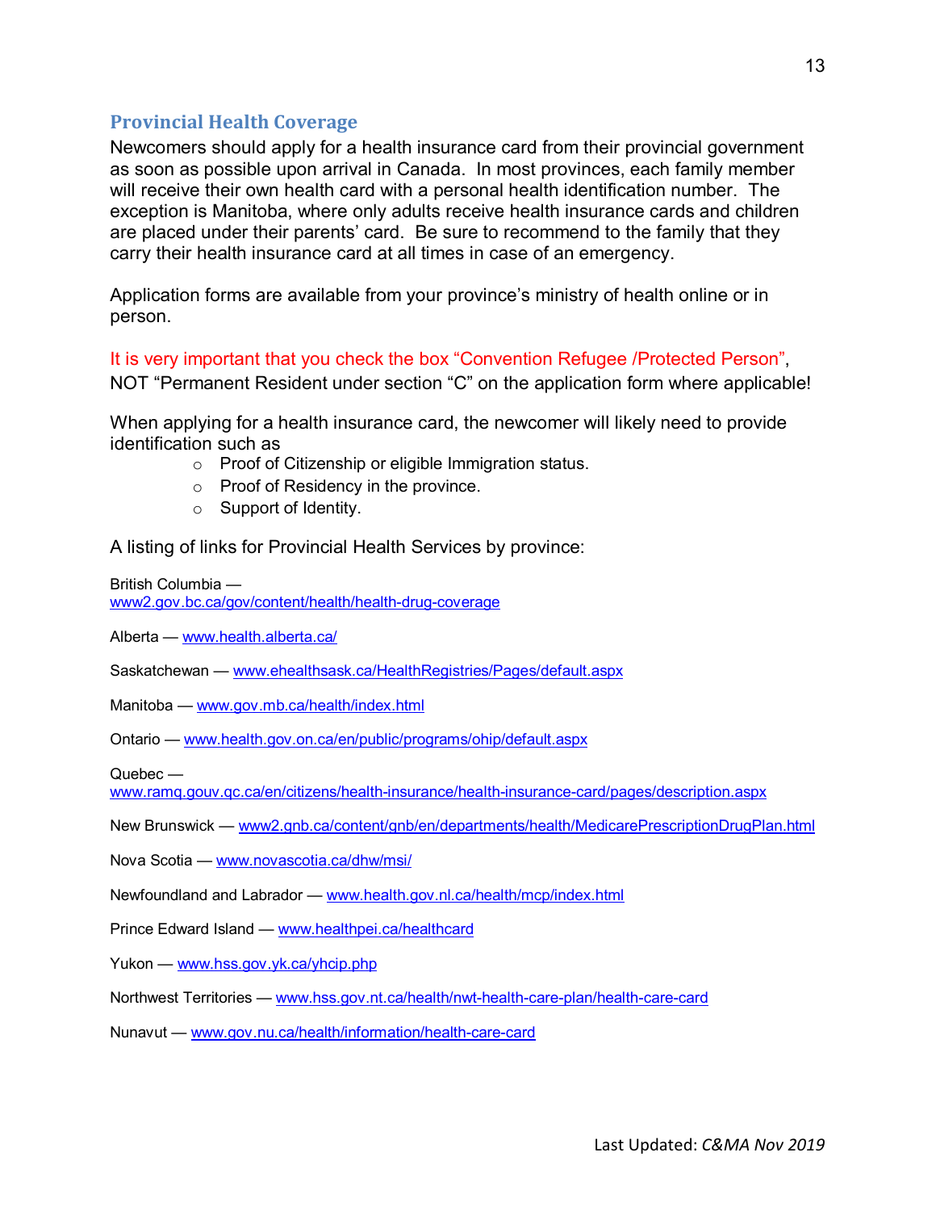## Provincial Health Coverage

Newcomers should apply for a health insurance card from their provincial government as soon as possible upon arrival in Canada. In most provinces, each family member will receive their own health card with a personal health identification number. The exception is Manitoba, where only adults receive health insurance cards and children are placed under their parents' card. Be sure to recommend to the family that they carry their health insurance card at all times in case of an emergency.

Application forms are available from your province's ministry of health online or in person.

It is very important that you check the box "Convention Refugee /Protected Person", NOT "Permanent Resident under section "C" on the application form where applicable!

When applying for a health insurance card, the newcomer will likely need to provide identification such as

- Proof of Citizenship or eligible Immigration status.
- Proof of Residency in the province.
- Support of Identity.

A listing of links for Provincial Health Services by province:

British Columbia — www2.gov.bc.ca/gov/content/health/health-drug-coverage

Alberta — www.health.alberta.ca/

Saskatchewan — www.ehealthsask.ca/HealthRegistries/Pages/default.aspx

Manitoba — www.gov.mb.ca/health/index.html

Ontario — www.health.gov.on.ca/en/public/programs/ohip/default.aspx

Quebec — www.ramq.gouv.qc.ca/en/citizens/health-insurance/health-insurance-card/pages/description.aspx

New Brunswick — www2.gnb.ca/content/gnb/en/departments/health/MedicarePrescriptionDrugPlan.html

Nova Scotia — www.novascotia.ca/dhw/msi/

Newfoundland and Labrador — www.health.gov.nl.ca/health/mcp/index.html

Prince Edward Island — www.healthpei.ca/healthcard

Yukon — www.hss.gov.yk.ca/yhcip.php

Northwest Territories — www.hss.gov.nt.ca/health/nwt-health-care-plan/health-care-card

Nunavut — www.gov.nu.ca/health/information/health-care-card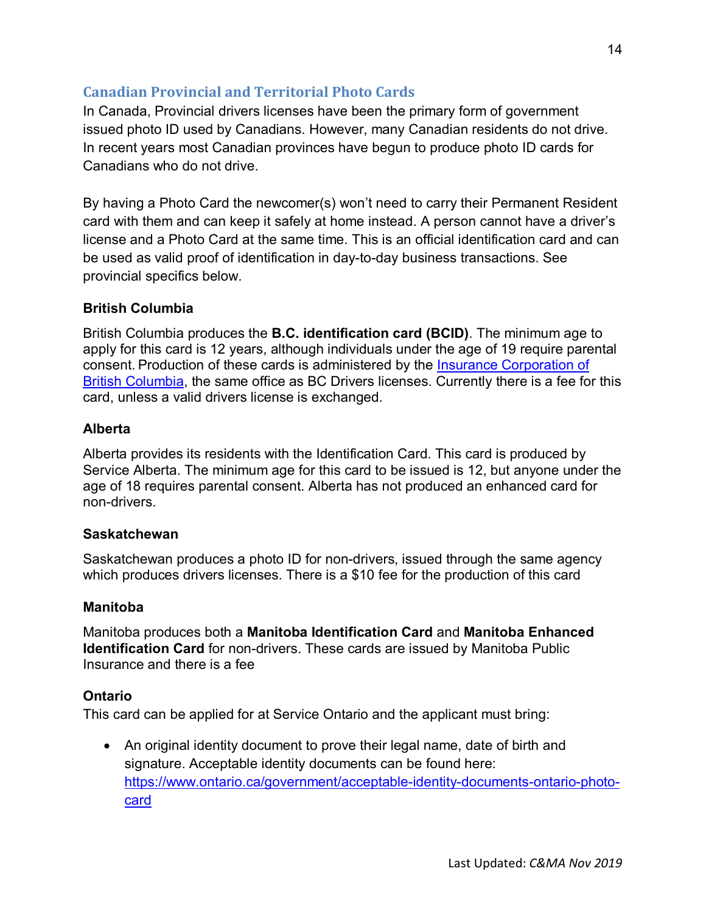## Canadian Provincial and Territorial Photo Cards

In Canada, Provincial drivers licenses have been the primary form of government issued photo ID used by Canadians. However, many Canadian residents do not drive. In recent years most Canadian provinces have begun to produce photo ID cards for Canadians who do not drive.

By having a Photo Card the newcomer(s) won't need to carry their Permanent Resident card with them and can keep it safely at home instead. A person cannot have a driver's license and a Photo Card at the same time. This is an official identification card and can be used as valid proof of identification in day-to-day business transactions. See provincial specifics below.

### British Columbia

British Columbia produces the **B.C. identification card (BCID)**. The minimum age to apply for this card is 12 years, although individuals under the age of 19 require parental consent. Production of these cards is administered by the Insurance Corporation of British Columbia, the same office as BC Drivers licenses. Currently there is a fee for this card, unless a valid drivers license is exchanged.

### Alberta

Alberta provides its residents with the Identification Card. This card is produced by Service Alberta. The minimum age for this card to be issued is 12, but anyone under the age of 18 requires parental consent. Alberta has not produced an enhanced card for non-drivers.

### Saskatchewan

Saskatchewan produces a photo ID for non-drivers, issued through the same agency which produces drivers licenses. There is a $10 fee for the production of this card

### Manitoba

Manitoba produces both a **Manitoba Identification Card** and **Manitoba Enhanced Identification Card** for non-drivers. These cards are issued by Manitoba Public Insurance and there is a fee

### Ontario

This card can be applied for at Service Ontario and the applicant must bring:

- An original identity document to prove their legal name, date of birth and signature. Acceptable identity documents can be found here: https://www.ontario.ca/government/acceptable-identity-documents-ontario-photo-card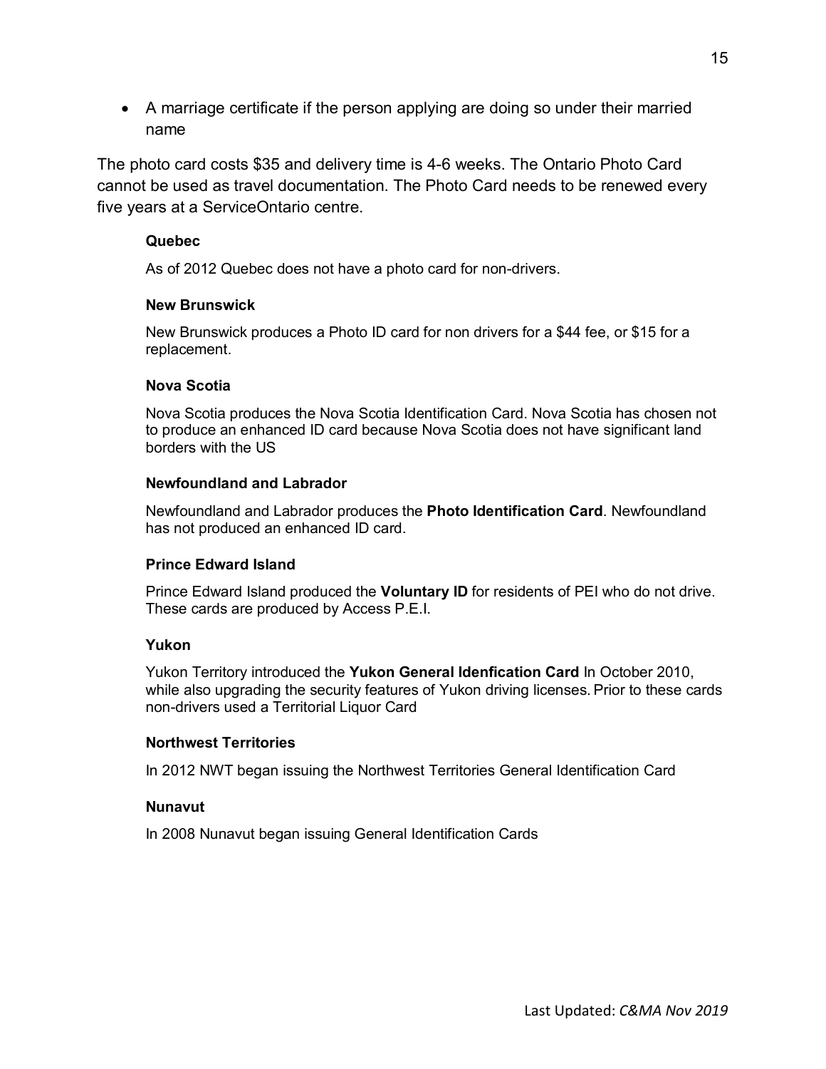- A marriage certificate if the person applying are doing so under their married name

The photo card costs $35 and delivery time is 4-6 weeks. The Ontario Photo Card cannot be used as travel documentation. The Photo Card needs to be renewed every five years at a ServiceOntario centre.

**Quebec**

As of 2012 Quebec does not have a photo card for non-drivers.

**New Brunswick**

New Brunswick produces a Photo ID card for non drivers for a $44 fee, or $15 for a replacement.

**Nova Scotia**

Nova Scotia produces the Nova Scotia Identification Card. Nova Scotia has chosen not to produce an enhanced ID card because Nova Scotia does not have significant land borders with the US

**Newfoundland and Labrador**

Newfoundland and Labrador produces the **Photo Identification Card**. Newfoundland has not produced an enhanced ID card.

**Prince Edward Island**

Prince Edward Island produced the **Voluntary ID** for residents of PEI who do not drive. These cards are produced by Access P.E.I.

**Yukon**

Yukon Territory introduced the **Yukon General Idenfication Card** In October 2010, while also upgrading the security features of Yukon driving licenses. Prior to these cards non-drivers used a Territorial Liquor Card

**Northwest Territories**

In 2012 NWT began issuing the Northwest Territories General Identification Card

**Nunavut**

In 2008 Nunavut began issuing General Identification Cards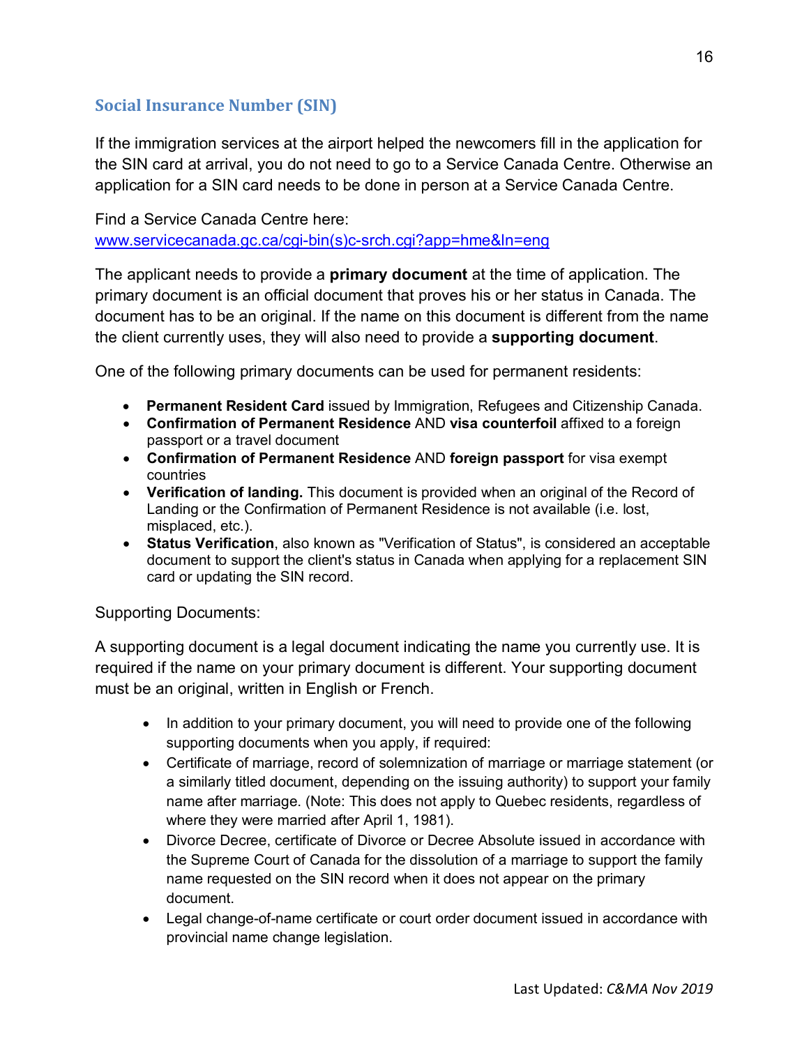## Social Insurance Number (SIN)

If the immigration services at the airport helped the newcomers fill in the application for the SIN card at arrival, you do not need to go to a Service Canada Centre. Otherwise an application for a SIN card needs to be done in person at a Service Canada Centre.

Find a Service Canada Centre here:
[www.servicecanada.gc.ca/cgi-bin(s)c-srch.cgi?app=hme&ln=eng](www.servicecanada.gc.ca/cgi-bin(s)c-srch.cgi?app=hme&ln=eng)

The applicant needs to provide a **primary document** at the time of application. The primary document is an official document that proves his or her status in Canada. The document has to be an original. If the name on this document is different from the name the client currently uses, they will also need to provide a **supporting document**.

One of the following primary documents can be used for permanent residents:

- **Permanent Resident Card** issued by Immigration, Refugees and Citizenship Canada.
- **Confirmation of Permanent Residence** AND **visa counterfoil** affixed to a foreign passport or a travel document
- **Confirmation of Permanent Residence** AND **foreign passport** for visa exempt countries
- **Verification of landing.** This document is provided when an original of the Record of Landing or the Confirmation of Permanent Residence is not available (i.e. lost, misplaced, etc.).
- **Status Verification**, also known as "Verification of Status", is considered an acceptable document to support the client's status in Canada when applying for a replacement SIN card or updating the SIN record.

Supporting Documents:

A supporting document is a legal document indicating the name you currently use. It is required if the name on your primary document is different. Your supporting document must be an original, written in English or French.

- In addition to your primary document, you will need to provide one of the following supporting documents when you apply, if required:
- Certificate of marriage, record of solemnization of marriage or marriage statement (or a similarly titled document, depending on the issuing authority) to support your family name after marriage. (Note: This does not apply to Quebec residents, regardless of where they were married after April 1, 1981).
- Divorce Decree, certificate of Divorce or Decree Absolute issued in accordance with the Supreme Court of Canada for the dissolution of a marriage to support the family name requested on the SIN record when it does not appear on the primary document.
- Legal change-of-name certificate or court order document issued in accordance with provincial name change legislation.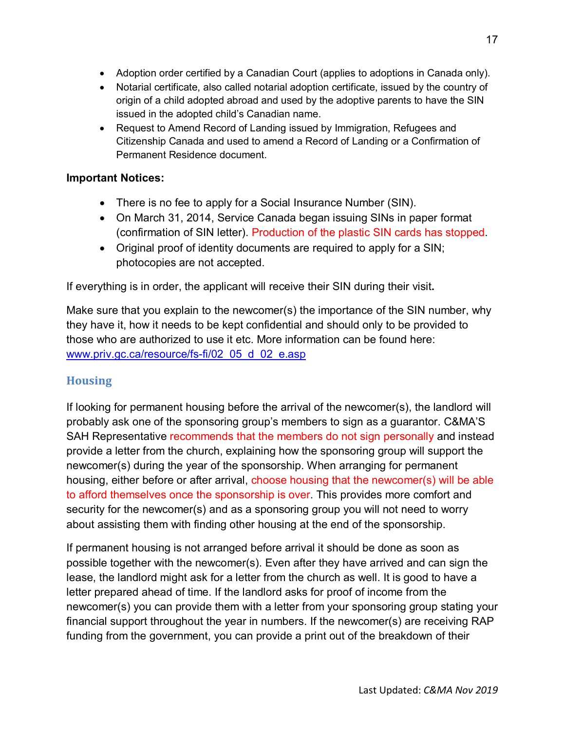- Adoption order certified by a Canadian Court (applies to adoptions in Canada only).
- Notarial certificate, also called notarial adoption certificate, issued by the country of origin of a child adopted abroad and used by the adoptive parents to have the SIN issued in the adopted child's Canadian name.
- Request to Amend Record of Landing issued by Immigration, Refugees and Citizenship Canada and used to amend a Record of Landing or a Confirmation of Permanent Residence document.

**Important Notices:**

- There is no fee to apply for a Social Insurance Number (SIN).
- On March 31, 2014, Service Canada began issuing SINs in paper format (confirmation of SIN letter). Production of the plastic SIN cards has stopped.
- Original proof of identity documents are required to apply for a SIN; photocopies are not accepted.

If everything is in order, the applicant will receive their SIN during their visit**.**

Make sure that you explain to the newcomer(s) the importance of the SIN number, why they have it, how it needs to be kept confidential and should only to be provided to those who are authorized to use it etc. More information can be found here: [www.priv.gc.ca/resource/fs-fi/02_05_d_02_e.asp](www.priv.gc.ca/resource/fs-fi/02_05_d_02_e.asp)

## Housing

If looking for permanent housing before the arrival of the newcomer(s), the landlord will probably ask one of the sponsoring group's members to sign as a guarantor. C&MA'S SAH Representative recommends that the members do not sign personally and instead provide a letter from the church, explaining how the sponsoring group will support the newcomer(s) during the year of the sponsorship. When arranging for permanent housing, either before or after arrival, choose housing that the newcomer(s) will be able to afford themselves once the sponsorship is over. This provides more comfort and security for the newcomer(s) and as a sponsoring group you will not need to worry about assisting them with finding other housing at the end of the sponsorship.

If permanent housing is not arranged before arrival it should be done as soon as possible together with the newcomer(s). Even after they have arrived and can sign the lease, the landlord might ask for a letter from the church as well. It is good to have a letter prepared ahead of time. If the landlord asks for proof of income from the newcomer(s) you can provide them with a letter from your sponsoring group stating your financial support throughout the year in numbers. If the newcomer(s) are receiving RAP funding from the government, you can provide a print out of the breakdown of their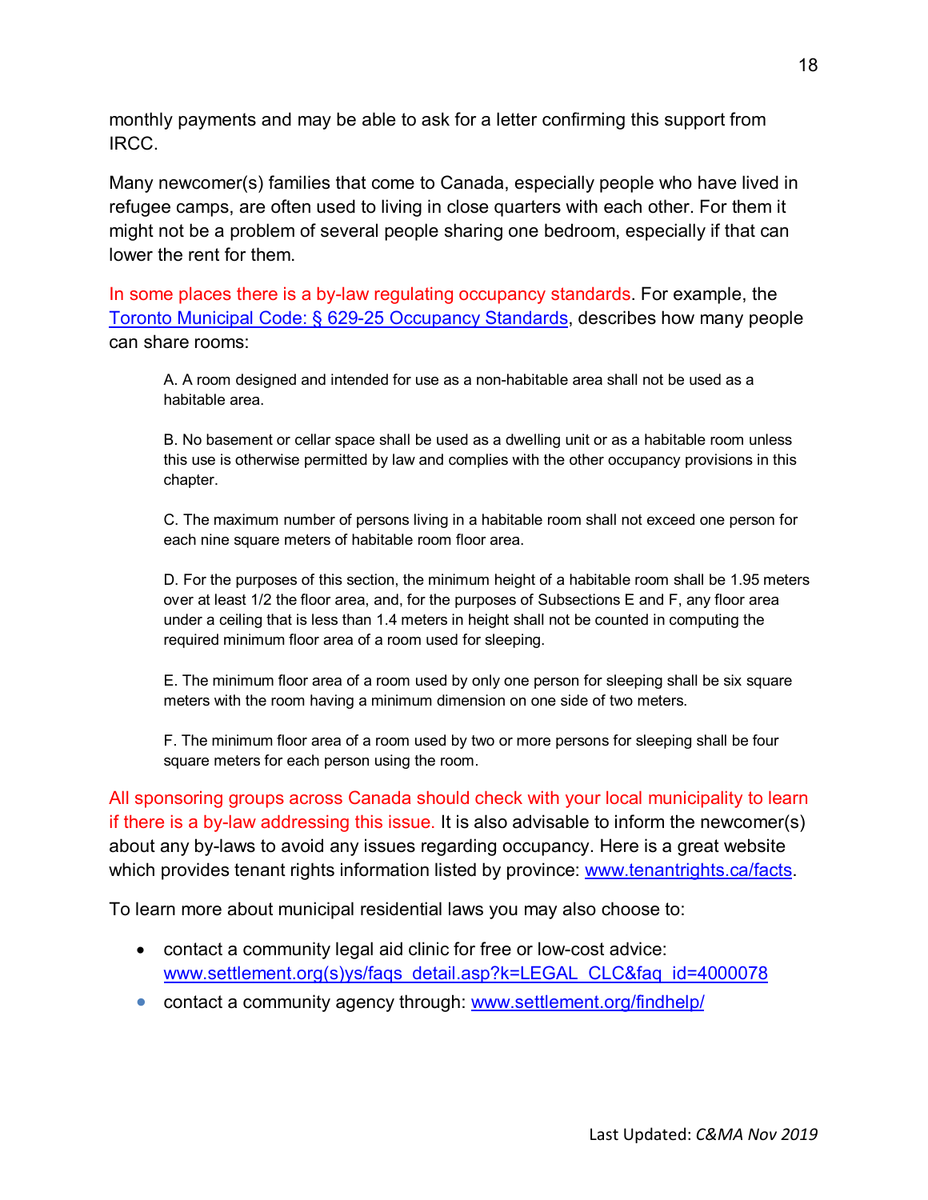monthly payments and may be able to ask for a letter confirming this support from IRCC.

Many newcomer(s) families that come to Canada, especially people who have lived in refugee camps, are often used to living in close quarters with each other. For them it might not be a problem of several people sharing one bedroom, especially if that can lower the rent for them.

In some places there is a by-law regulating occupancy standards. For example, the [Toronto Municipal Code: § 629-25 Occupancy Standards](), describes how many people can share rooms:

> A. A room designed and intended for use as a non-habitable area shall not be used as a habitable area.
>
> B. No basement or cellar space shall be used as a dwelling unit or as a habitable room unless this use is otherwise permitted by law and complies with the other occupancy provisions in this chapter.
>
> C. The maximum number of persons living in a habitable room shall not exceed one person for each nine square meters of habitable room floor area.
>
> D. For the purposes of this section, the minimum height of a habitable room shall be 1.95 meters over at least 1/2 the floor area, and, for the purposes of Subsections E and F, any floor area under a ceiling that is less than 1.4 meters in height shall not be counted in computing the required minimum floor area of a room used for sleeping.
>
> E. The minimum floor area of a room used by only one person for sleeping shall be six square meters with the room having a minimum dimension on one side of two meters.
>
> F. The minimum floor area of a room used by two or more persons for sleeping shall be four square meters for each person using the room.

All sponsoring groups across Canada should check with your local municipality to learn if there is a by-law addressing this issue. It is also advisable to inform the newcomer(s) about any by-laws to avoid any issues regarding occupancy. Here is a great website which provides tenant rights information listed by province: www.tenantrights.ca/facts.

To learn more about municipal residential laws you may also choose to:

- contact a community legal aid clinic for free or low-cost advice: www.settlement.org(s)ys/faqs_detail.asp?k=LEGAL_CLC&faq_id=4000078
- contact a community agency through: www.settlement.org/findhelp/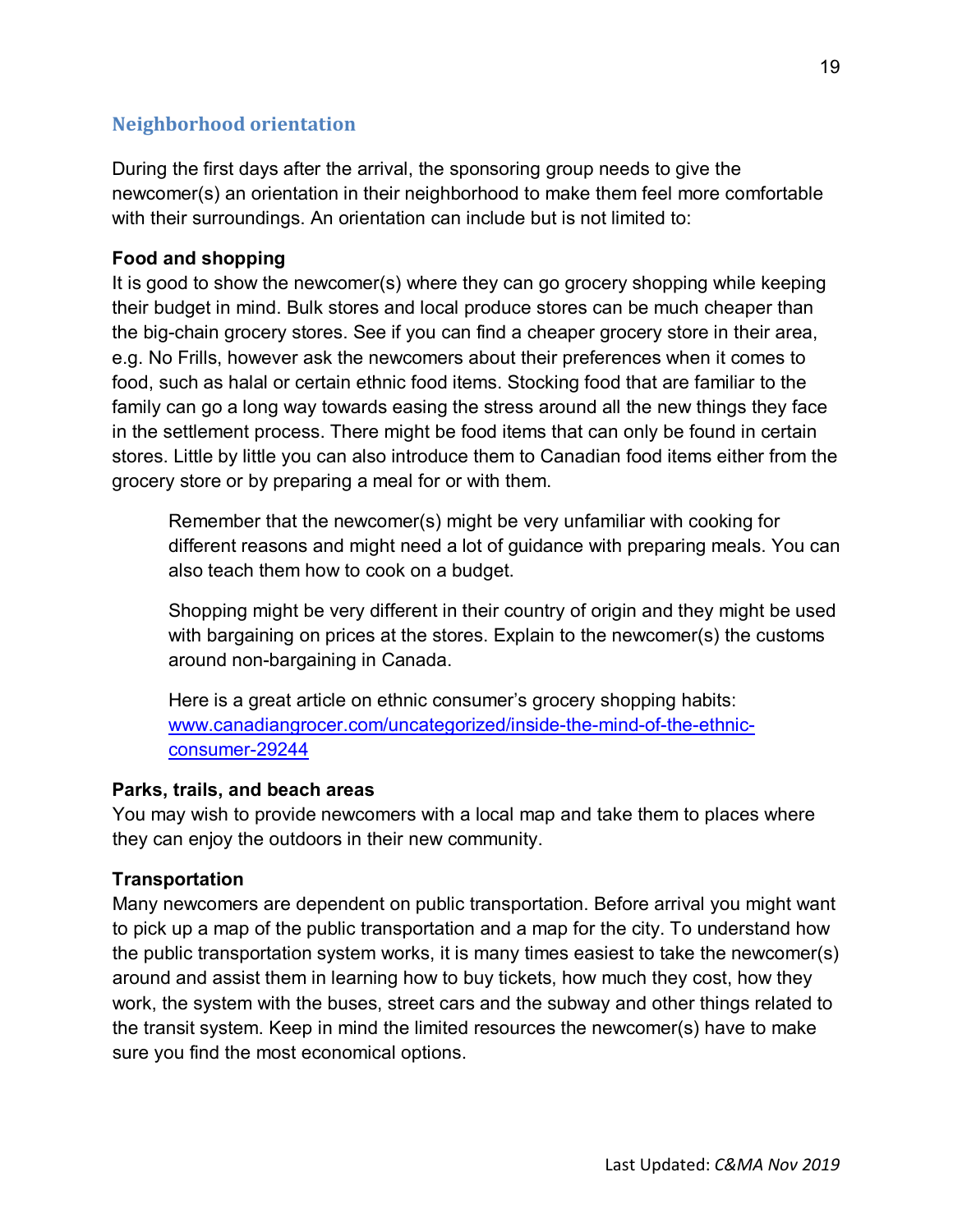## Neighborhood orientation

During the first days after the arrival, the sponsoring group needs to give the newcomer(s) an orientation in their neighborhood to make them feel more comfortable with their surroundings. An orientation can include but is not limited to:

**Food and shopping**

It is good to show the newcomer(s) where they can go grocery shopping while keeping their budget in mind. Bulk stores and local produce stores can be much cheaper than the big-chain grocery stores. See if you can find a cheaper grocery store in their area, e.g. No Frills, however ask the newcomers about their preferences when it comes to food, such as halal or certain ethnic food items. Stocking food that are familiar to the family can go a long way towards easing the stress around all the new things they face in the settlement process. There might be food items that can only be found in certain stores. Little by little you can also introduce them to Canadian food items either from the grocery store or by preparing a meal for or with them.

> Remember that the newcomer(s) might be very unfamiliar with cooking for different reasons and might need a lot of guidance with preparing meals. You can also teach them how to cook on a budget.
>
> Shopping might be very different in their country of origin and they might be used with bargaining on prices at the stores. Explain to the newcomer(s) the customs around non-bargaining in Canada.
>
> Here is a great article on ethnic consumer's grocery shopping habits: [www.canadiangrocer.com/uncategorized/inside-the-mind-of-the-ethnic-consumer-29244](http://www.canadiangrocer.com/uncategorized/inside-the-mind-of-the-ethnic-consumer-29244)

**Parks, trails, and beach areas**

You may wish to provide newcomers with a local map and take them to places where they can enjoy the outdoors in their new community.

**Transportation**

Many newcomers are dependent on public transportation. Before arrival you might want to pick up a map of the public transportation and a map for the city. To understand how the public transportation system works, it is many times easiest to take the newcomer(s) around and assist them in learning how to buy tickets, how much they cost, how they work, the system with the buses, street cars and the subway and other things related to the transit system. Keep in mind the limited resources the newcomer(s) have to make sure you find the most economical options.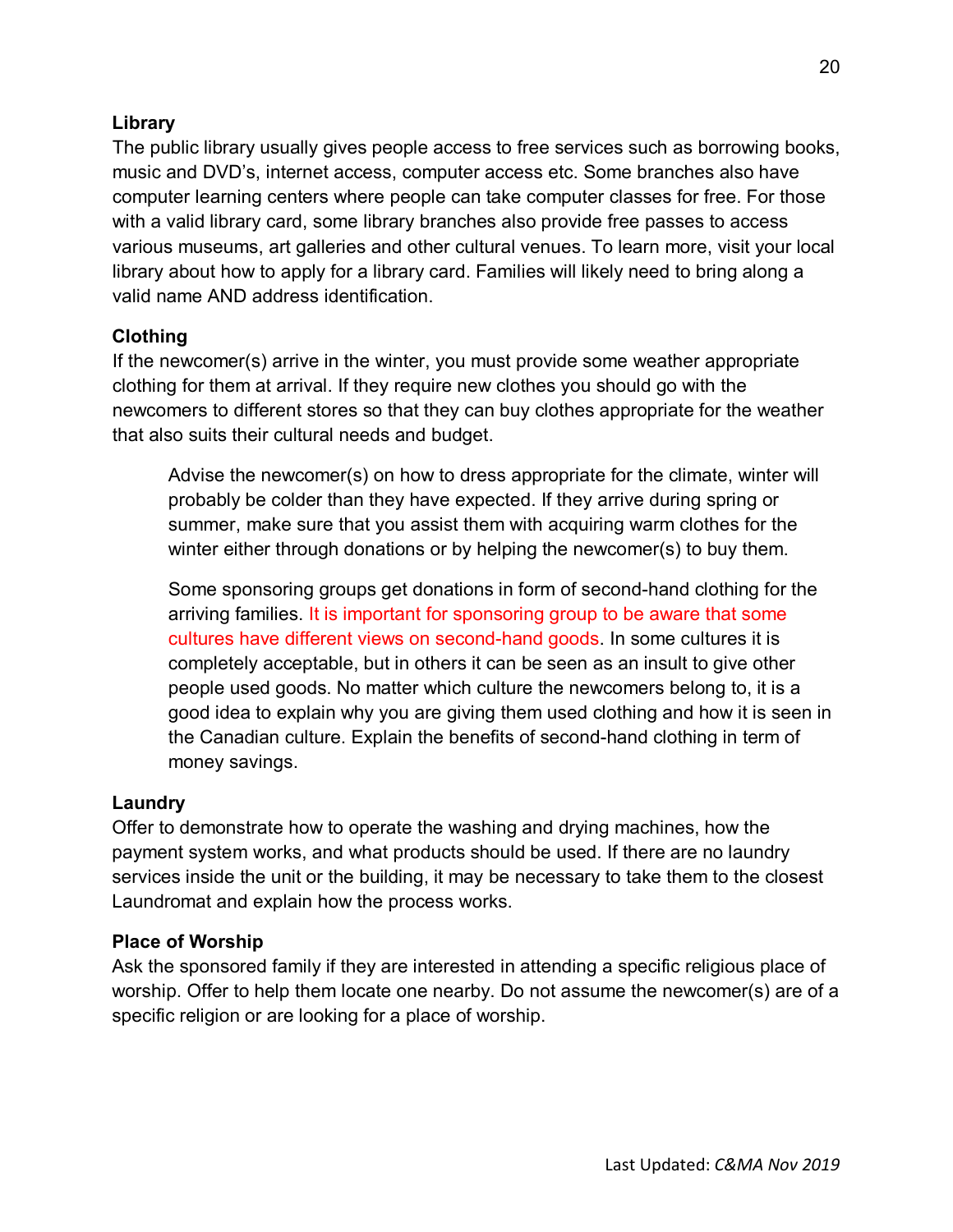**Library**

The public library usually gives people access to free services such as borrowing books, music and DVD's, internet access, computer access etc. Some branches also have computer learning centers where people can take computer classes for free. For those with a valid library card, some library branches also provide free passes to access various museums, art galleries and other cultural venues. To learn more, visit your local library about how to apply for a library card. Families will likely need to bring along a valid name AND address identification.

**Clothing**

If the newcomer(s) arrive in the winter, you must provide some weather appropriate clothing for them at arrival. If they require new clothes you should go with the newcomers to different stores so that they can buy clothes appropriate for the weather that also suits their cultural needs and budget.

> Advise the newcomer(s) on how to dress appropriate for the climate, winter will probably be colder than they have expected. If they arrive during spring or summer, make sure that you assist them with acquiring warm clothes for the winter either through donations or by helping the newcomer(s) to buy them.
>
> Some sponsoring groups get donations in form of second-hand clothing for the arriving families. It is important for sponsoring group to be aware that some cultures have different views on second-hand goods. In some cultures it is completely acceptable, but in others it can be seen as an insult to give other people used goods. No matter which culture the newcomers belong to, it is a good idea to explain why you are giving them used clothing and how it is seen in the Canadian culture. Explain the benefits of second-hand clothing in term of money savings.

**Laundry**

Offer to demonstrate how to operate the washing and drying machines, how the payment system works, and what products should be used. If there are no laundry services inside the unit or the building, it may be necessary to take them to the closest Laundromat and explain how the process works.

**Place of Worship**

Ask the sponsored family if they are interested in attending a specific religious place of worship. Offer to help them locate one nearby. Do not assume the newcomer(s) are of a specific religion or are looking for a place of worship.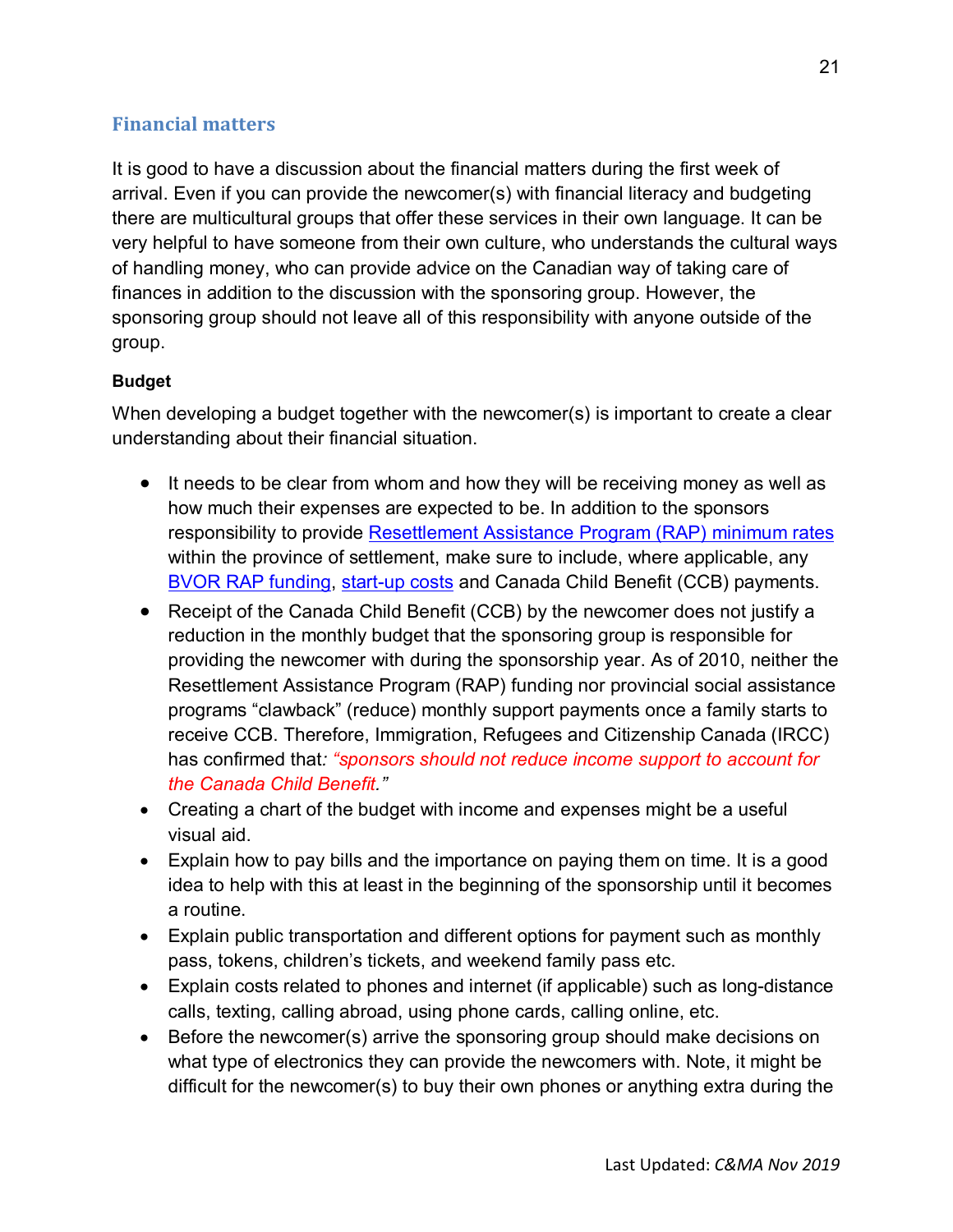## Financial matters

It is good to have a discussion about the financial matters during the first week of arrival. Even if you can provide the newcomer(s) with financial literacy and budgeting there are multicultural groups that offer these services in their own language. It can be very helpful to have someone from their own culture, who understands the cultural ways of handling money, who can provide advice on the Canadian way of taking care of finances in addition to the discussion with the sponsoring group. However, the sponsoring group should not leave all of this responsibility with anyone outside of the group.

**Budget**

When developing a budget together with the newcomer(s) is important to create a clear understanding about their financial situation.

- It needs to be clear from whom and how they will be receiving money as well as how much their expenses are expected to be. In addition to the sponsors responsibility to provide Resettlement Assistance Program (RAP) minimum rates within the province of settlement, make sure to include, where applicable, any BVOR RAP funding, start-up costs and Canada Child Benefit (CCB) payments.
- Receipt of the Canada Child Benefit (CCB) by the newcomer does not justify a reduction in the monthly budget that the sponsoring group is responsible for providing the newcomer with during the sponsorship year. As of 2010, neither the Resettlement Assistance Program (RAP) funding nor provincial social assistance programs "clawback" (reduce) monthly support payments once a family starts to receive CCB. Therefore, Immigration, Refugees and Citizenship Canada (IRCC) has confirmed that*: "sponsors should not reduce income support to account for the Canada Child Benefit."*
- Creating a chart of the budget with income and expenses might be a useful visual aid.
- Explain how to pay bills and the importance on paying them on time. It is a good idea to help with this at least in the beginning of the sponsorship until it becomes a routine.
- Explain public transportation and different options for payment such as monthly pass, tokens, children's tickets, and weekend family pass etc.
- Explain costs related to phones and internet (if applicable) such as long-distance calls, texting, calling abroad, using phone cards, calling online, etc.
- Before the newcomer(s) arrive the sponsoring group should make decisions on what type of electronics they can provide the newcomers with. Note, it might be difficult for the newcomer(s) to buy their own phones or anything extra during the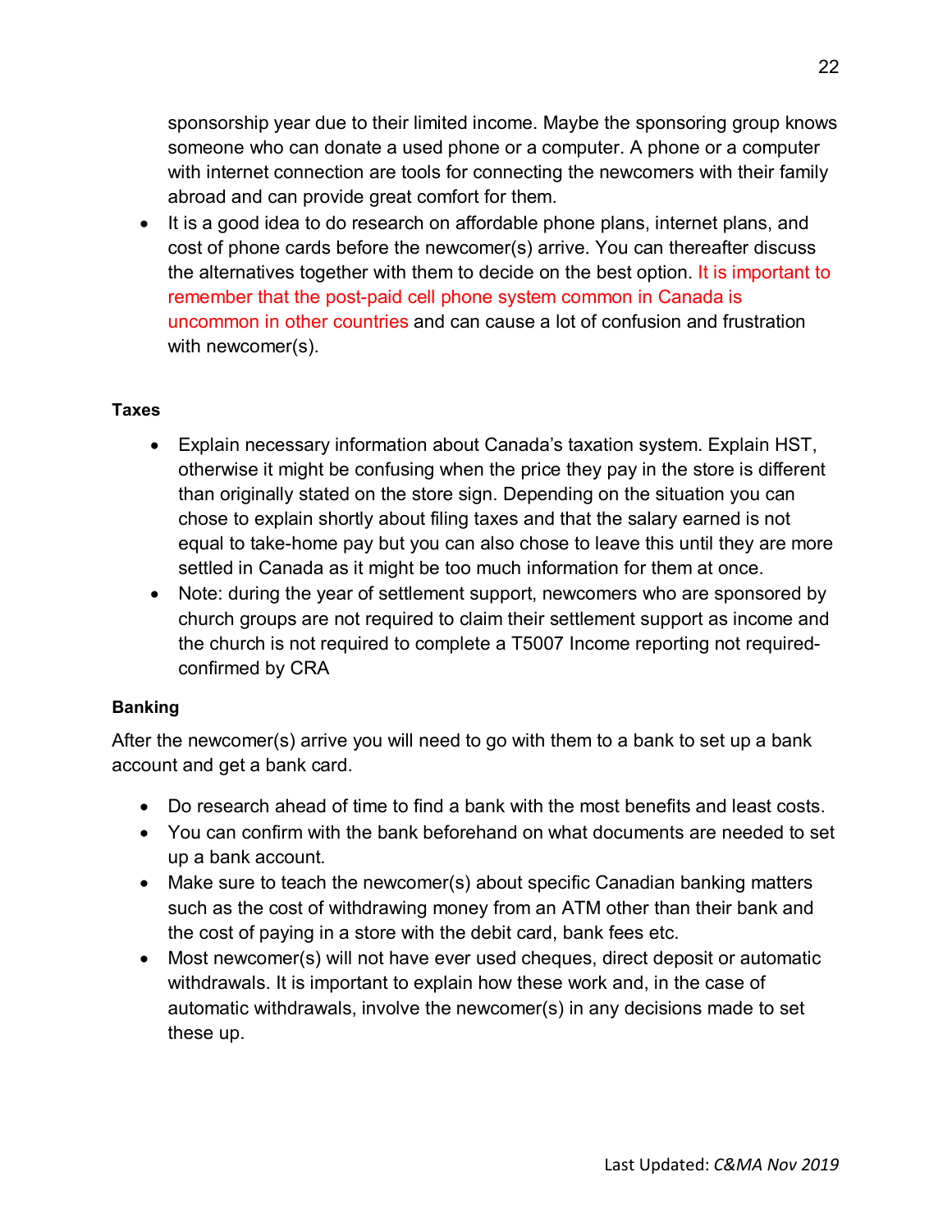sponsorship year due to their limited income. Maybe the sponsoring group knows someone who can donate a used phone or a computer. A phone or a computer with internet connection are tools for connecting the newcomers with their family abroad and can provide great comfort for them.

- It is a good idea to do research on affordable phone plans, internet plans, and cost of phone cards before the newcomer(s) arrive. You can thereafter discuss the alternatives together with them to decide on the best option. It is important to remember that the post-paid cell phone system common in Canada is uncommon in other countries and can cause a lot of confusion and frustration with newcomer(s).

**Taxes**

- Explain necessary information about Canada's taxation system. Explain HST, otherwise it might be confusing when the price they pay in the store is different than originally stated on the store sign. Depending on the situation you can chose to explain shortly about filing taxes and that the salary earned is not equal to take-home pay but you can also chose to leave this until they are more settled in Canada as it might be too much information for them at once.
- Note: during the year of settlement support, newcomers who are sponsored by church groups are not required to claim their settlement support as income and the church is not required to complete a T5007 Income reporting not required-confirmed by CRA

**Banking**

After the newcomer(s) arrive you will need to go with them to a bank to set up a bank account and get a bank card.

- Do research ahead of time to find a bank with the most benefits and least costs.
- You can confirm with the bank beforehand on what documents are needed to set up a bank account.
- Make sure to teach the newcomer(s) about specific Canadian banking matters such as the cost of withdrawing money from an ATM other than their bank and the cost of paying in a store with the debit card, bank fees etc.
- Most newcomer(s) will not have ever used cheques, direct deposit or automatic withdrawals. It is important to explain how these work and, in the case of automatic withdrawals, involve the newcomer(s) in any decisions made to set these up.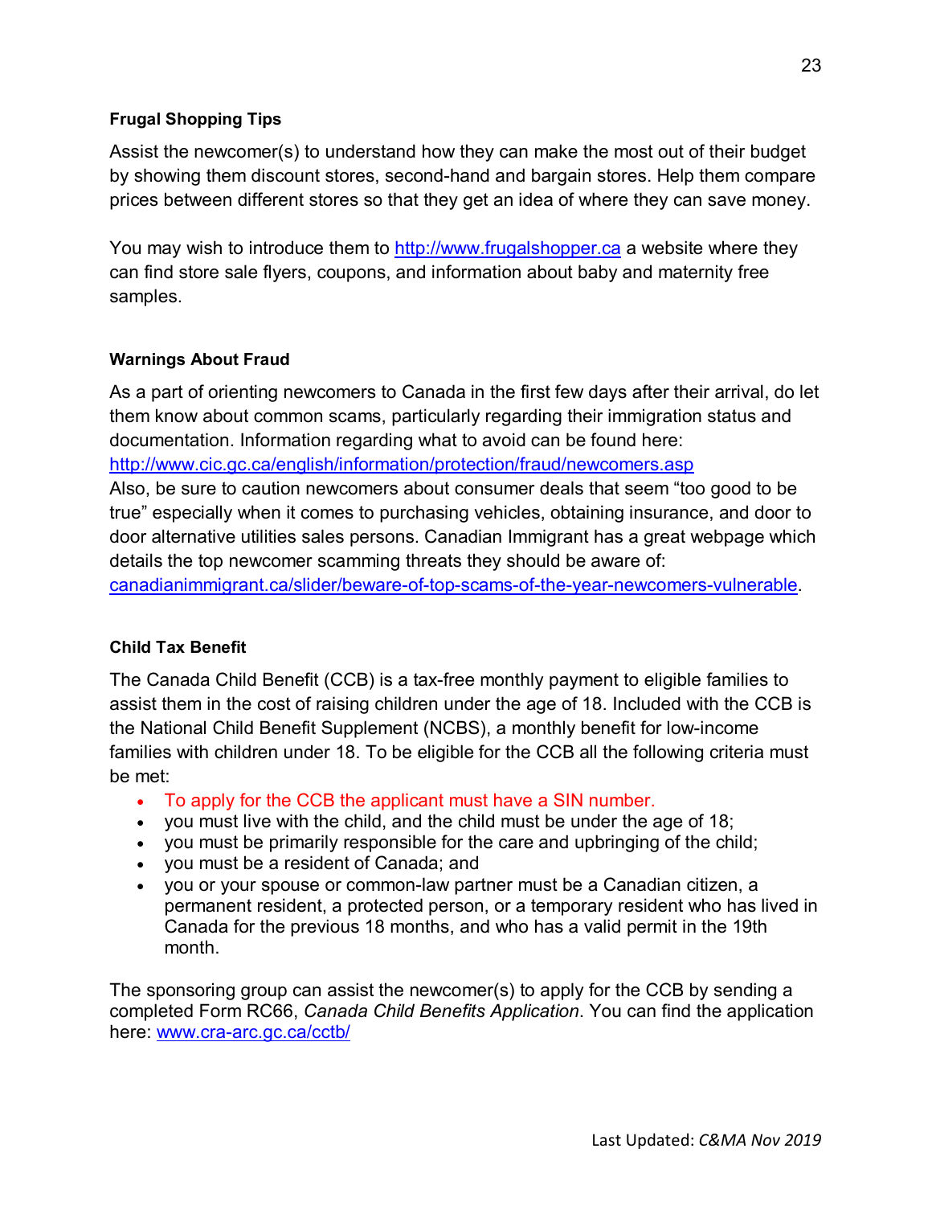### Frugal Shopping Tips

Assist the newcomer(s) to understand how they can make the most out of their budget by showing them discount stores, second-hand and bargain stores. Help them compare prices between different stores so that they get an idea of where they can save money.

You may wish to introduce them to [http://www.frugalshopper.ca](http://www.frugalshopper.ca) a website where they can find store sale flyers, coupons, and information about baby and maternity free samples.

### Warnings About Fraud

As a part of orienting newcomers to Canada in the first few days after their arrival, do let them know about common scams, particularly regarding their immigration status and documentation. Information regarding what to avoid can be found here: [http://www.cic.gc.ca/english/information/protection/fraud/newcomers.asp](http://www.cic.gc.ca/english/information/protection/fraud/newcomers.asp)
Also, be sure to caution newcomers about consumer deals that seem "too good to be true" especially when it comes to purchasing vehicles, obtaining insurance, and door to door alternative utilities sales persons. Canadian Immigrant has a great webpage which details the top newcomer scamming threats they should be aware of: [canadianimmigrant.ca/slider/beware-of-top-scams-of-the-year-newcomers-vulnerable](canadianimmigrant.ca/slider/beware-of-top-scams-of-the-year-newcomers-vulnerable).

### Child Tax Benefit

The Canada Child Benefit (CCB) is a tax-free monthly payment to eligible families to assist them in the cost of raising children under the age of 18. Included with the CCB is the National Child Benefit Supplement (NCBS), a monthly benefit for low-income families with children under 18. To be eligible for the CCB all the following criteria must be met:

- To apply for the CCB the applicant must have a SIN number.
- you must live with the child, and the child must be under the age of 18;
- you must be primarily responsible for the care and upbringing of the child;
- you must be a resident of Canada; and
- you or your spouse or common-law partner must be a Canadian citizen, a permanent resident, a protected person, or a temporary resident who has lived in Canada for the previous 18 months, and who has a valid permit in the 19th month.

The sponsoring group can assist the newcomer(s) to apply for the CCB by sending a completed Form RC66, *Canada Child Benefits Application*. You can find the application here: [www.cra-arc.gc.ca/cctb/](www.cra-arc.gc.ca/cctb/)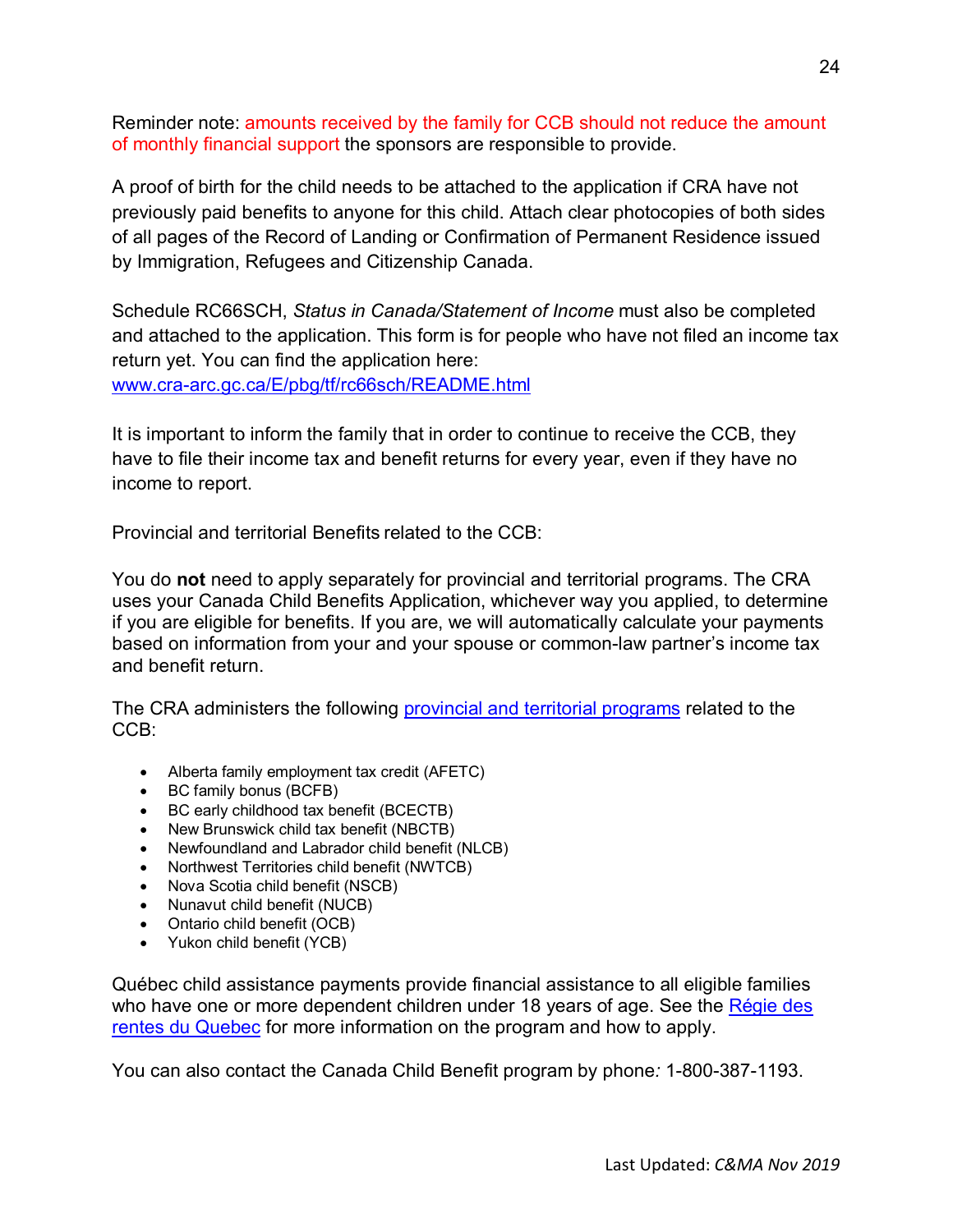Reminder note: amounts received by the family for CCB should not reduce the amount of monthly financial support the sponsors are responsible to provide.

A proof of birth for the child needs to be attached to the application if CRA have not previously paid benefits to anyone for this child. Attach clear photocopies of both sides of all pages of the Record of Landing or Confirmation of Permanent Residence issued by Immigration, Refugees and Citizenship Canada.

Schedule RC66SCH, *Status in Canada/Statement of Income* must also be completed and attached to the application. This form is for people who have not filed an income tax return yet. You can find the application here: [www.cra-arc.gc.ca/E/pbg/tf/rc66sch/README.html](www.cra-arc.gc.ca/E/pbg/tf/rc66sch/README.html)

It is important to inform the family that in order to continue to receive the CCB, they have to file their income tax and benefit returns for every year, even if they have no income to report.

Provincial and territorial Benefits related to the CCB:

You do **not** need to apply separately for provincial and territorial programs. The CRA uses your Canada Child Benefits Application, whichever way you applied, to determine if you are eligible for benefits. If you are, we will automatically calculate your payments based on information from your and your spouse or common-law partner's income tax and benefit return.

The CRA administers the following provincial and territorial programs related to the CCB:

- Alberta family employment tax credit (AFETC)
- BC family bonus (BCFB)
- BC early childhood tax benefit (BCECTB)
- New Brunswick child tax benefit (NBCTB)
- Newfoundland and Labrador child benefit (NLCB)
- Northwest Territories child benefit (NWTCB)
- Nova Scotia child benefit (NSCB)
- Nunavut child benefit (NUCB)
- Ontario child benefit (OCB)
- Yukon child benefit (YCB)

Québec child assistance payments provide financial assistance to all eligible families who have one or more dependent children under 18 years of age. See the Régie des rentes du Quebec for more information on the program and how to apply.

You can also contact the Canada Child Benefit program by phone*:* 1-800-387-1193.

Last Updated: *C&MA Nov 2019*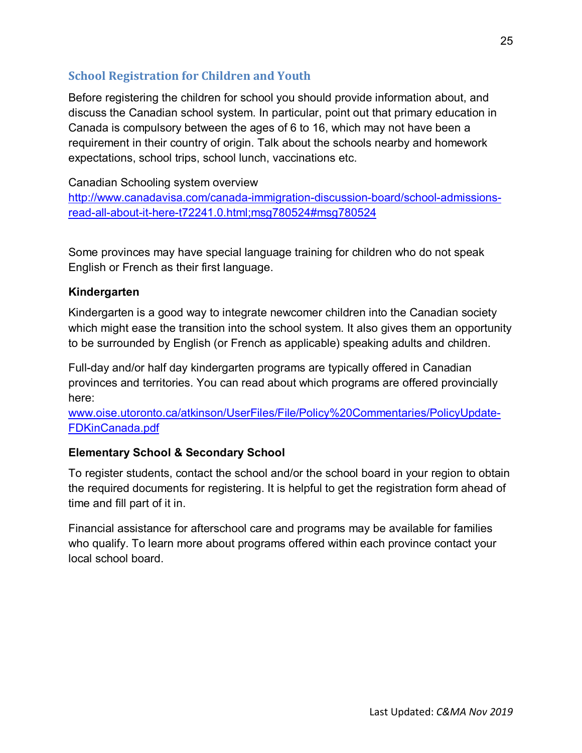## School Registration for Children and Youth

Before registering the children for school you should provide information about, and discuss the Canadian school system. In particular, point out that primary education in Canada is compulsory between the ages of 6 to 16, which may not have been a requirement in their country of origin. Talk about the schools nearby and homework expectations, school trips, school lunch, vaccinations etc.

Canadian Schooling system overview
[http://www.canadavisa.com/canada-immigration-discussion-board/school-admissions-read-all-about-it-here-t72241.0.html;msg780524#msg780524](http://www.canadavisa.com/canada-immigration-discussion-board/school-admissions-read-all-about-it-here-t72241.0.html;msg780524#msg780524)

Some provinces may have special language training for children who do not speak English or French as their first language.

### Kindergarten

Kindergarten is a good way to integrate newcomer children into the Canadian society which might ease the transition into the school system. It also gives them an opportunity to be surrounded by English (or French as applicable) speaking adults and children.

Full-day and/or half day kindergarten programs are typically offered in Canadian provinces and territories. You can read about which programs are offered provincially here:
[www.oise.utoronto.ca/atkinson/UserFiles/File/Policy%20Commentaries/PolicyUpdate-FDKinCanada.pdf](www.oise.utoronto.ca/atkinson/UserFiles/File/Policy%20Commentaries/PolicyUpdate-FDKinCanada.pdf)

### Elementary School & Secondary School

To register students, contact the school and/or the school board in your region to obtain the required documents for registering. It is helpful to get the registration form ahead of time and fill part of it in.

Financial assistance for afterschool care and programs may be available for families who qualify. To learn more about programs offered within each province contact your local school board.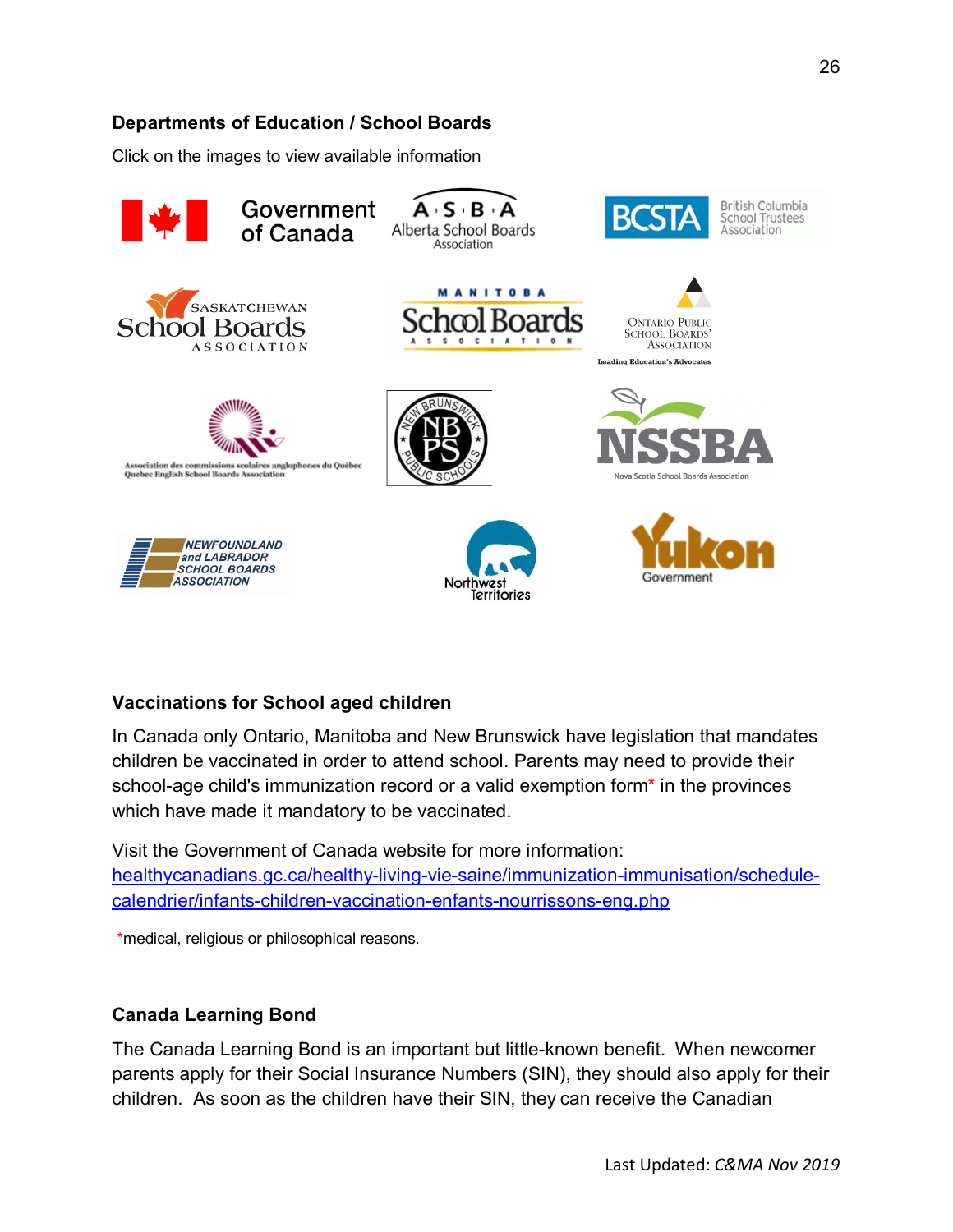### Departments of Education / School Boards

Click on the images to view available information

### Vaccinations for School aged children

In Canada only Ontario, Manitoba and New Brunswick have legislation that mandates children be vaccinated in order to attend school. Parents may need to provide their school-age child's immunization record or a valid exemption form* in the provinces which have made it mandatory to be vaccinated.

Visit the Government of Canada website for more information: [healthycanadians.gc.ca/healthy-living-vie-saine/immunization-immunisation/schedule-calendrier/infants-children-vaccination-enfants-nourrissons-eng.php](healthycanadians.gc.ca/healthy-living-vie-saine/immunization-immunisation/schedule-calendrier/infants-children-vaccination-enfants-nourrissons-eng.php)

*medical, religious or philosophical reasons.

### Canada Learning Bond

The Canada Learning Bond is an important but little-known benefit. When newcomer parents apply for their Social Insurance Numbers (SIN), they should also apply for their children. As soon as the children have their SIN, they can receive the Canadian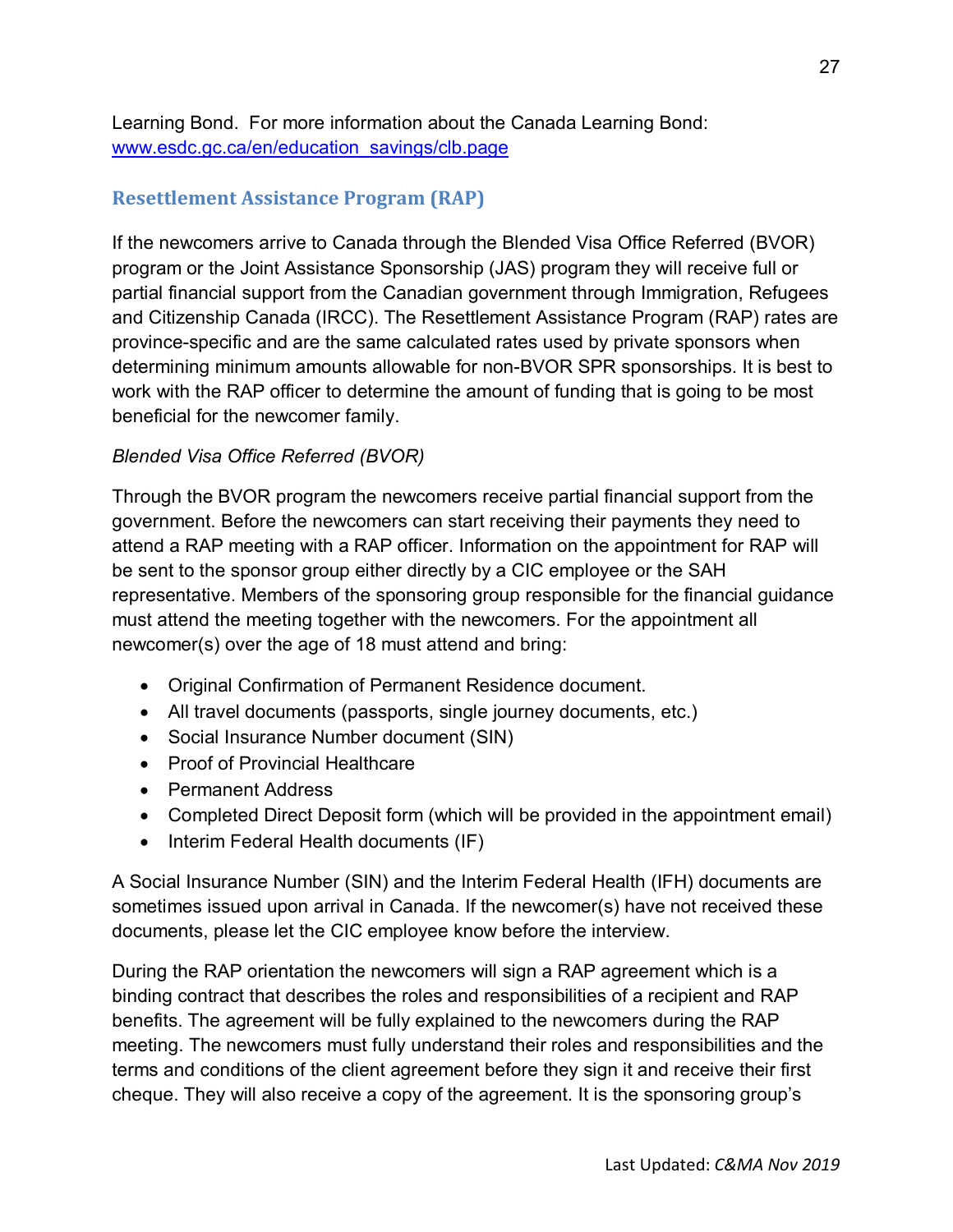Learning Bond. For more information about the Canada Learning Bond: [www.esdc.gc.ca/en/education_savings/clb.page](www.esdc.gc.ca/en/education_savings/clb.page)

## Resettlement Assistance Program (RAP)

If the newcomers arrive to Canada through the Blended Visa Office Referred (BVOR) program or the Joint Assistance Sponsorship (JAS) program they will receive full or partial financial support from the Canadian government through Immigration, Refugees and Citizenship Canada (IRCC). The Resettlement Assistance Program (RAP) rates are province-specific and are the same calculated rates used by private sponsors when determining minimum amounts allowable for non-BVOR SPR sponsorships. It is best to work with the RAP officer to determine the amount of funding that is going to be most beneficial for the newcomer family.

*Blended Visa Office Referred (BVOR)*

Through the BVOR program the newcomers receive partial financial support from the government. Before the newcomers can start receiving their payments they need to attend a RAP meeting with a RAP officer. Information on the appointment for RAP will be sent to the sponsor group either directly by a CIC employee or the SAH representative. Members of the sponsoring group responsible for the financial guidance must attend the meeting together with the newcomers. For the appointment all newcomer(s) over the age of 18 must attend and bring:

- Original Confirmation of Permanent Residence document.
- All travel documents (passports, single journey documents, etc.)
- Social Insurance Number document (SIN)
- Proof of Provincial Healthcare
- Permanent Address
- Completed Direct Deposit form (which will be provided in the appointment email)
- Interim Federal Health documents (IF)

A Social Insurance Number (SIN) and the Interim Federal Health (IFH) documents are sometimes issued upon arrival in Canada. If the newcomer(s) have not received these documents, please let the CIC employee know before the interview.

During the RAP orientation the newcomers will sign a RAP agreement which is a binding contract that describes the roles and responsibilities of a recipient and RAP benefits. The agreement will be fully explained to the newcomers during the RAP meeting. The newcomers must fully understand their roles and responsibilities and the terms and conditions of the client agreement before they sign it and receive their first cheque. They will also receive a copy of the agreement. It is the sponsoring group's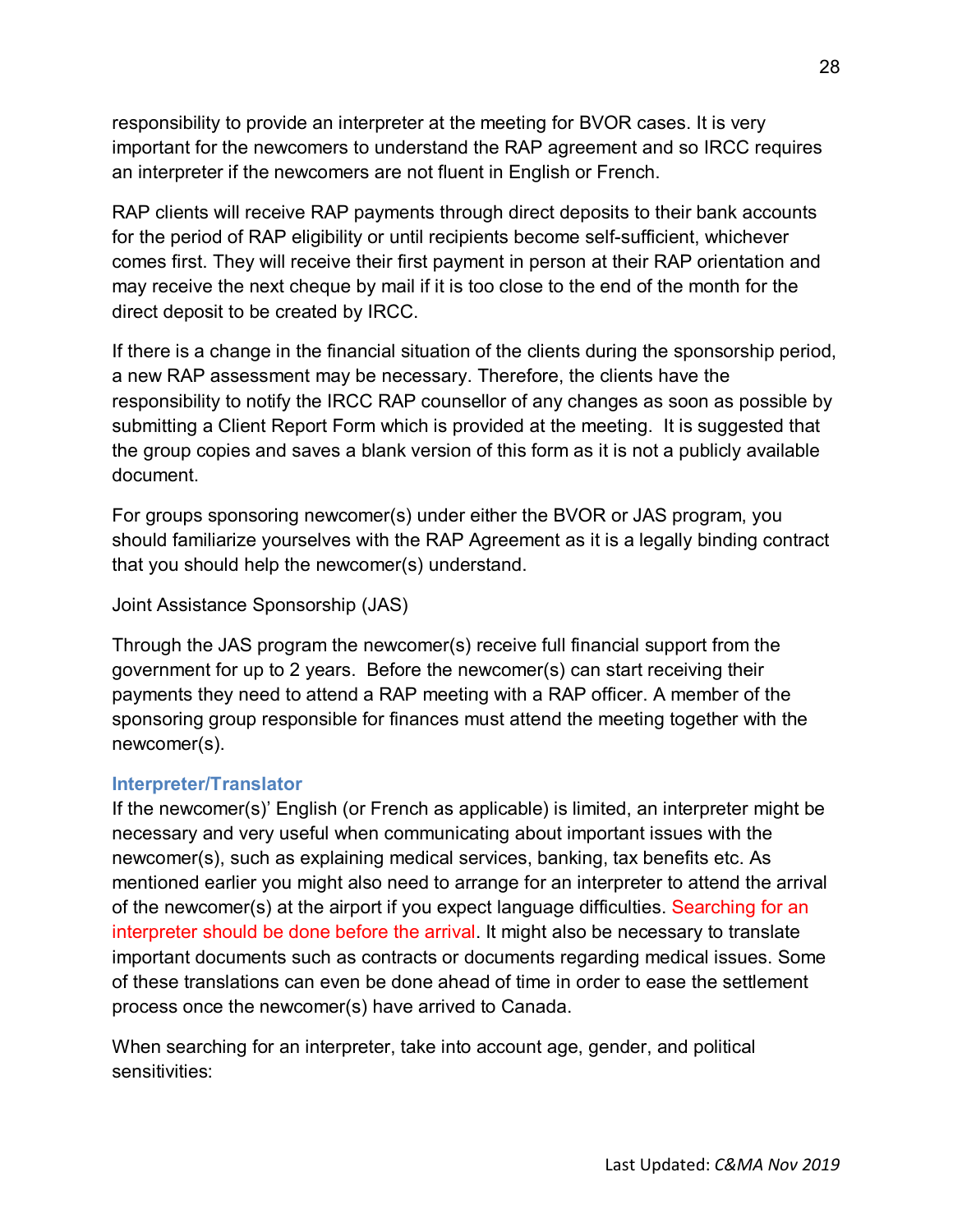responsibility to provide an interpreter at the meeting for BVOR cases. It is very important for the newcomers to understand the RAP agreement and so IRCC requires an interpreter if the newcomers are not fluent in English or French.

RAP clients will receive RAP payments through direct deposits to their bank accounts for the period of RAP eligibility or until recipients become self-sufficient, whichever comes first. They will receive their first payment in person at their RAP orientation and may receive the next cheque by mail if it is too close to the end of the month for the direct deposit to be created by IRCC.

If there is a change in the financial situation of the clients during the sponsorship period, a new RAP assessment may be necessary. Therefore, the clients have the responsibility to notify the IRCC RAP counsellor of any changes as soon as possible by submitting a Client Report Form which is provided at the meeting. It is suggested that the group copies and saves a blank version of this form as it is not a publicly available document.

For groups sponsoring newcomer(s) under either the BVOR or JAS program, you should familiarize yourselves with the RAP Agreement as it is a legally binding contract that you should help the newcomer(s) understand.

Joint Assistance Sponsorship (JAS)

Through the JAS program the newcomer(s) receive full financial support from the government for up to 2 years. Before the newcomer(s) can start receiving their payments they need to attend a RAP meeting with a RAP officer. A member of the sponsoring group responsible for finances must attend the meeting together with the newcomer(s).

### Interpreter/Translator

If the newcomer(s)' English (or French as applicable) is limited, an interpreter might be necessary and very useful when communicating about important issues with the newcomer(s), such as explaining medical services, banking, tax benefits etc. As mentioned earlier you might also need to arrange for an interpreter to attend the arrival of the newcomer(s) at the airport if you expect language difficulties. Searching for an interpreter should be done before the arrival. It might also be necessary to translate important documents such as contracts or documents regarding medical issues. Some of these translations can even be done ahead of time in order to ease the settlement process once the newcomer(s) have arrived to Canada.

When searching for an interpreter, take into account age, gender, and political sensitivities: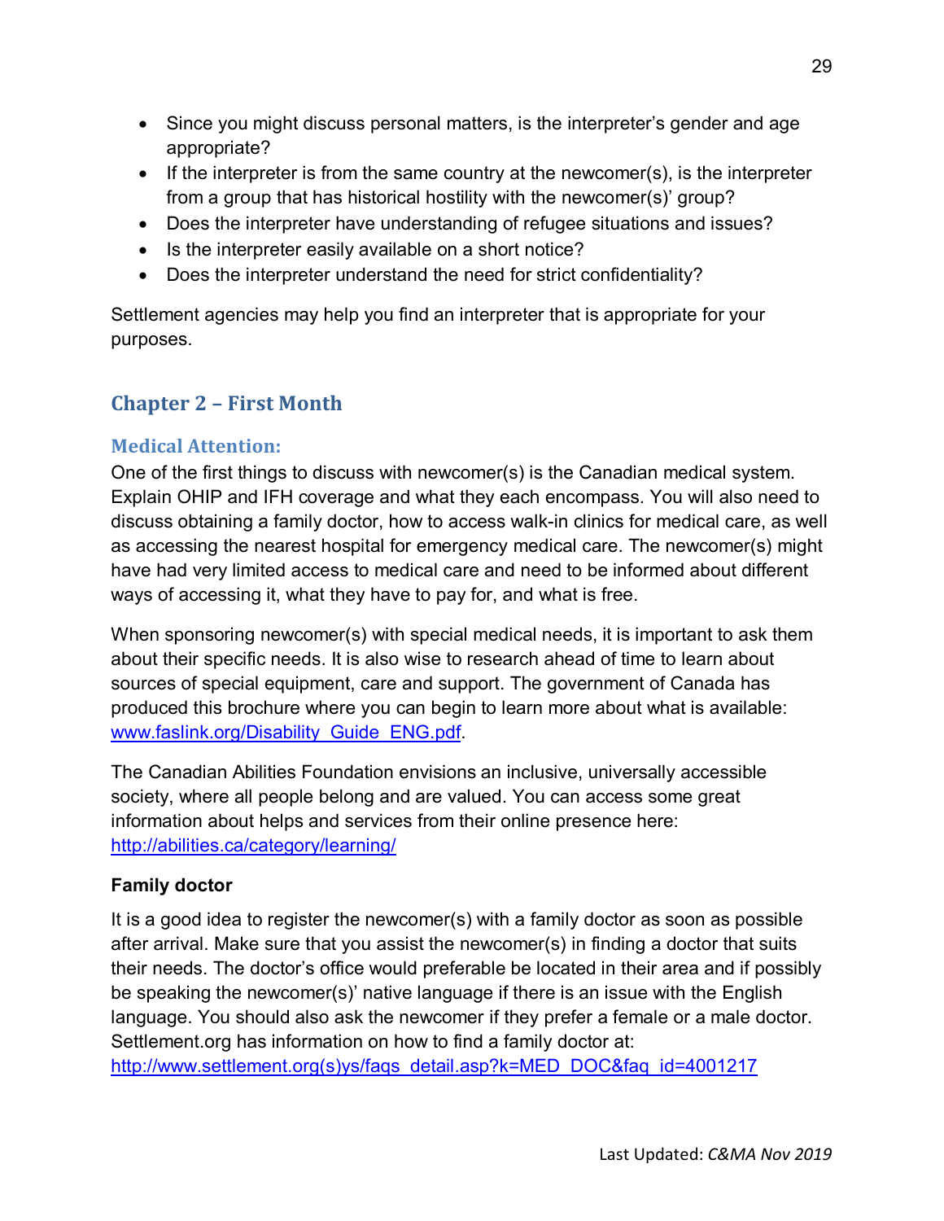- Since you might discuss personal matters, is the interpreter's gender and age appropriate?
- If the interpreter is from the same country at the newcomer(s), is the interpreter from a group that has historical hostility with the newcomer(s)' group?
- Does the interpreter have understanding of refugee situations and issues?
- Is the interpreter easily available on a short notice?
- Does the interpreter understand the need for strict confidentiality?

Settlement agencies may help you find an interpreter that is appropriate for your purposes.

## Chapter 2 – First Month

### Medical Attention:

One of the first things to discuss with newcomer(s) is the Canadian medical system. Explain OHIP and IFH coverage and what they each encompass. You will also need to discuss obtaining a family doctor, how to access walk-in clinics for medical care, as well as accessing the nearest hospital for emergency medical care. The newcomer(s) might have had very limited access to medical care and need to be informed about different ways of accessing it, what they have to pay for, and what is free.

When sponsoring newcomer(s) with special medical needs, it is important to ask them about their specific needs. It is also wise to research ahead of time to learn about sources of special equipment, care and support. The government of Canada has produced this brochure where you can begin to learn more about what is available: www.faslink.org/Disability_Guide_ENG.pdf.

The Canadian Abilities Foundation envisions an inclusive, universally accessible society, where all people belong and are valued. You can access some great information about helps and services from their online presence here: http://abilities.ca/category/learning/

**Family doctor**

It is a good idea to register the newcomer(s) with a family doctor as soon as possible after arrival. Make sure that you assist the newcomer(s) in finding a doctor that suits their needs. The doctor's office would preferable be located in their area and if possibly be speaking the newcomer(s)' native language if there is an issue with the English language. You should also ask the newcomer if they prefer a female or a male doctor. Settlement.org has information on how to find a family doctor at: http://www.settlement.org(s)ys/faqs_detail.asp?k=MED_DOC&faq_id=4001217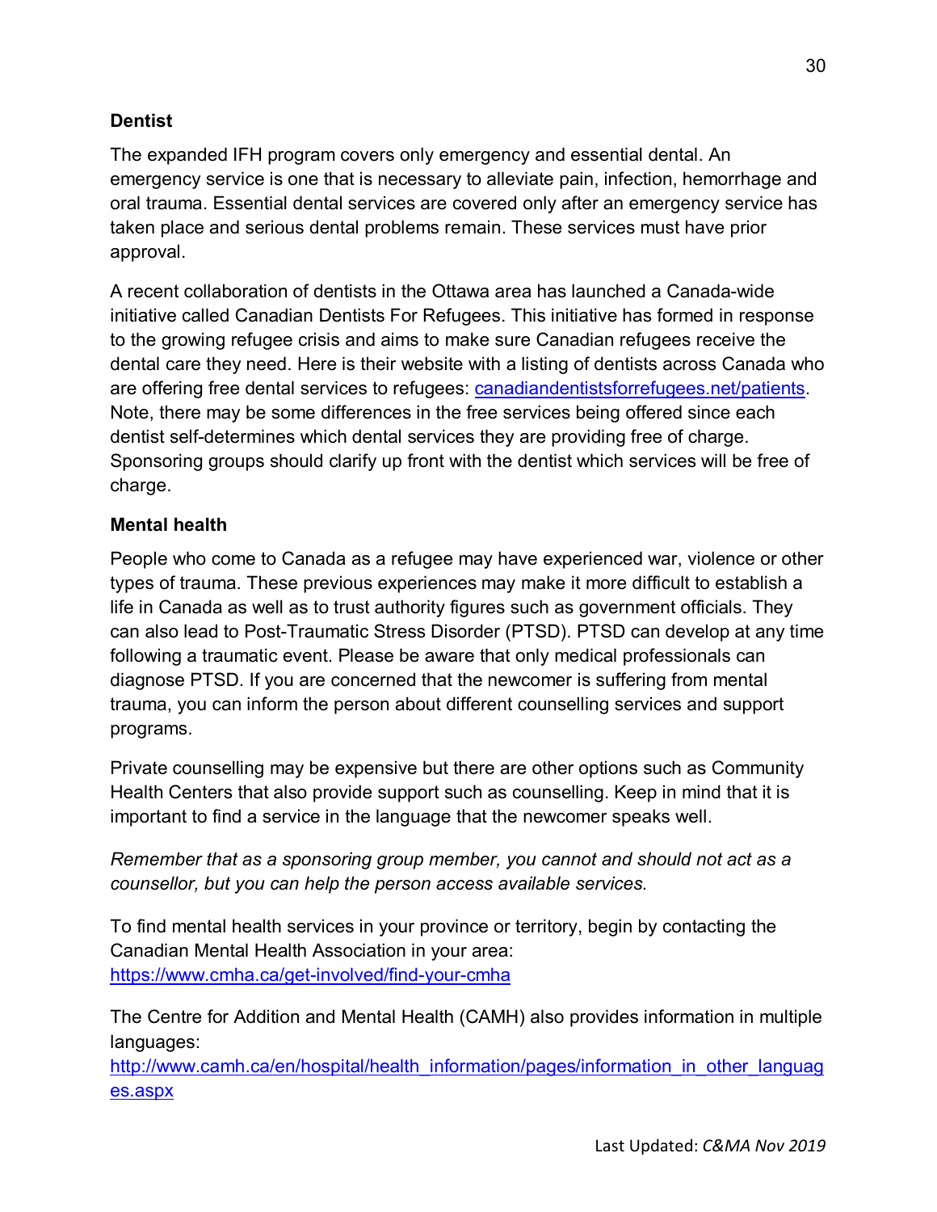### Dentist

The expanded IFH program covers only emergency and essential dental. An emergency service is one that is necessary to alleviate pain, infection, hemorrhage and oral trauma. Essential dental services are covered only after an emergency service has taken place and serious dental problems remain. These services must have prior approval.

A recent collaboration of dentists in the Ottawa area has launched a Canada-wide initiative called Canadian Dentists For Refugees. This initiative has formed in response to the growing refugee crisis and aims to make sure Canadian refugees receive the dental care they need. Here is their website with a listing of dentists across Canada who are offering free dental services to refugees: [canadiandentistsforrefugees.net/patients](canadiandentistsforrefugees.net/patients). Note, there may be some differences in the free services being offered since each dentist self-determines which dental services they are providing free of charge. Sponsoring groups should clarify up front with the dentist which services will be free of charge.

### Mental health

People who come to Canada as a refugee may have experienced war, violence or other types of trauma. These previous experiences may make it more difficult to establish a life in Canada as well as to trust authority figures such as government officials. They can also lead to Post-Traumatic Stress Disorder (PTSD). PTSD can develop at any time following a traumatic event. Please be aware that only medical professionals can diagnose PTSD. If you are concerned that the newcomer is suffering from mental trauma, you can inform the person about different counselling services and support programs.

Private counselling may be expensive but there are other options such as Community Health Centers that also provide support such as counselling. Keep in mind that it is important to find a service in the language that the newcomer speaks well.

*Remember that as a sponsoring group member, you cannot and should not act as a counsellor, but you can help the person access available services.*

To find mental health services in your province or territory, begin by contacting the Canadian Mental Health Association in your area: [https://www.cmha.ca/get-involved/find-your-cmha](https://www.cmha.ca/get-involved/find-your-cmha)

The Centre for Addition and Mental Health (CAMH) also provides information in multiple languages: [http://www.camh.ca/en/hospital/health_information/pages/information_in_other_languages.aspx](http://www.camh.ca/en/hospital/health_information/pages/information_in_other_languages.aspx)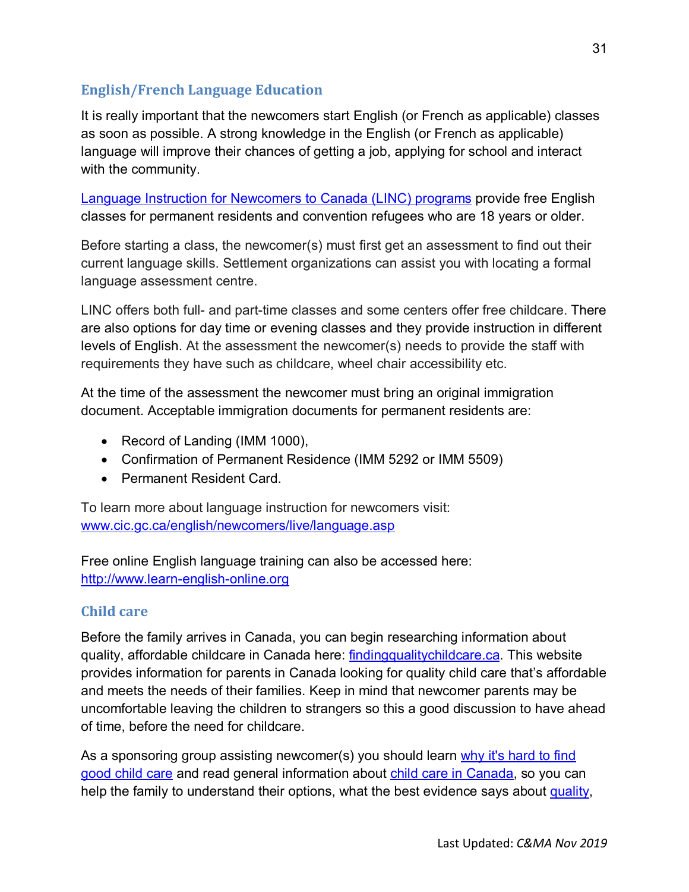## English/French Language Education

It is really important that the newcomers start English (or French as applicable) classes as soon as possible. A strong knowledge in the English (or French as applicable) language will improve their chances of getting a job, applying for school and interact with the community.

Language Instruction for Newcomers to Canada (LINC) programs provide free English classes for permanent residents and convention refugees who are 18 years or older.

Before starting a class, the newcomer(s) must first get an assessment to find out their current language skills. Settlement organizations can assist you with locating a formal language assessment centre.

LINC offers both full- and part-time classes and some centers offer free childcare. There are also options for day time or evening classes and they provide instruction in different levels of English. At the assessment the newcomer(s) needs to provide the staff with requirements they have such as childcare, wheel chair accessibility etc.

At the time of the assessment the newcomer must bring an original immigration document. Acceptable immigration documents for permanent residents are:

- Record of Landing (IMM 1000),
- Confirmation of Permanent Residence (IMM 5292 or IMM 5509)
- Permanent Resident Card.

To learn more about language instruction for newcomers visit:
www.cic.gc.ca/english/newcomers/live/language.asp

Free online English language training can also be accessed here:
http://www.learn-english-online.org

## Child care

Before the family arrives in Canada, you can begin researching information about quality, affordable childcare in Canada here: findingqualitychildcare.ca. This website provides information for parents in Canada looking for quality child care that's affordable and meets the needs of their families. Keep in mind that newcomer parents may be uncomfortable leaving the children to strangers so this a good discussion to have ahead of time, before the need for childcare.

As a sponsoring group assisting newcomer(s) you should learn why it's hard to find good child care and read general information about child care in Canada, so you can help the family to understand their options, what the best evidence says about quality,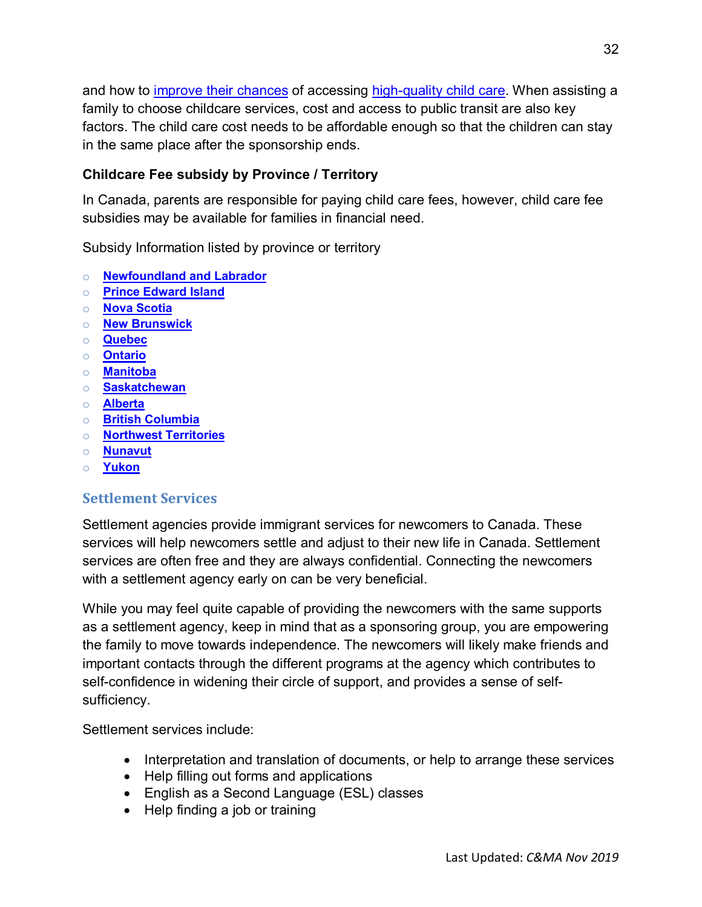and how to improve their chances of accessing high-quality child care. When assisting a family to choose childcare services, cost and access to public transit are also key factors. The child care cost needs to be affordable enough so that the children can stay in the same place after the sponsorship ends.

### Childcare Fee subsidy by Province / Territory

In Canada, parents are responsible for paying child care fees, however, child care fee subsidies may be available for families in financial need.

Subsidy Information listed by province or territory

- **Newfoundland and Labrador**
- **Prince Edward Island**
- **Nova Scotia**
- **New Brunswick**
- **Quebec**
- **Ontario**
- **Manitoba**
- **Saskatchewan**
- **Alberta**
- **British Columbia**
- **Northwest Territories**
- **Nunavut**
- **Yukon**

## Settlement Services

Settlement agencies provide immigrant services for newcomers to Canada. These services will help newcomers settle and adjust to their new life in Canada. Settlement services are often free and they are always confidential. Connecting the newcomers with a settlement agency early on can be very beneficial.

While you may feel quite capable of providing the newcomers with the same supports as a settlement agency, keep in mind that as a sponsoring group, you are empowering the family to move towards independence. The newcomers will likely make friends and important contacts through the different programs at the agency which contributes to self-confidence in widening their circle of support, and provides a sense of self-sufficiency.

Settlement services include:

- Interpretation and translation of documents, or help to arrange these services
- Help filling out forms and applications
- English as a Second Language (ESL) classes
- Help finding a job or training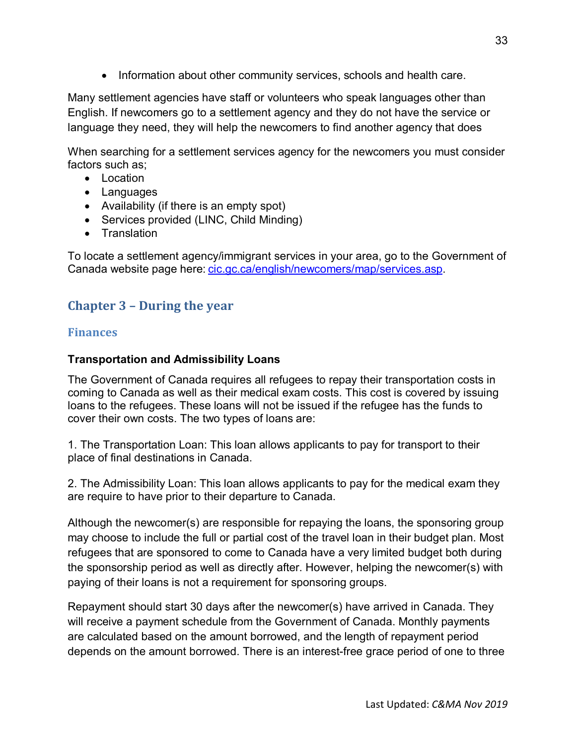- Information about other community services, schools and health care.

Many settlement agencies have staff or volunteers who speak languages other than English. If newcomers go to a settlement agency and they do not have the service or language they need, they will help the newcomers to find another agency that does

When searching for a settlement services agency for the newcomers you must consider factors such as;

- Location
- Languages
- Availability (if there is an empty spot)
- Services provided (LINC, Child Minding)
- Translation

To locate a settlement agency/immigrant services in your area, go to the Government of Canada website page here: cic.gc.ca/english/newcomers/map/services.asp.

## Chapter 3 – During the year

### Finances

#### Transportation and Admissibility Loans

The Government of Canada requires all refugees to repay their transportation costs in coming to Canada as well as their medical exam costs. This cost is covered by issuing loans to the refugees. These loans will not be issued if the refugee has the funds to cover their own costs. The two types of loans are:

1. The Transportation Loan: This loan allows applicants to pay for transport to their place of final destinations in Canada.

2. The Admissibility Loan: This loan allows applicants to pay for the medical exam they are require to have prior to their departure to Canada.

Although the newcomer(s) are responsible for repaying the loans, the sponsoring group may choose to include the full or partial cost of the travel loan in their budget plan. Most refugees that are sponsored to come to Canada have a very limited budget both during the sponsorship period as well as directly after. However, helping the newcomer(s) with paying of their loans is not a requirement for sponsoring groups.

Repayment should start 30 days after the newcomer(s) have arrived in Canada. They will receive a payment schedule from the Government of Canada. Monthly payments are calculated based on the amount borrowed, and the length of repayment period depends on the amount borrowed. There is an interest-free grace period of one to three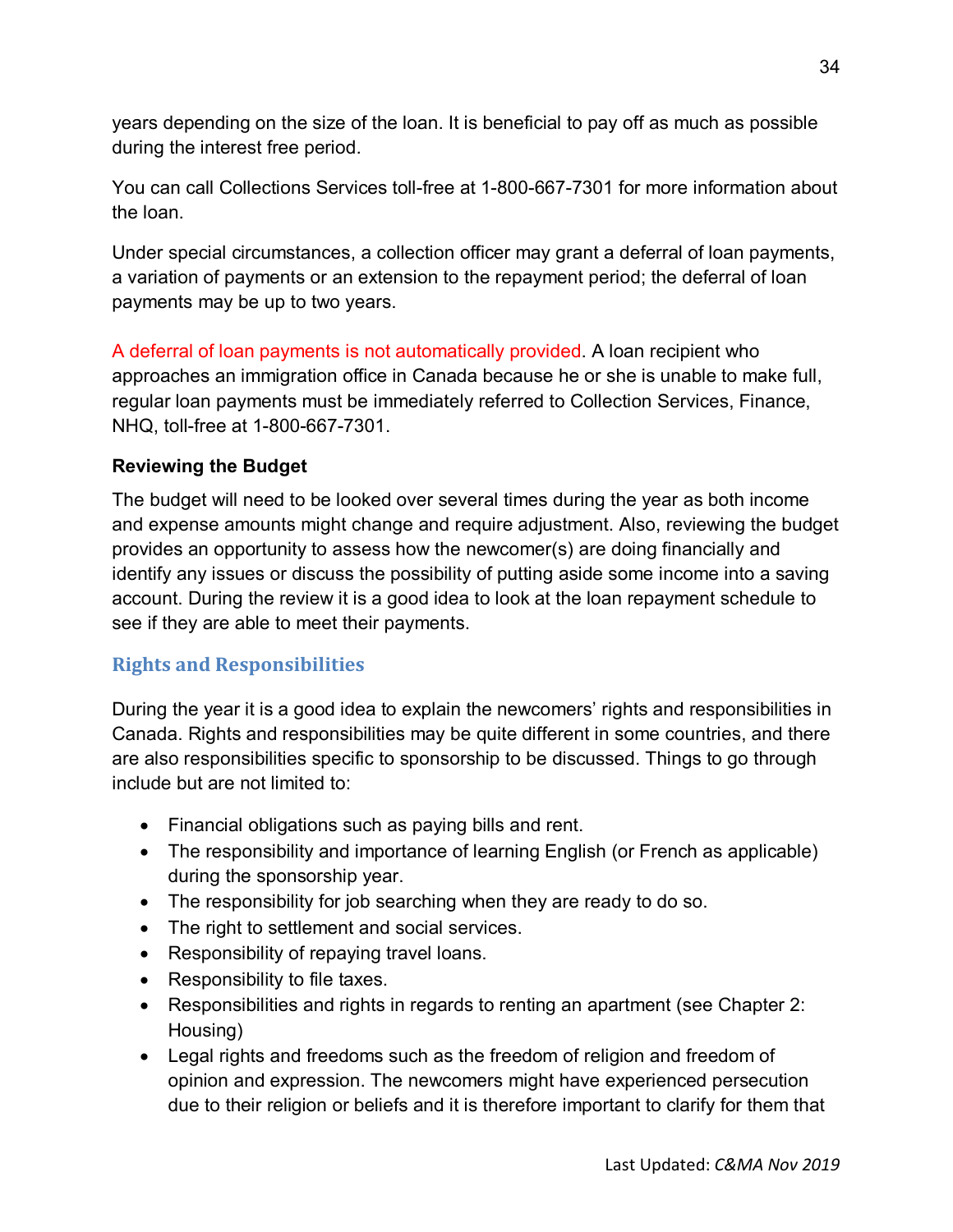years depending on the size of the loan. It is beneficial to pay off as much as possible during the interest free period.

You can call Collections Services toll-free at 1-800-667-7301 for more information about the loan.

Under special circumstances, a collection officer may grant a deferral of loan payments, a variation of payments or an extension to the repayment period; the deferral of loan payments may be up to two years.

A deferral of loan payments is not automatically provided. A loan recipient who approaches an immigration office in Canada because he or she is unable to make full, regular loan payments must be immediately referred to Collection Services, Finance, NHQ, toll-free at 1-800-667-7301.

**Reviewing the Budget**

The budget will need to be looked over several times during the year as both income and expense amounts might change and require adjustment. Also, reviewing the budget provides an opportunity to assess how the newcomer(s) are doing financially and identify any issues or discuss the possibility of putting aside some income into a saving account. During the review it is a good idea to look at the loan repayment schedule to see if they are able to meet their payments.

## Rights and Responsibilities

During the year it is a good idea to explain the newcomers' rights and responsibilities in Canada. Rights and responsibilities may be quite different in some countries, and there are also responsibilities specific to sponsorship to be discussed. Things to go through include but are not limited to:

- Financial obligations such as paying bills and rent.
- The responsibility and importance of learning English (or French as applicable) during the sponsorship year.
- The responsibility for job searching when they are ready to do so.
- The right to settlement and social services.
- Responsibility of repaying travel loans.
- Responsibility to file taxes.
- Responsibilities and rights in regards to renting an apartment (see Chapter 2: Housing)
- Legal rights and freedoms such as the freedom of religion and freedom of opinion and expression. The newcomers might have experienced persecution due to their religion or beliefs and it is therefore important to clarify for them that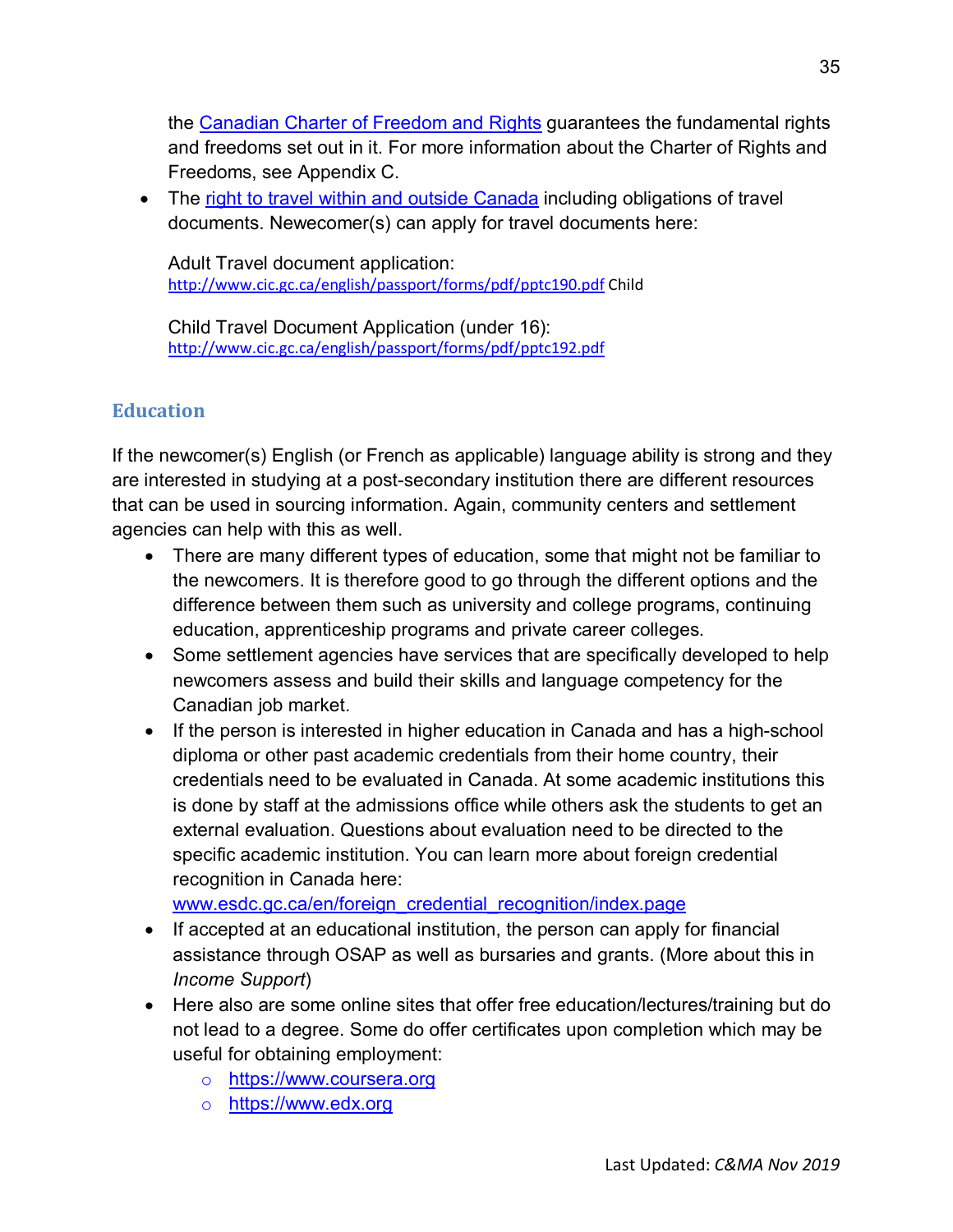the [Canadian Charter of Freedom and Rights](#) guarantees the fundamental rights and freedoms set out in it. For more information about the Charter of Rights and Freedoms, see Appendix C.

- The [right to travel within and outside Canada](#) including obligations of travel documents. Newcomer(s) can apply for travel documents here:

  Adult Travel document application:
  http://www.cic.gc.ca/english/passport/forms/pdf/pptc190.pdf Child

  Child Travel Document Application (under 16):
  http://www.cic.gc.ca/english/passport/forms/pdf/pptc192.pdf

## Education

If the newcomer(s) English (or French as applicable) language ability is strong and they are interested in studying at a post-secondary institution there are different resources that can be used in sourcing information. Again, community centers and settlement agencies can help with this as well.

- There are many different types of education, some that might not be familiar to the newcomers. It is therefore good to go through the different options and the difference between them such as university and college programs, continuing education, apprenticeship programs and private career colleges.
- Some settlement agencies have services that are specifically developed to help newcomers assess and build their skills and language competency for the Canadian job market.
- If the person is interested in higher education in Canada and has a high-school diploma or other past academic credentials from their home country, their credentials need to be evaluated in Canada. At some academic institutions this is done by staff at the admissions office while others ask the students to get an external evaluation. Questions about evaluation need to be directed to the specific academic institution. You can learn more about foreign credential recognition in Canada here: www.esdc.gc.ca/en/foreign_credential_recognition/index.page
- If accepted at an educational institution, the person can apply for financial assistance through OSAP as well as bursaries and grants. (More about this in *Income Support*)
- Here also are some online sites that offer free education/lectures/training but do not lead to a degree. Some do offer certificates upon completion which may be useful for obtaining employment:
  - https://www.coursera.org
  - https://www.edx.org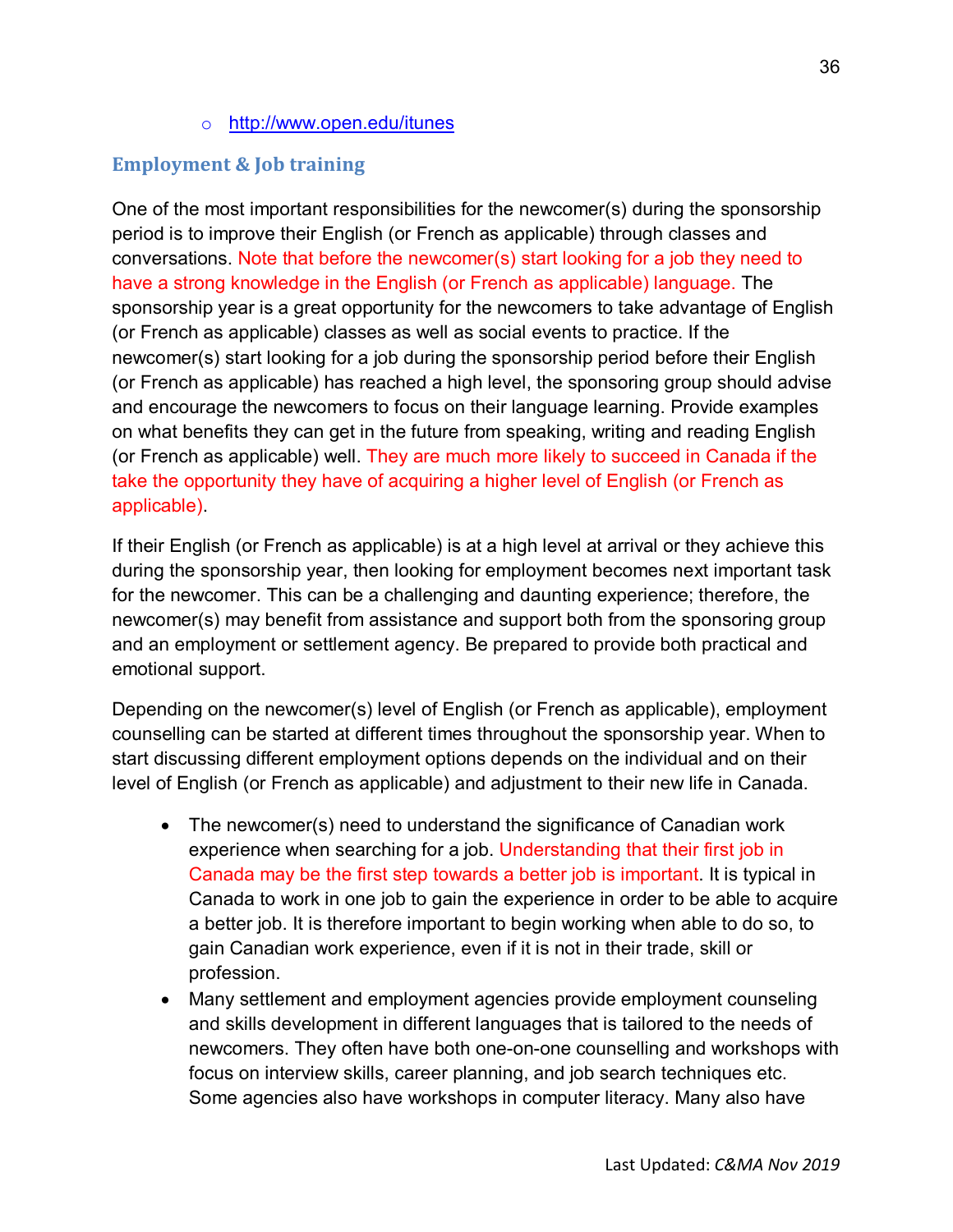- http://www.open.edu/itunes

## Employment & Job training

One of the most important responsibilities for the newcomer(s) during the sponsorship period is to improve their English (or French as applicable) through classes and conversations. Note that before the newcomer(s) start looking for a job they need to have a strong knowledge in the English (or French as applicable) language. The sponsorship year is a great opportunity for the newcomers to take advantage of English (or French as applicable) classes as well as social events to practice. If the newcomer(s) start looking for a job during the sponsorship period before their English (or French as applicable) has reached a high level, the sponsoring group should advise and encourage the newcomers to focus on their language learning. Provide examples on what benefits they can get in the future from speaking, writing and reading English (or French as applicable) well. They are much more likely to succeed in Canada if the take the opportunity they have of acquiring a higher level of English (or French as applicable).

If their English (or French as applicable) is at a high level at arrival or they achieve this during the sponsorship year, then looking for employment becomes next important task for the newcomer. This can be a challenging and daunting experience; therefore, the newcomer(s) may benefit from assistance and support both from the sponsoring group and an employment or settlement agency. Be prepared to provide both practical and emotional support.

Depending on the newcomer(s) level of English (or French as applicable), employment counselling can be started at different times throughout the sponsorship year. When to start discussing different employment options depends on the individual and on their level of English (or French as applicable) and adjustment to their new life in Canada.

- The newcomer(s) need to understand the significance of Canadian work experience when searching for a job. Understanding that their first job in Canada may be the first step towards a better job is important. It is typical in Canada to work in one job to gain the experience in order to be able to acquire a better job. It is therefore important to begin working when able to do so, to gain Canadian work experience, even if it is not in their trade, skill or profession.
- Many settlement and employment agencies provide employment counseling and skills development in different languages that is tailored to the needs of newcomers. They often have both one-on-one counselling and workshops with focus on interview skills, career planning, and job search techniques etc. Some agencies also have workshops in computer literacy. Many also have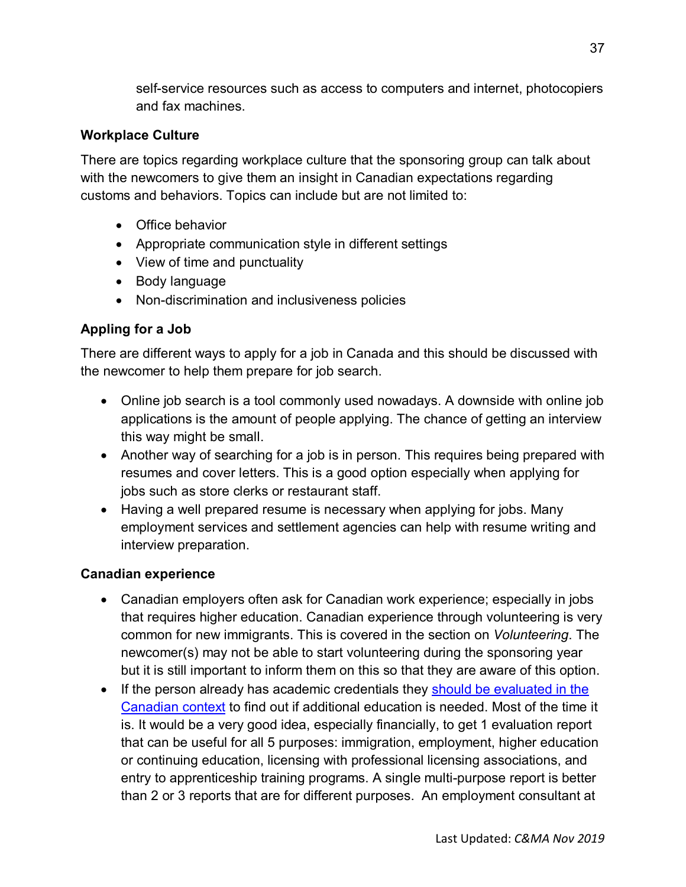self-service resources such as access to computers and internet, photocopiers and fax machines.

**Workplace Culture**

There are topics regarding workplace culture that the sponsoring group can talk about with the newcomers to give them an insight in Canadian expectations regarding customs and behaviors. Topics can include but are not limited to:

- Office behavior
- Appropriate communication style in different settings
- View of time and punctuality
- Body language
- Non-discrimination and inclusiveness policies

**Appling for a Job**

There are different ways to apply for a job in Canada and this should be discussed with the newcomer to help them prepare for job search.

- Online job search is a tool commonly used nowadays. A downside with online job applications is the amount of people applying. The chance of getting an interview this way might be small.
- Another way of searching for a job is in person. This requires being prepared with resumes and cover letters. This is a good option especially when applying for jobs such as store clerks or restaurant staff.
- Having a well prepared resume is necessary when applying for jobs. Many employment services and settlement agencies can help with resume writing and interview preparation.

**Canadian experience**

- Canadian employers often ask for Canadian work experience; especially in jobs that requires higher education. Canadian experience through volunteering is very common for new immigrants. This is covered in the section on *Volunteering*. The newcomer(s) may not be able to start volunteering during the sponsoring year but it is still important to inform them on this so that they are aware of this option.
- If the person already has academic credentials they [should be evaluated in the Canadian context] to find out if additional education is needed. Most of the time it is. It would be a very good idea, especially financially, to get 1 evaluation report that can be useful for all 5 purposes: immigration, employment, higher education or continuing education, licensing with professional licensing associations, and entry to apprenticeship training programs. A single multi-purpose report is better than 2 or 3 reports that are for different purposes. An employment consultant at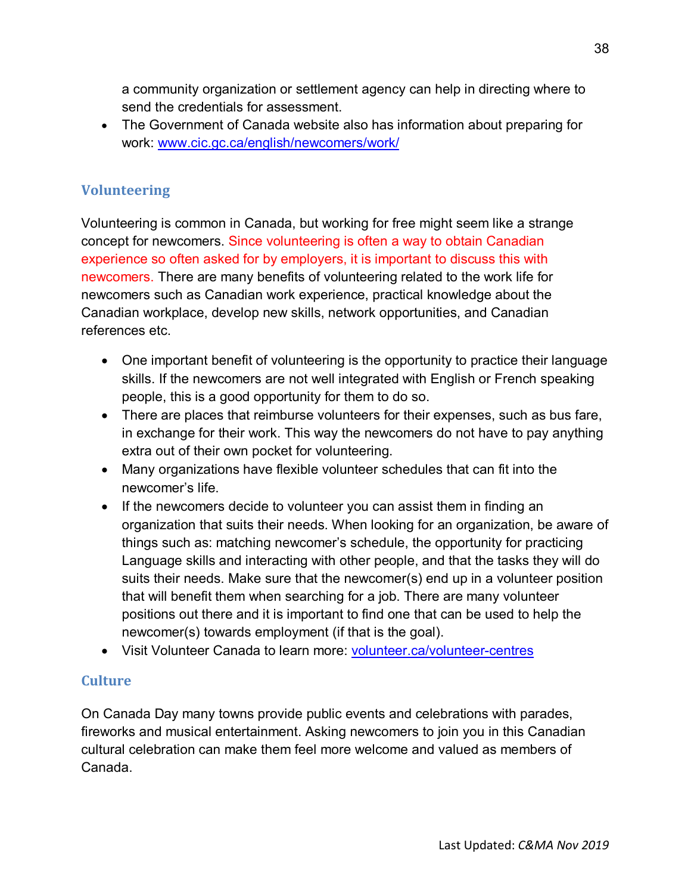a community organization or settlement agency can help in directing where to send the credentials for assessment.

- The Government of Canada website also has information about preparing for work: [www.cic.gc.ca/english/newcomers/work/](www.cic.gc.ca/english/newcomers/work/)

## Volunteering

Volunteering is common in Canada, but working for free might seem like a strange concept for newcomers. Since volunteering is often a way to obtain Canadian experience so often asked for by employers, it is important to discuss this with newcomers. There are many benefits of volunteering related to the work life for newcomers such as Canadian work experience, practical knowledge about the Canadian workplace, develop new skills, network opportunities, and Canadian references etc.

- One important benefit of volunteering is the opportunity to practice their language skills. If the newcomers are not well integrated with English or French speaking people, this is a good opportunity for them to do so.
- There are places that reimburse volunteers for their expenses, such as bus fare, in exchange for their work. This way the newcomers do not have to pay anything extra out of their own pocket for volunteering.
- Many organizations have flexible volunteer schedules that can fit into the newcomer's life.
- If the newcomers decide to volunteer you can assist them in finding an organization that suits their needs. When looking for an organization, be aware of things such as: matching newcomer's schedule, the opportunity for practicing Language skills and interacting with other people, and that the tasks they will do suits their needs. Make sure that the newcomer(s) end up in a volunteer position that will benefit them when searching for a job. There are many volunteer positions out there and it is important to find one that can be used to help the newcomer(s) towards employment (if that is the goal).
- Visit Volunteer Canada to learn more: [volunteer.ca/volunteer-centres](volunteer.ca/volunteer-centres)

## Culture

On Canada Day many towns provide public events and celebrations with parades, fireworks and musical entertainment. Asking newcomers to join you in this Canadian cultural celebration can make them feel more welcome and valued as members of Canada.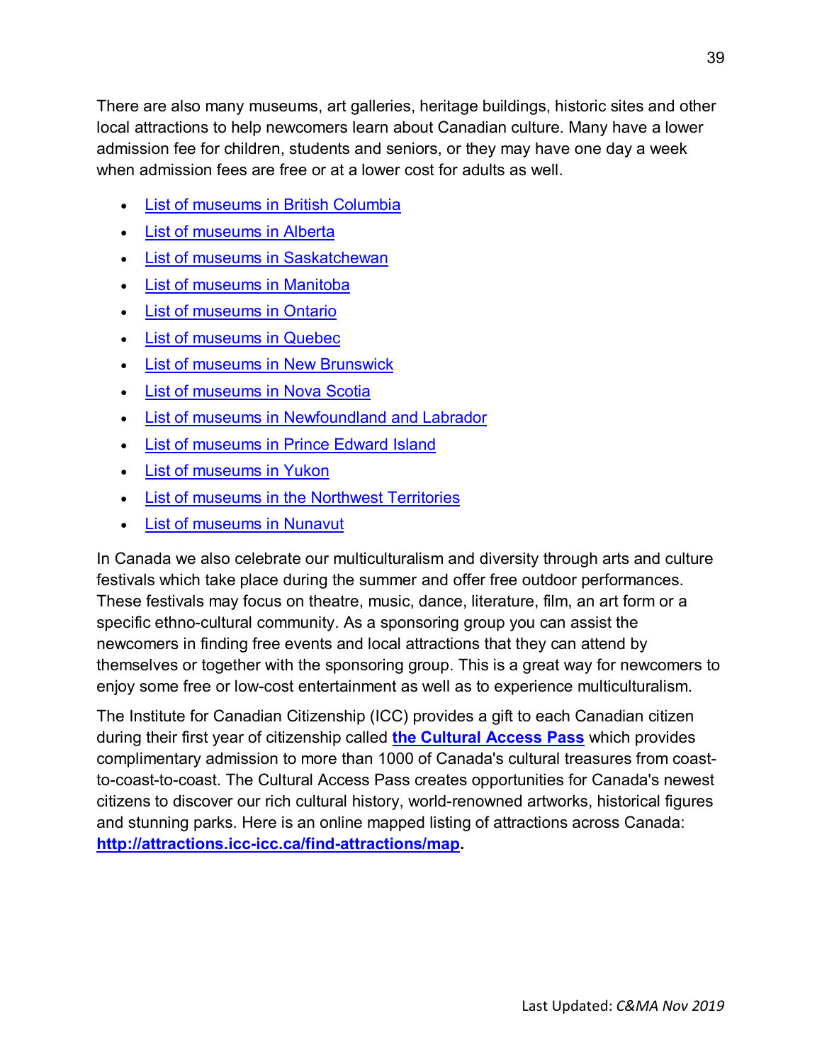There are also many museums, art galleries, heritage buildings, historic sites and other local attractions to help newcomers learn about Canadian culture. Many have a lower admission fee for children, students and seniors, or they may have one day a week when admission fees are free or at a lower cost for adults as well.

- List of museums in British Columbia
- List of museums in Alberta
- List of museums in Saskatchewan
- List of museums in Manitoba
- List of museums in Ontario
- List of museums in Quebec
- List of museums in New Brunswick
- List of museums in Nova Scotia
- List of museums in Newfoundland and Labrador
- List of museums in Prince Edward Island
- List of museums in Yukon
- List of museums in the Northwest Territories
- List of museums in Nunavut

In Canada we also celebrate our multiculturalism and diversity through arts and culture festivals which take place during the summer and offer free outdoor performances. These festivals may focus on theatre, music, dance, literature, film, an art form or a specific ethno-cultural community. As a sponsoring group you can assist the newcomers in finding free events and local attractions that they can attend by themselves or together with the sponsoring group. This is a great way for newcomers to enjoy some free or low-cost entertainment as well as to experience multiculturalism.

The Institute for Canadian Citizenship (ICC) provides a gift to each Canadian citizen during their first year of citizenship called **the Cultural Access Pass** which provides complimentary admission to more than 1000 of Canada's cultural treasures from coast-to-coast-to-coast. The Cultural Access Pass creates opportunities for Canada's newest citizens to discover our rich cultural history, world-renowned artworks, historical figures and stunning parks. Here is an online mapped listing of attractions across Canada: **http://attractions.icc-icc.ca/find-attractions/map.**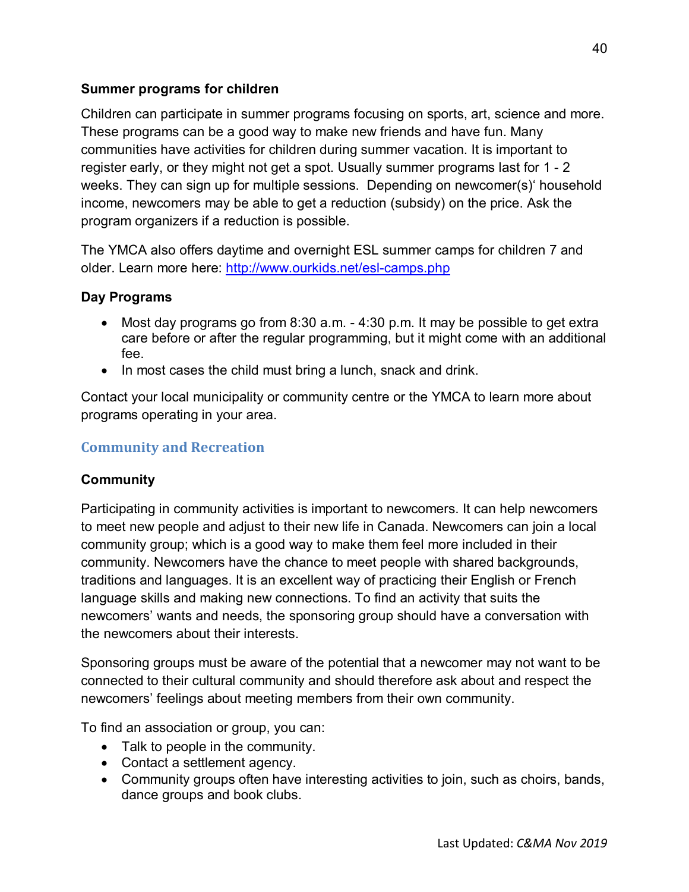### Summer programs for children

Children can participate in summer programs focusing on sports, art, science and more. These programs can be a good way to make new friends and have fun. Many communities have activities for children during summer vacation. It is important to register early, or they might not get a spot. Usually summer programs last for 1 - 2 weeks. They can sign up for multiple sessions. Depending on newcomer(s)' household income, newcomers may be able to get a reduction (subsidy) on the price. Ask the program organizers if a reduction is possible.

The YMCA also offers daytime and overnight ESL summer camps for children 7 and older. Learn more here: [http://www.ourkids.net/esl-camps.php](http://www.ourkids.net/esl-camps.php)

### Day Programs

- Most day programs go from 8:30 a.m. - 4:30 p.m. It may be possible to get extra care before or after the regular programming, but it might come with an additional fee.
- In most cases the child must bring a lunch, snack and drink.

Contact your local municipality or community centre or the YMCA to learn more about programs operating in your area.

## Community and Recreation

### Community

Participating in community activities is important to newcomers. It can help newcomers to meet new people and adjust to their new life in Canada. Newcomers can join a local community group; which is a good way to make them feel more included in their community. Newcomers have the chance to meet people with shared backgrounds, traditions and languages. It is an excellent way of practicing their English or French language skills and making new connections. To find an activity that suits the newcomers' wants and needs, the sponsoring group should have a conversation with the newcomers about their interests.

Sponsoring groups must be aware of the potential that a newcomer may not want to be connected to their cultural community and should therefore ask about and respect the newcomers' feelings about meeting members from their own community.

To find an association or group, you can:

- Talk to people in the community.
- Contact a settlement agency.
- Community groups often have interesting activities to join, such as choirs, bands, dance groups and book clubs.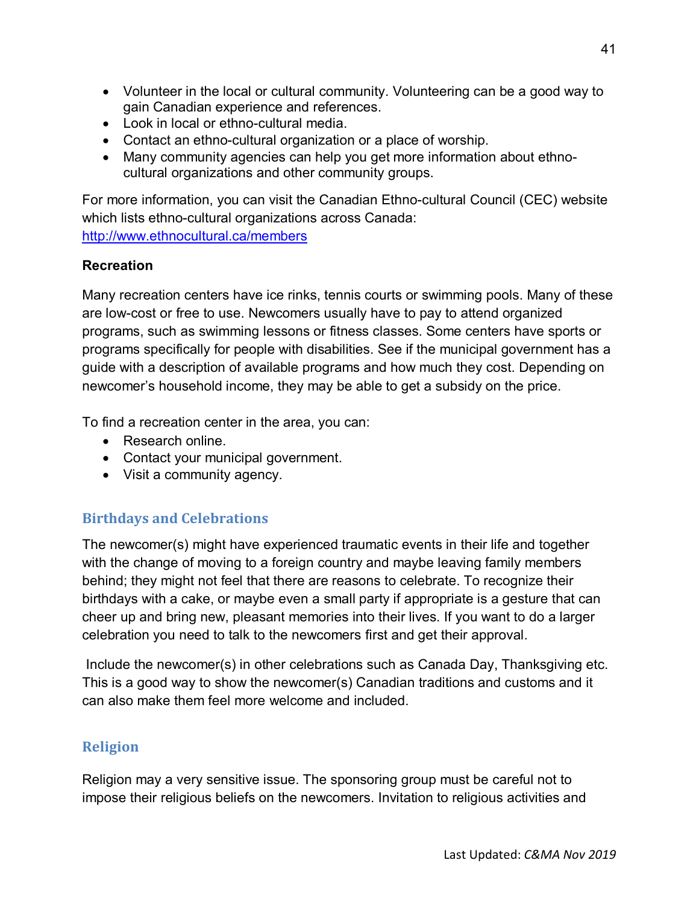- Volunteer in the local or cultural community. Volunteering can be a good way to gain Canadian experience and references.
- Look in local or ethno-cultural media.
- Contact an ethno-cultural organization or a place of worship.
- Many community agencies can help you get more information about ethno-cultural organizations and other community groups.

For more information, you can visit the Canadian Ethno-cultural Council (CEC) website which lists ethno-cultural organizations across Canada: [http://www.ethnocultural.ca/members](http://www.ethnocultural.ca/members)

**Recreation**

Many recreation centers have ice rinks, tennis courts or swimming pools. Many of these are low-cost or free to use. Newcomers usually have to pay to attend organized programs, such as swimming lessons or fitness classes. Some centers have sports or programs specifically for people with disabilities. See if the municipal government has a guide with a description of available programs and how much they cost. Depending on newcomer's household income, they may be able to get a subsidy on the price.

To find a recreation center in the area, you can:

- Research online.
- Contact your municipal government.
- Visit a community agency.

## Birthdays and Celebrations

The newcomer(s) might have experienced traumatic events in their life and together with the change of moving to a foreign country and maybe leaving family members behind; they might not feel that there are reasons to celebrate. To recognize their birthdays with a cake, or maybe even a small party if appropriate is a gesture that can cheer up and bring new, pleasant memories into their lives. If you want to do a larger celebration you need to talk to the newcomers first and get their approval.

Include the newcomer(s) in other celebrations such as Canada Day, Thanksgiving etc. This is a good way to show the newcomer(s) Canadian traditions and customs and it can also make them feel more welcome and included.

## Religion

Religion may a very sensitive issue. The sponsoring group must be careful not to impose their religious beliefs on the newcomers. Invitation to religious activities and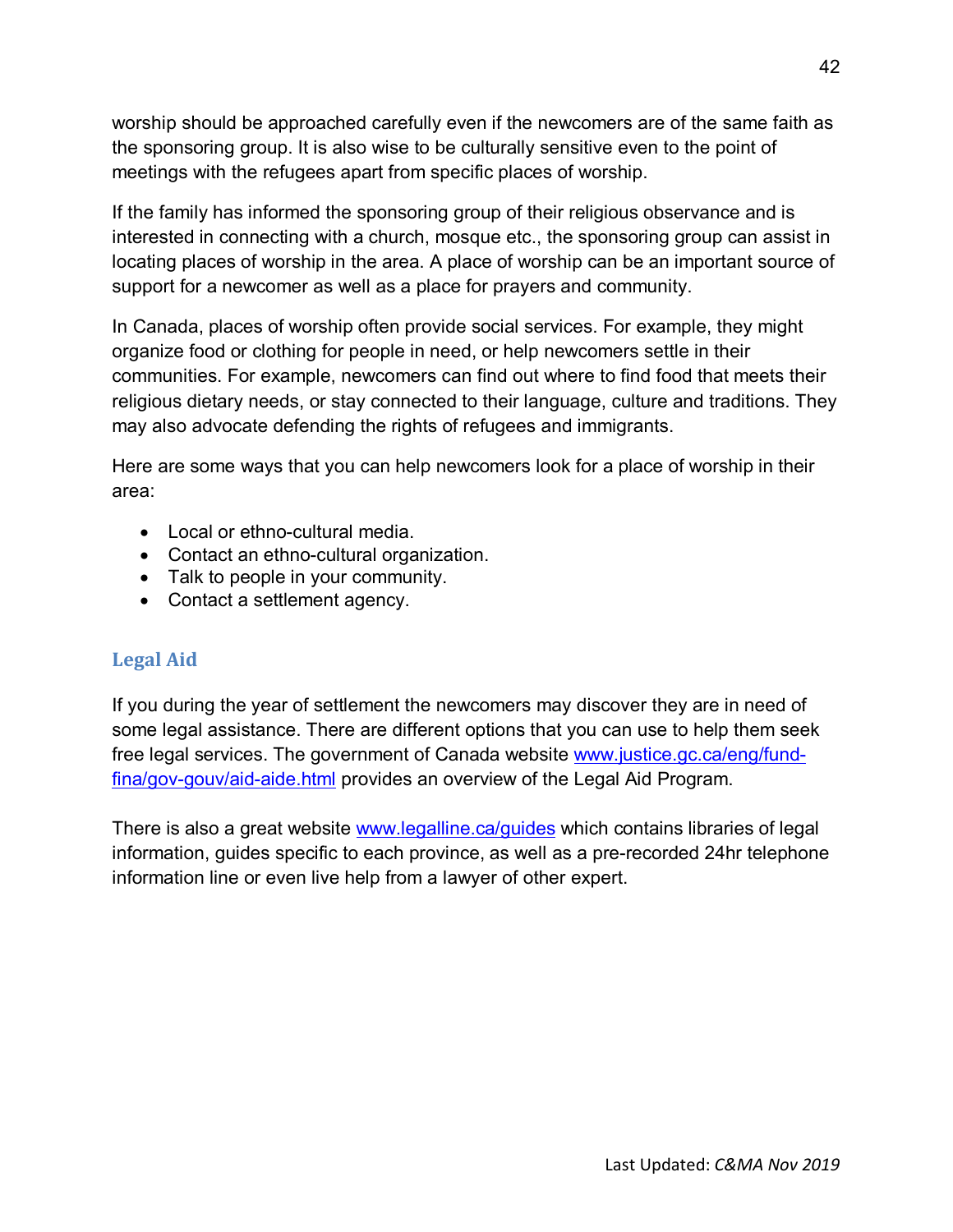worship should be approached carefully even if the newcomers are of the same faith as the sponsoring group. It is also wise to be culturally sensitive even to the point of meetings with the refugees apart from specific places of worship.

If the family has informed the sponsoring group of their religious observance and is interested in connecting with a church, mosque etc., the sponsoring group can assist in locating places of worship in the area. A place of worship can be an important source of support for a newcomer as well as a place for prayers and community.

In Canada, places of worship often provide social services. For example, they might organize food or clothing for people in need, or help newcomers settle in their communities. For example, newcomers can find out where to find food that meets their religious dietary needs, or stay connected to their language, culture and traditions. They may also advocate defending the rights of refugees and immigrants.

Here are some ways that you can help newcomers look for a place of worship in their area:

- Local or ethno-cultural media.
- Contact an ethno-cultural organization.
- Talk to people in your community.
- Contact a settlement agency.

## Legal Aid

If you during the year of settlement the newcomers may discover they are in need of some legal assistance. There are different options that you can use to help them seek free legal services. The government of Canada website [www.justice.gc.ca/eng/fund-fina/gov-gouv/aid-aide.html](www.justice.gc.ca/eng/fund-fina/gov-gouv/aid-aide.html) provides an overview of the Legal Aid Program.

There is also a great website [www.legalline.ca/guides](www.legalline.ca/guides) which contains libraries of legal information, guides specific to each province, as well as a pre-recorded 24hr telephone information line or even live help from a lawyer of other expert.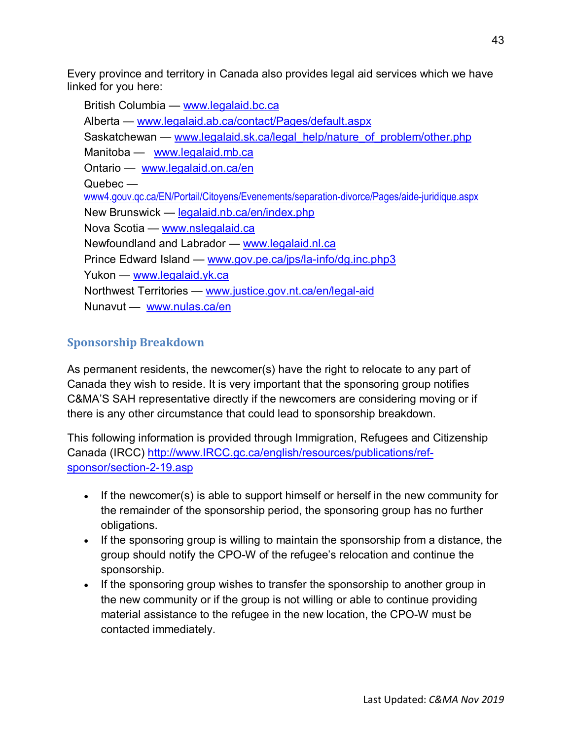Every province and territory in Canada also provides legal aid services which we have linked for you here:

- British Columbia — www.legalaid.bc.ca
- Alberta — www.legalaid.ab.ca/contact/Pages/default.aspx
- Saskatchewan — www.legalaid.sk.ca/legal_help/nature_of_problem/other.php
- Manitoba — www.legalaid.mb.ca
- Ontario — www.legalaid.on.ca/en
- Quebec — www4.gouv.qc.ca/EN/Portail/Citoyens/Evenements/separation-divorce/Pages/aide-juridique.aspx
- New Brunswick — legalaid.nb.ca/en/index.php
- Nova Scotia — www.nslegalaid.ca
- Newfoundland and Labrador — www.legalaid.nl.ca
- Prince Edward Island — www.gov.pe.ca/jps/la-info/dg.inc.php3
- Yukon — www.legalaid.yk.ca
- Northwest Territories — www.justice.gov.nt.ca/en/legal-aid
- Nunavut — www.nulas.ca/en

## Sponsorship Breakdown

As permanent residents, the newcomer(s) have the right to relocate to any part of Canada they wish to reside. It is very important that the sponsoring group notifies C&MA'S SAH representative directly if the newcomers are considering moving or if there is any other circumstance that could lead to sponsorship breakdown.

This following information is provided through Immigration, Refugees and Citizenship Canada (IRCC) http://www.IRCC.gc.ca/english/resources/publications/ref-sponsor/section-2-19.asp

- If the newcomer(s) is able to support himself or herself in the new community for the remainder of the sponsorship period, the sponsoring group has no further obligations.
- If the sponsoring group is willing to maintain the sponsorship from a distance, the group should notify the CPO-W of the refugee's relocation and continue the sponsorship.
- If the sponsoring group wishes to transfer the sponsorship to another group in the new community or if the group is not willing or able to continue providing material assistance to the refugee in the new location, the CPO-W must be contacted immediately.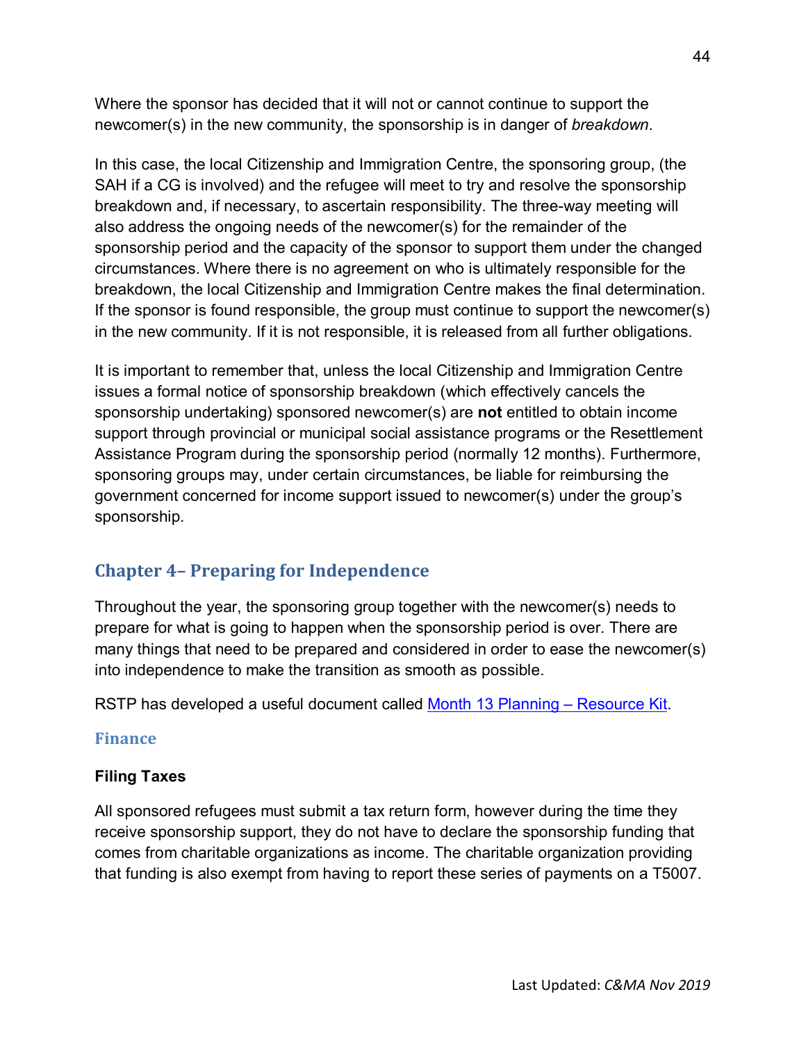Where the sponsor has decided that it will not or cannot continue to support the newcomer(s) in the new community, the sponsorship is in danger of *breakdown*.

In this case, the local Citizenship and Immigration Centre, the sponsoring group, (the SAH if a CG is involved) and the refugee will meet to try and resolve the sponsorship breakdown and, if necessary, to ascertain responsibility. The three-way meeting will also address the ongoing needs of the newcomer(s) for the remainder of the sponsorship period and the capacity of the sponsor to support them under the changed circumstances. Where there is no agreement on who is ultimately responsible for the breakdown, the local Citizenship and Immigration Centre makes the final determination. If the sponsor is found responsible, the group must continue to support the newcomer(s) in the new community. If it is not responsible, it is released from all further obligations.

It is important to remember that, unless the local Citizenship and Immigration Centre issues a formal notice of sponsorship breakdown (which effectively cancels the sponsorship undertaking) sponsored newcomer(s) are **not** entitled to obtain income support through provincial or municipal social assistance programs or the Resettlement Assistance Program during the sponsorship period (normally 12 months). Furthermore, sponsoring groups may, under certain circumstances, be liable for reimbursing the government concerned for income support issued to newcomer(s) under the group's sponsorship.

## Chapter 4– Preparing for Independence

Throughout the year, the sponsoring group together with the newcomer(s) needs to prepare for what is going to happen when the sponsorship period is over. There are many things that need to be prepared and considered in order to ease the newcomer(s) into independence to make the transition as smooth as possible.

RSTP has developed a useful document called Month 13 Planning – Resource Kit.

### Finance

#### Filing Taxes

All sponsored refugees must submit a tax return form, however during the time they receive sponsorship support, they do not have to declare the sponsorship funding that comes from charitable organizations as income. The charitable organization providing that funding is also exempt from having to report these series of payments on a T5007.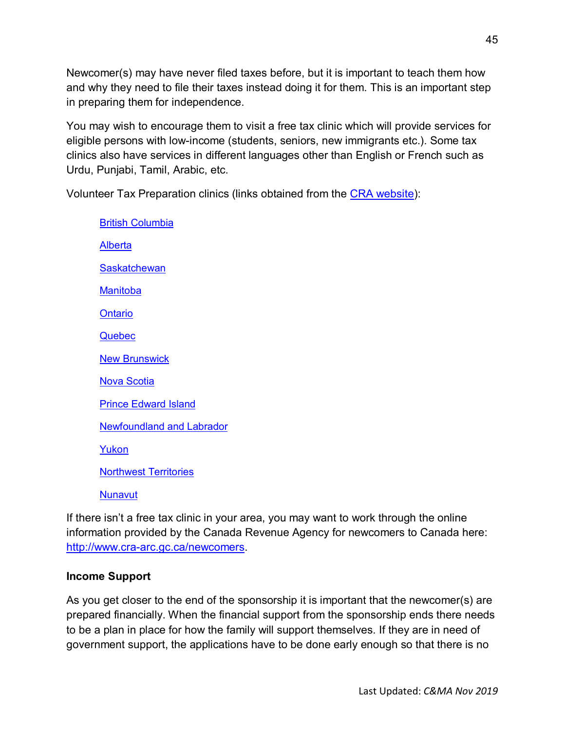Newcomer(s) may have never filed taxes before, but it is important to teach them how and why they need to file their taxes instead doing it for them. This is an important step in preparing them for independence.

You may wish to encourage them to visit a free tax clinic which will provide services for eligible persons with low-income (students, seniors, new immigrants etc.). Some tax clinics also have services in different languages other than English or French such as Urdu, Punjabi, Tamil, Arabic, etc.

Volunteer Tax Preparation clinics (links obtained from the CRA website):

- British Columbia
- Alberta
- Saskatchewan
- Manitoba
- Ontario
- Quebec
- New Brunswick
- Nova Scotia
- Prince Edward Island
- Newfoundland and Labrador
- Yukon
- Northwest Territories
- Nunavut

If there isn't a free tax clinic in your area, you may want to work through the online information provided by the Canada Revenue Agency for newcomers to Canada here: http://www.cra-arc.gc.ca/newcomers.

**Income Support**

As you get closer to the end of the sponsorship it is important that the newcomer(s) are prepared financially. When the financial support from the sponsorship ends there needs to be a plan in place for how the family will support themselves. If they are in need of government support, the applications have to be done early enough so that there is no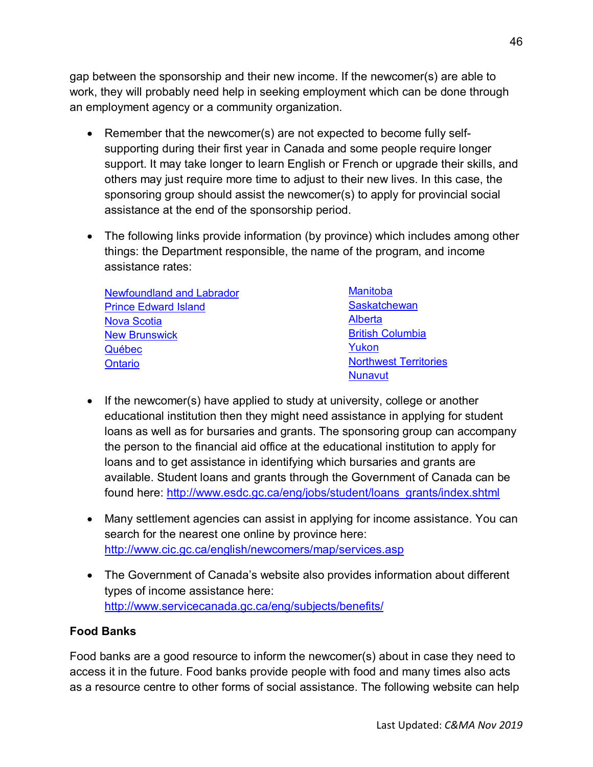gap between the sponsorship and their new income. If the newcomer(s) are able to work, they will probably need help in seeking employment which can be done through an employment agency or a community organization.

- Remember that the newcomer(s) are not expected to become fully self-supporting during their first year in Canada and some people require longer support. It may take longer to learn English or French or upgrade their skills, and others may just require more time to adjust to their new lives. In this case, the sponsoring group should assist the newcomer(s) to apply for provincial social assistance at the end of the sponsorship period.

- The following links provide information (by province) which includes among other things: the Department responsible, the name of the program, and income assistance rates:

  Newfoundland and Labrador
  Prince Edward Island
  Nova Scotia
  New Brunswick
  Québec
  Ontario
  Manitoba
  Saskatchewan
  Alberta
  British Columbia
  Yukon
  Northwest Territories
  Nunavut

- If the newcomer(s) have applied to study at university, college or another educational institution then they might need assistance in applying for student loans as well as for bursaries and grants. The sponsoring group can accompany the person to the financial aid office at the educational institution to apply for loans and to get assistance in identifying which bursaries and grants are available. Student loans and grants through the Government of Canada can be found here: http://www.esdc.gc.ca/eng/jobs/student/loans_grants/index.shtml

- Many settlement agencies can assist in applying for income assistance. You can search for the nearest one online by province here: http://www.cic.gc.ca/english/newcomers/map/services.asp

- The Government of Canada's website also provides information about different types of income assistance here: http://www.servicecanada.gc.ca/eng/subjects/benefits/

**Food Banks**

Food banks are a good resource to inform the newcomer(s) about in case they need to access it in the future. Food banks provide people with food and many times also acts as a resource centre to other forms of social assistance. The following website can help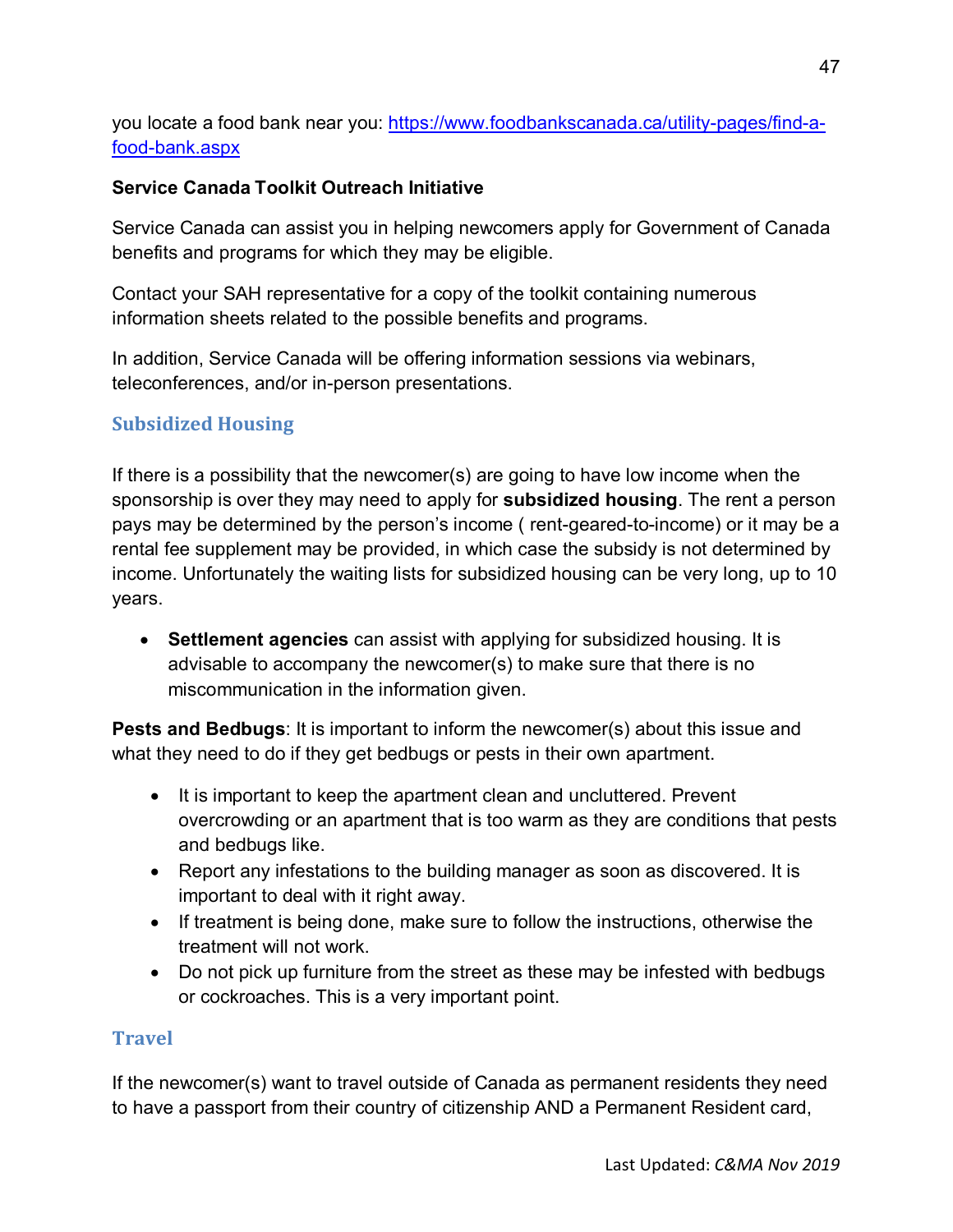you locate a food bank near you: [https://www.foodbankscanada.ca/utility-pages/find-a-food-bank.aspx](https://www.foodbankscanada.ca/utility-pages/find-a-food-bank.aspx)

**Service Canada Toolkit Outreach Initiative**

Service Canada can assist you in helping newcomers apply for Government of Canada benefits and programs for which they may be eligible.

Contact your SAH representative for a copy of the toolkit containing numerous information sheets related to the possible benefits and programs.

In addition, Service Canada will be offering information sessions via webinars, teleconferences, and/or in-person presentations.

## Subsidized Housing

If there is a possibility that the newcomer(s) are going to have low income when the sponsorship is over they may need to apply for **subsidized housing**. The rent a person pays may be determined by the person's income ( rent-geared-to-income) or it may be a rental fee supplement may be provided, in which case the subsidy is not determined by income. Unfortunately the waiting lists for subsidized housing can be very long, up to 10 years.

- **Settlement agencies** can assist with applying for subsidized housing. It is advisable to accompany the newcomer(s) to make sure that there is no miscommunication in the information given.

**Pests and Bedbugs**: It is important to inform the newcomer(s) about this issue and what they need to do if they get bedbugs or pests in their own apartment.

- It is important to keep the apartment clean and uncluttered. Prevent overcrowding or an apartment that is too warm as they are conditions that pests and bedbugs like.
- Report any infestations to the building manager as soon as discovered. It is important to deal with it right away.
- If treatment is being done, make sure to follow the instructions, otherwise the treatment will not work.
- Do not pick up furniture from the street as these may be infested with bedbugs or cockroaches. This is a very important point.

## Travel

If the newcomer(s) want to travel outside of Canada as permanent residents they need to have a passport from their country of citizenship AND a Permanent Resident card,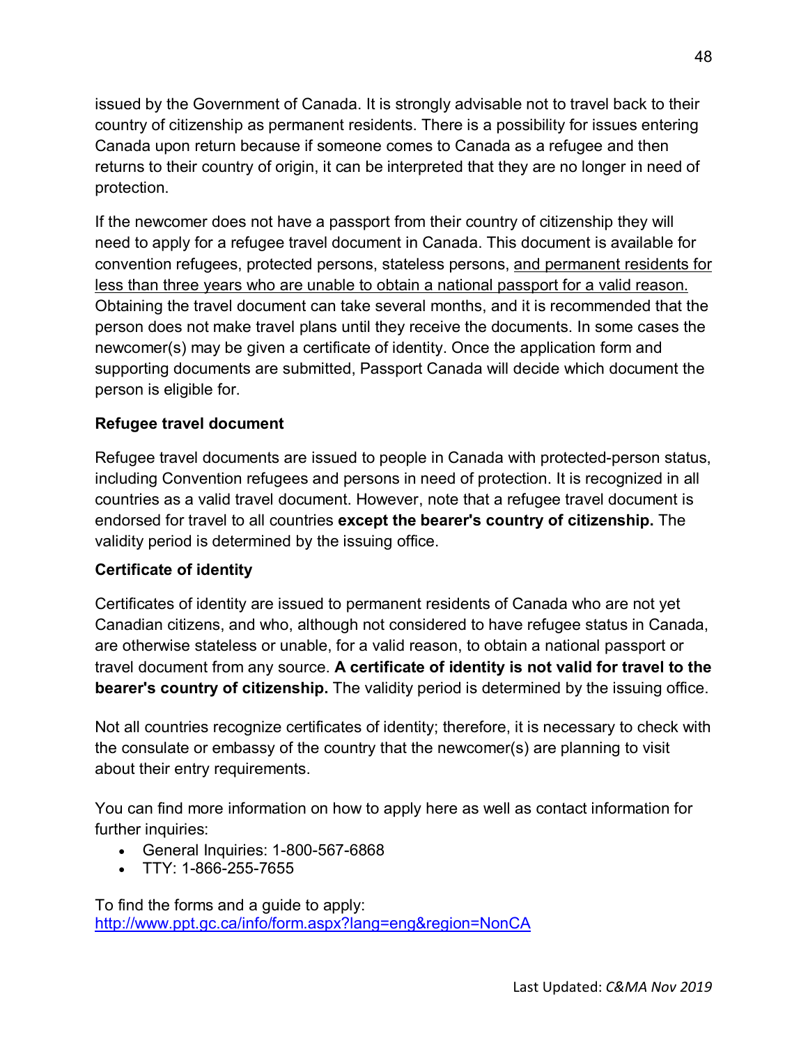issued by the Government of Canada. It is strongly advisable not to travel back to their country of citizenship as permanent residents. There is a possibility for issues entering Canada upon return because if someone comes to Canada as a refugee and then returns to their country of origin, it can be interpreted that they are no longer in need of protection.

If the newcomer does not have a passport from their country of citizenship they will need to apply for a refugee travel document in Canada. This document is available for convention refugees, protected persons, stateless persons, <u>and permanent residents for less than three years who are unable to obtain a national passport for a valid reason.</u> Obtaining the travel document can take several months, and it is recommended that the person does not make travel plans until they receive the documents. In some cases the newcomer(s) may be given a certificate of identity. Once the application form and supporting documents are submitted, Passport Canada will decide which document the person is eligible for.

**Refugee travel document**

Refugee travel documents are issued to people in Canada with protected-person status, including Convention refugees and persons in need of protection. It is recognized in all countries as a valid travel document. However, note that a refugee travel document is endorsed for travel to all countries **except the bearer's country of citizenship.** The validity period is determined by the issuing office.

**Certificate of identity**

Certificates of identity are issued to permanent residents of Canada who are not yet Canadian citizens, and who, although not considered to have refugee status in Canada, are otherwise stateless or unable, for a valid reason, to obtain a national passport or travel document from any source. **A certificate of identity is not valid for travel to the bearer's country of citizenship.** The validity period is determined by the issuing office.

Not all countries recognize certificates of identity; therefore, it is necessary to check with the consulate or embassy of the country that the newcomer(s) are planning to visit about their entry requirements.

You can find more information on how to apply here as well as contact information for further inquiries:

- General Inquiries: 1-800-567-6868
- TTY: 1-866-255-7655

To find the forms and a guide to apply:
[http://www.ppt.gc.ca/info/form.aspx?lang=eng&region=NonCA](http://www.ppt.gc.ca/info/form.aspx?lang=eng&region=NonCA)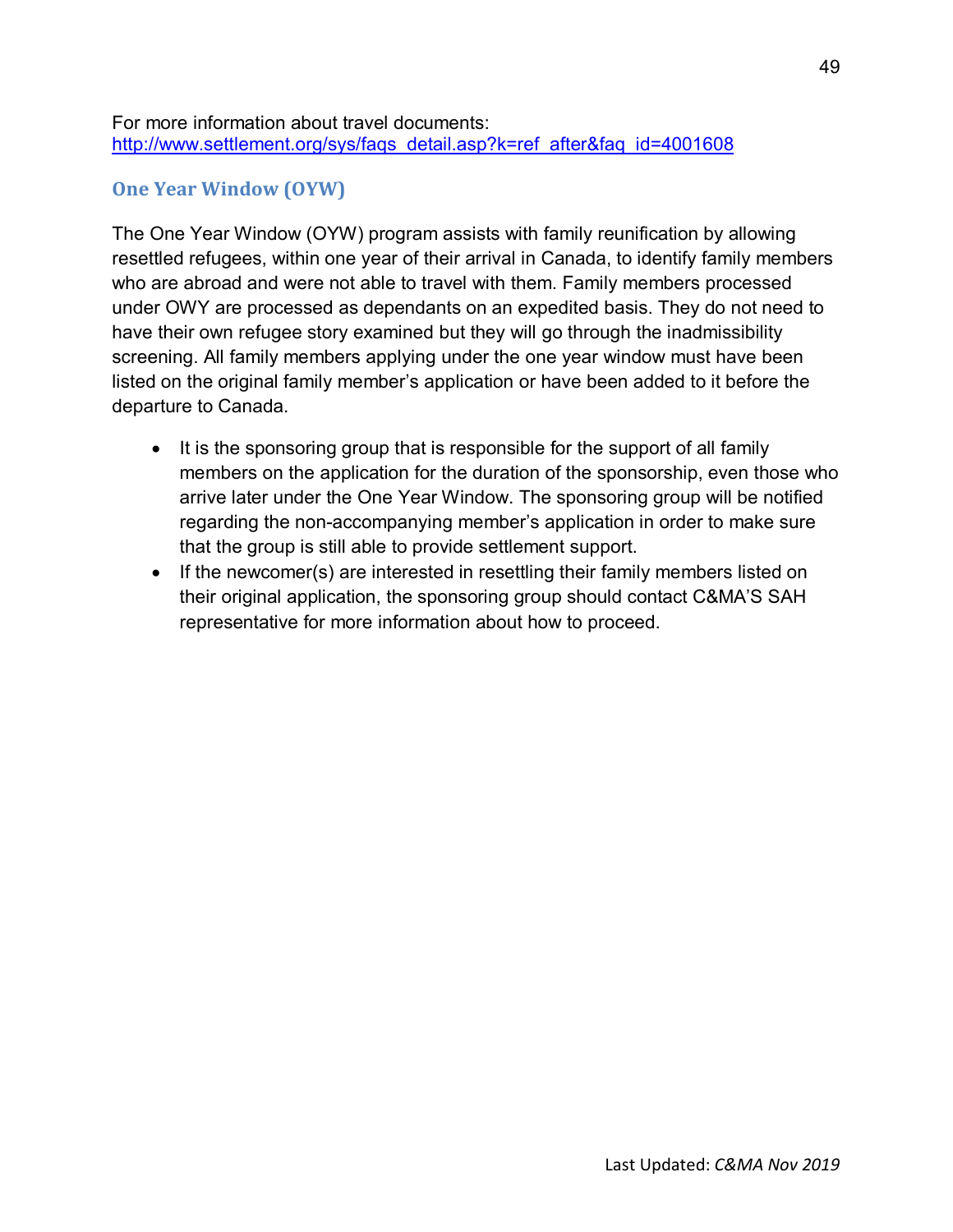For more information about travel documents:
http://www.settlement.org/sys/faqs_detail.asp?k=ref_after&faq_id=4001608

## One Year Window (OYW)

The One Year Window (OYW) program assists with family reunification by allowing resettled refugees, within one year of their arrival in Canada, to identify family members who are abroad and were not able to travel with them. Family members processed under OWY are processed as dependants on an expedited basis. They do not need to have their own refugee story examined but they will go through the inadmissibility screening. All family members applying under the one year window must have been listed on the original family member's application or have been added to it before the departure to Canada.

- It is the sponsoring group that is responsible for the support of all family members on the application for the duration of the sponsorship, even those who arrive later under the One Year Window. The sponsoring group will be notified regarding the non-accompanying member's application in order to make sure that the group is still able to provide settlement support.
- If the newcomer(s) are interested in resettling their family members listed on their original application, the sponsoring group should contact C&MA'S SAH representative for more information about how to proceed.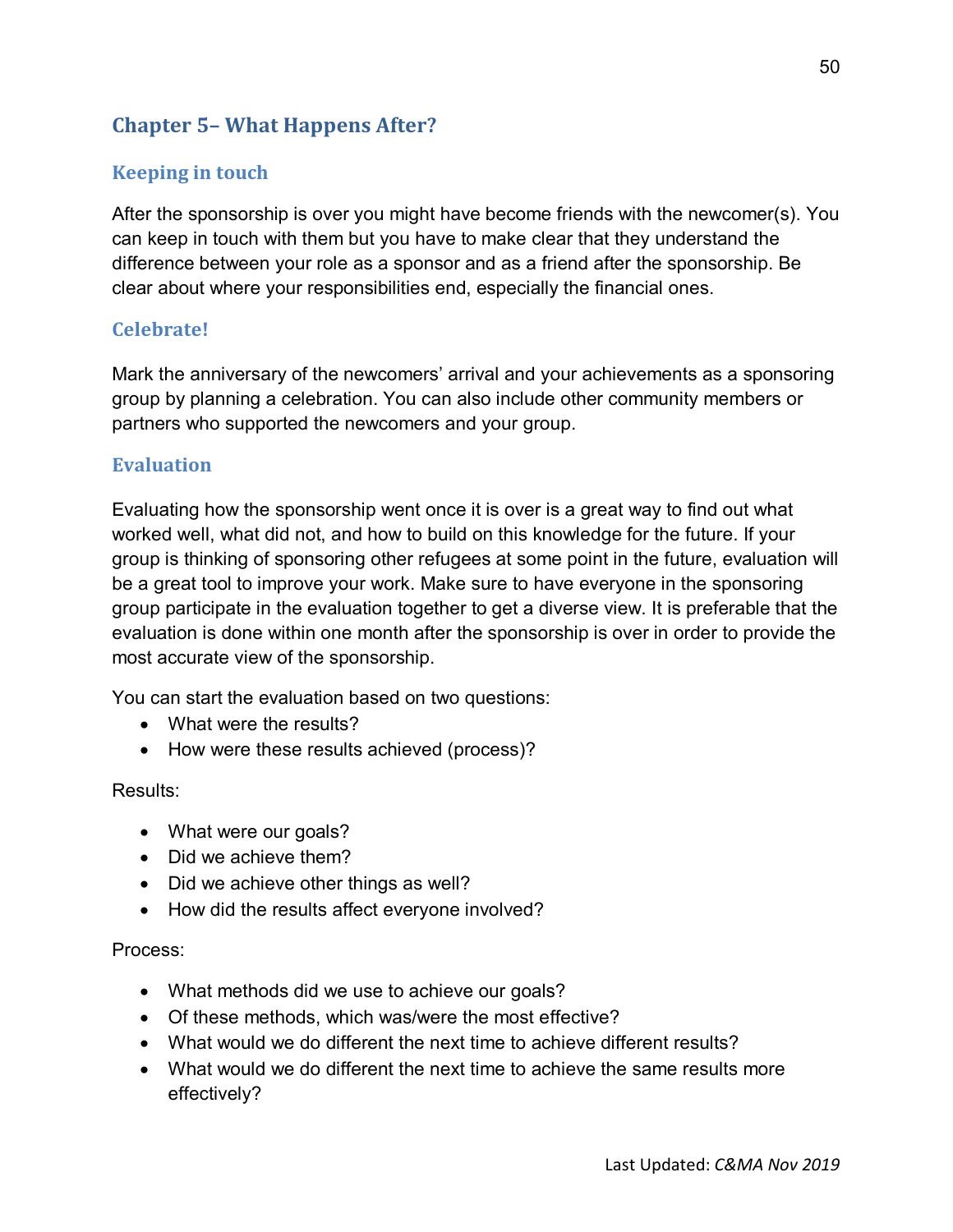## Chapter 5– What Happens After?

### Keeping in touch

After the sponsorship is over you might have become friends with the newcomer(s). You can keep in touch with them but you have to make clear that they understand the difference between your role as a sponsor and as a friend after the sponsorship. Be clear about where your responsibilities end, especially the financial ones.

### Celebrate!

Mark the anniversary of the newcomers' arrival and your achievements as a sponsoring group by planning a celebration. You can also include other community members or partners who supported the newcomers and your group.

### Evaluation

Evaluating how the sponsorship went once it is over is a great way to find out what worked well, what did not, and how to build on this knowledge for the future. If your group is thinking of sponsoring other refugees at some point in the future, evaluation will be a great tool to improve your work. Make sure to have everyone in the sponsoring group participate in the evaluation together to get a diverse view. It is preferable that the evaluation is done within one month after the sponsorship is over in order to provide the most accurate view of the sponsorship.

You can start the evaluation based on two questions:

- What were the results?
- How were these results achieved (process)?

Results:

- What were our goals?
- Did we achieve them?
- Did we achieve other things as well?
- How did the results affect everyone involved?

Process:

- What methods did we use to achieve our goals?
- Of these methods, which was/were the most effective?
- What would we do different the next time to achieve different results?
- What would we do different the next time to achieve the same results more effectively?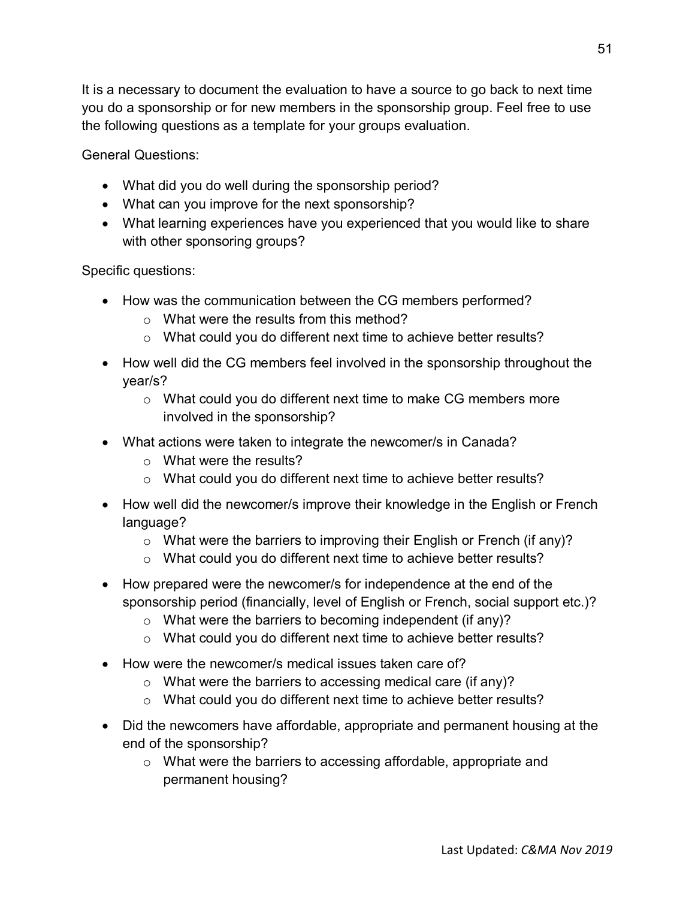It is a necessary to document the evaluation to have a source to go back to next time you do a sponsorship or for new members in the sponsorship group. Feel free to use the following questions as a template for your groups evaluation.

General Questions:

- What did you do well during the sponsorship period?
- What can you improve for the next sponsorship?
- What learning experiences have you experienced that you would like to share with other sponsoring groups?

Specific questions:

- How was the communication between the CG members performed?
  - What were the results from this method?
  - What could you do different next time to achieve better results?
- How well did the CG members feel involved in the sponsorship throughout the year/s?
  - What could you do different next time to make CG members more involved in the sponsorship?
- What actions were taken to integrate the newcomer/s in Canada?
  - What were the results?
  - What could you do different next time to achieve better results?
- How well did the newcomer/s improve their knowledge in the English or French language?
  - What were the barriers to improving their English or French (if any)?
  - What could you do different next time to achieve better results?
- How prepared were the newcomer/s for independence at the end of the sponsorship period (financially, level of English or French, social support etc.)?
  - What were the barriers to becoming independent (if any)?
  - What could you do different next time to achieve better results?
- How were the newcomer/s medical issues taken care of?
  - What were the barriers to accessing medical care (if any)?
  - What could you do different next time to achieve better results?
- Did the newcomers have affordable, appropriate and permanent housing at the end of the sponsorship?
  - What were the barriers to accessing affordable, appropriate and permanent housing?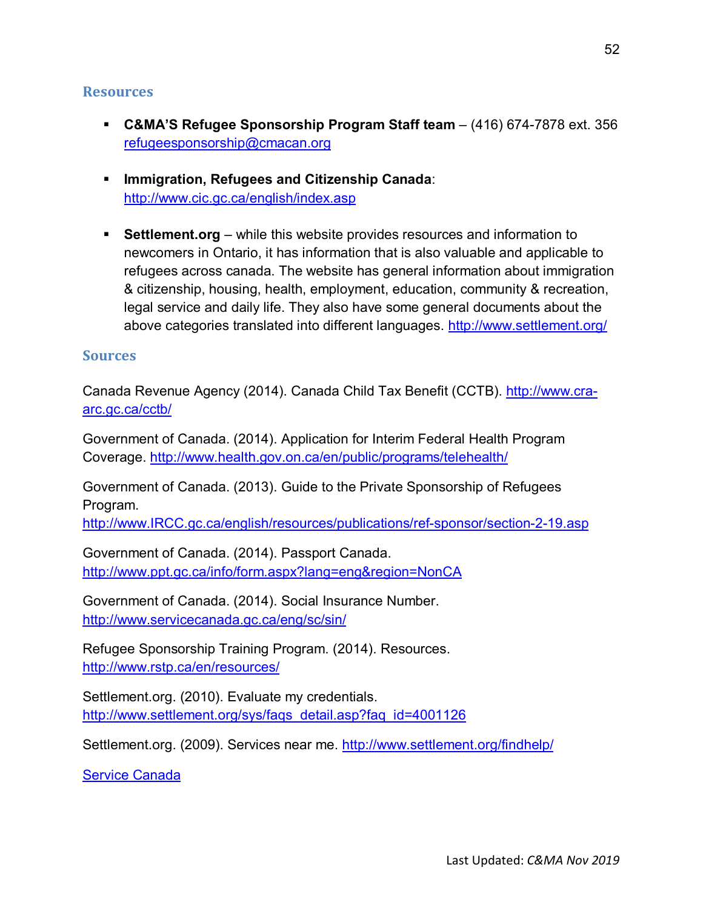## Resources

- **C&MA'S Refugee Sponsorship Program Staff team** – (416) 674-7878 ext. 356 refugeesponsorship@cmacan.org

- **Immigration, Refugees and Citizenship Canada**: http://www.cic.gc.ca/english/index.asp

- **Settlement.org** – while this website provides resources and information to newcomers in Ontario, it has information that is also valuable and applicable to refugees across canada. The website has general information about immigration & citizenship, housing, health, employment, education, community & recreation, legal service and daily life. They also have some general documents about the above categories translated into different languages. http://www.settlement.org/

## Sources

Canada Revenue Agency (2014). Canada Child Tax Benefit (CCTB). http://www.cra-arc.gc.ca/cctb/

Government of Canada. (2014). Application for Interim Federal Health Program Coverage. http://www.health.gov.on.ca/en/public/programs/telehealth/

Government of Canada. (2013). Guide to the Private Sponsorship of Refugees Program. http://www.IRCC.gc.ca/english/resources/publications/ref-sponsor/section-2-19.asp

Government of Canada. (2014). Passport Canada. http://www.ppt.gc.ca/info/form.aspx?lang=eng&region=NonCA

Government of Canada. (2014). Social Insurance Number. http://www.servicecanada.gc.ca/eng/sc/sin/

Refugee Sponsorship Training Program. (2014). Resources. http://www.rstp.ca/en/resources/

Settlement.org. (2010). Evaluate my credentials. http://www.settlement.org/sys/faqs_detail.asp?faq_id=4001126

Settlement.org. (2009). Services near me. http://www.settlement.org/findhelp/

Service Canada

Last Updated: *C&MA Nov 2019*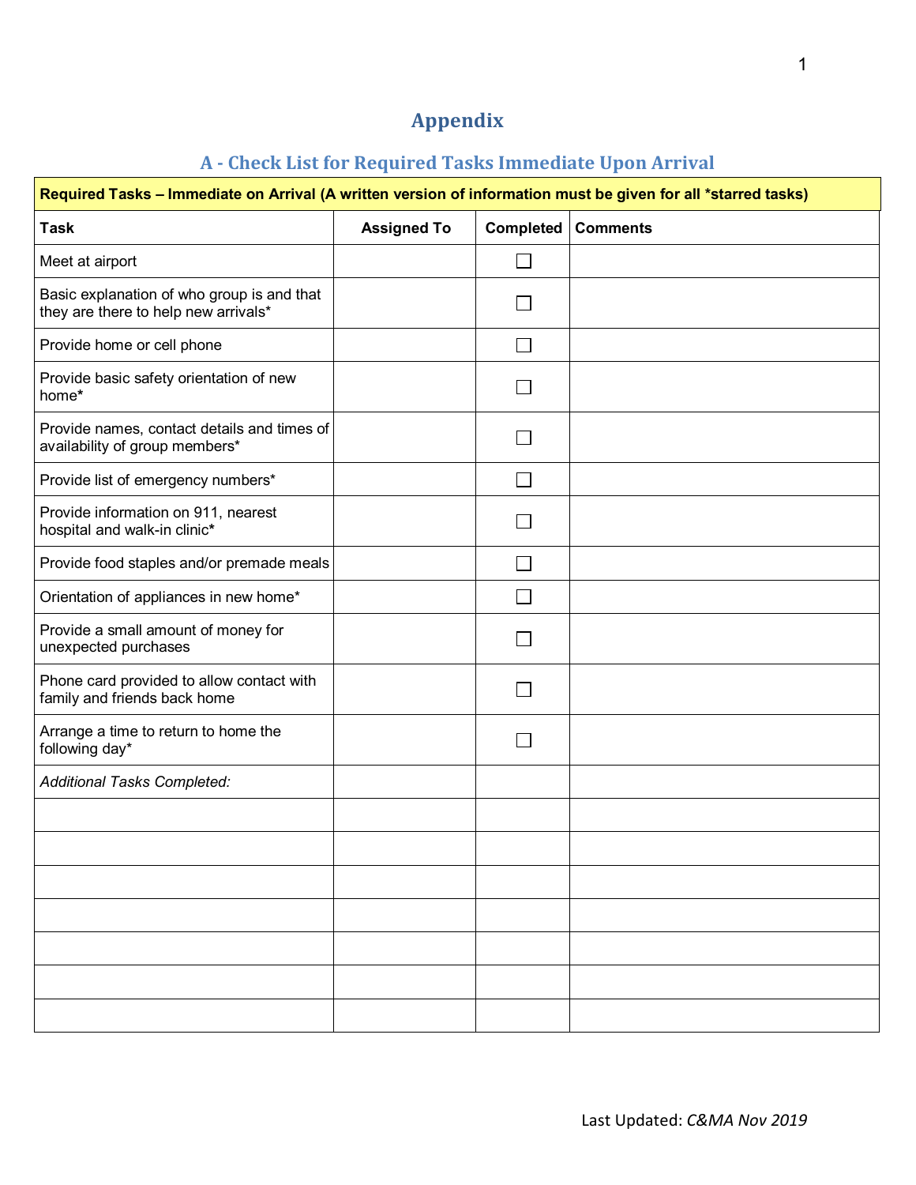# Appendix

## A - Check List for Required Tasks Immediate Upon Arrival

| **Required Tasks – Immediate on Arrival (A written version of information must be given for all *starred tasks)** | | | |
|---|---|---|---|
| **Task** | **Assigned To** | **Completed** | **Comments** |
| Meet at airport | | ☐ | |
| Basic explanation of who group is and that they are there to help new arrivals* | | ☐ | |
| Provide home or cell phone | | ☐ | |
| Provide basic safety orientation of new home* | | ☐ | |
| Provide names, contact details and times of availability of group members* | | ☐ | |
| Provide list of emergency numbers* | | ☐ | |
| Provide information on 911, nearest hospital and walk-in clinic* | | ☐ | |
| Provide food staples and/or premade meals | | ☐ | |
| Orientation of appliances in new home* | | ☐ | |
| Provide a small amount of money for unexpected purchases | | ☐ | |
| Phone card provided to allow contact with family and friends back home | | ☐ | |
| Arrange a time to return to home the following day* | | ☐ | |
| *Additional Tasks Completed:* | | | |
| | | | |
| | | | |
| | | | |
| | | | |
| | | | |
| | | | |
| | | | |

Last Updated: *C&MA Nov 2019*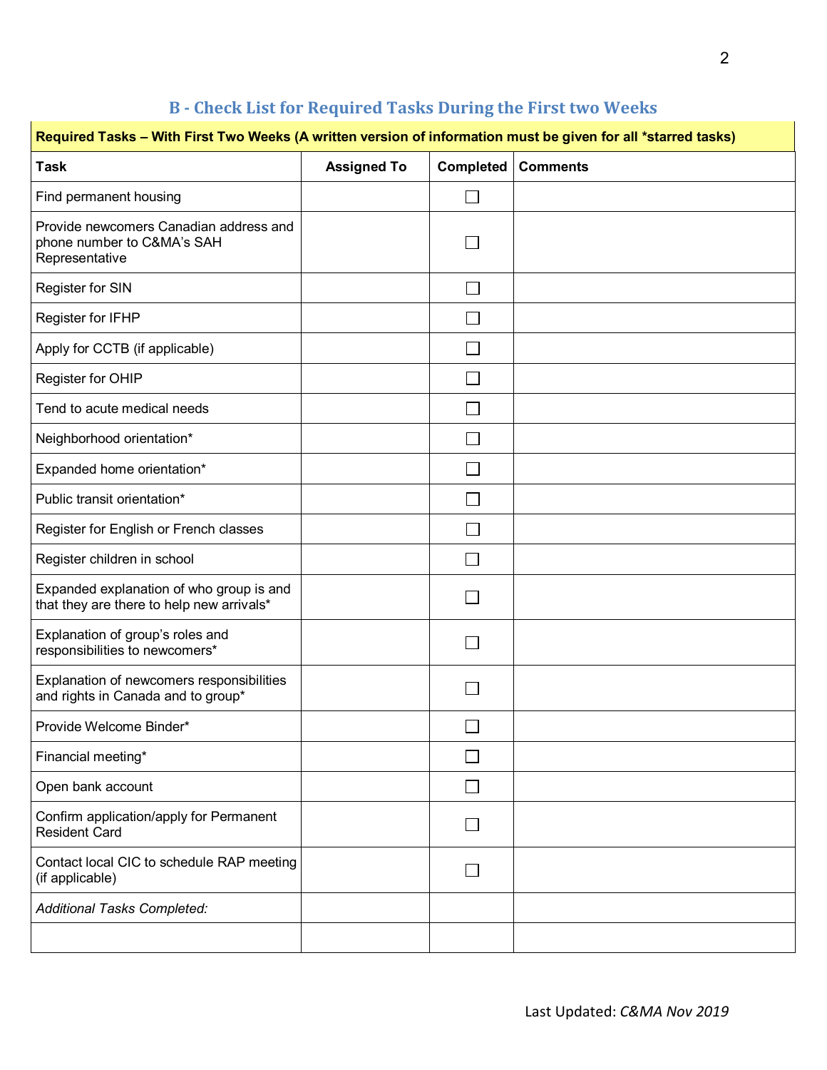## B - Check List for Required Tasks During the First two Weeks

| Required Tasks – With First Two Weeks (A written version of information must be given for all *starred tasks) | | | |
|---|---|---|---|
| **Task** | **Assigned To** | **Completed** | **Comments** |
| Find permanent housing | | ☐ | |
| Provide newcomers Canadian address and phone number to C&MA's SAH Representative | | ☐ | |
| Register for SIN | | ☐ | |
| Register for IFHP | | ☐ | |
| Apply for CCTB (if applicable) | | ☐ | |
| Register for OHIP | | ☐ | |
| Tend to acute medical needs | | ☐ | |
| Neighborhood orientation* | | ☐ | |
| Expanded home orientation* | | ☐ | |
| Public transit orientation* | | ☐ | |
| Register for English or French classes | | ☐ | |
| Register children in school | | ☐ | |
| Expanded explanation of who group is and that they are there to help new arrivals* | | ☐ | |
| Explanation of group's roles and responsibilities to newcomers* | | ☐ | |
| Explanation of newcomers responsibilities and rights in Canada and to group* | | ☐ | |
| Provide Welcome Binder* | | ☐ | |
| Financial meeting* | | ☐ | |
| Open bank account | | ☐ | |
| Confirm application/apply for Permanent Resident Card | | ☐ | |
| Contact local CIC to schedule RAP meeting (if applicable) | | ☐ | |
| *Additional Tasks Completed:* | | | |
| | | | |

Last Updated: *C&MA Nov 2019*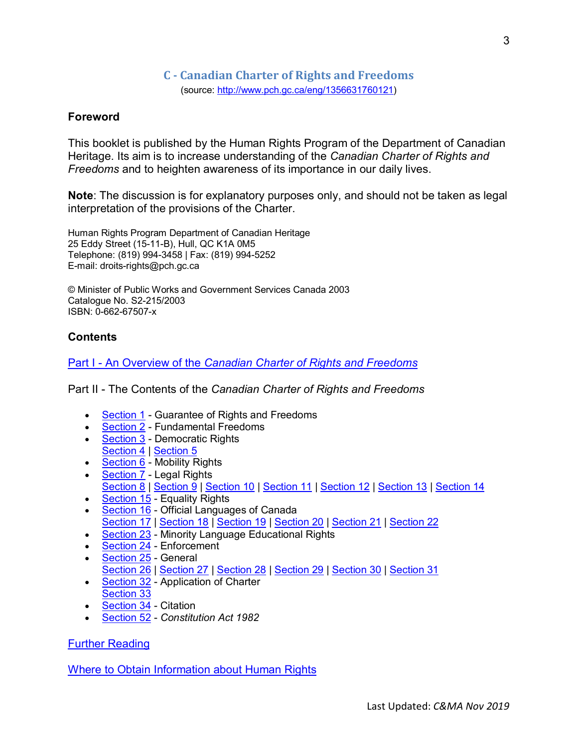## C - Canadian Charter of Rights and Freedoms

(source: http://www.pch.gc.ca/eng/1356631760121)

### Foreword

This booklet is published by the Human Rights Program of the Department of Canadian Heritage. Its aim is to increase understanding of the *Canadian Charter of Rights and Freedoms* and to heighten awareness of its importance in our daily lives.

**Note**: The discussion is for explanatory purposes only, and should not be taken as legal interpretation of the provisions of the Charter.

Human Rights Program Department of Canadian Heritage
25 Eddy Street (15-11-B), Hull, QC K1A 0M5
Telephone: (819) 994-3458 | Fax: (819) 994-5252
E-mail: droits-rights@pch.gc.ca

© Minister of Public Works and Government Services Canada 2003
Catalogue No. S2-215/2003
ISBN: 0-662-67507-x

### Contents

Part I - An Overview of the *Canadian Charter of Rights and Freedoms*

Part II - The Contents of the *Canadian Charter of Rights and Freedoms*

- Section 1 - Guarantee of Rights and Freedoms
- Section 2 - Fundamental Freedoms
- Section 3 - Democratic Rights
  Section 4 | Section 5
- Section 6 - Mobility Rights
- Section 7 - Legal Rights
  Section 8 | Section 9 | Section 10 | Section 11 | Section 12 | Section 13 | Section 14
- Section 15 - Equality Rights
- Section 16 - Official Languages of Canada
  Section 17 | Section 18 | Section 19 | Section 20 | Section 21 | Section 22
- Section 23 - Minority Language Educational Rights
- Section 24 - Enforcement
- Section 25 - General
  Section 26 | Section 27 | Section 28 | Section 29 | Section 30 | Section 31
- Section 32 - Application of Charter
  Section 33
- Section 34 - Citation
- Section 52 - *Constitution Act 1982*

Further Reading

Where to Obtain Information about Human Rights

Last Updated: *C&MA Nov 2019*